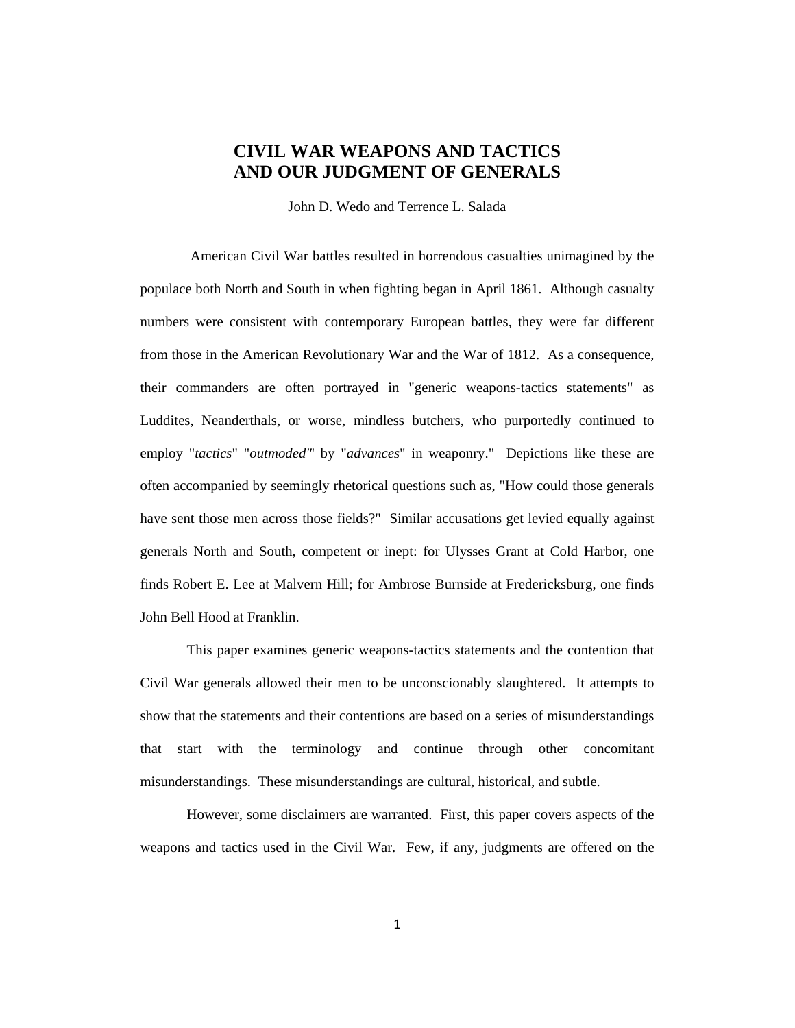# CIVIL WAR WEAPONS AND TACTICS AND OUR JUDGMENT OF GENERALS

John D. Wedo and Terrence L. Salada

American Civil War battles resulted in horrendous casualties unimagined by the populace both North and South in when fighting began in April 1861. Although casualty numbers were consistent with contemporary European battles, they were far different from those in the American Revolutionary War and the War of 1812. As a consequence, their commanders are often portrayed in "generic weapons-tactics statements" as Luddites, Neanderthals, or worse, mindless butchers, who purportedly continued to employ "*tactics*" "*outmoded*" by "*advances*" in weaponry." Depictions like these are often accompanied by seemingly rhetorical questions such as, "How could those generals have sent those men across those fields?" Similar accusations get levied equally against generals North and South, competent or inept: for Ulysses Grant at Cold Harbor, one finds Robert E. Lee at Malvern Hill; for Ambrose Burnside at Fredericksburg, one finds John Bell Hood at Franklin.

This paper examines generic weapons-tactics statements and the contention that Civil War generals allowed their men to be unconscionably slaughtered. It attempts to show that the statements and their contentions are based on a series of misunderstandings that start with the terminology and continue through other concomitant misunderstandings. These misunderstandings are cultural, historical, and subtle.

However, some disclaimers are warranted. First, this paper covers aspects of the weapons and tactics used in the Civil War. Few, if any, judgments are offered on the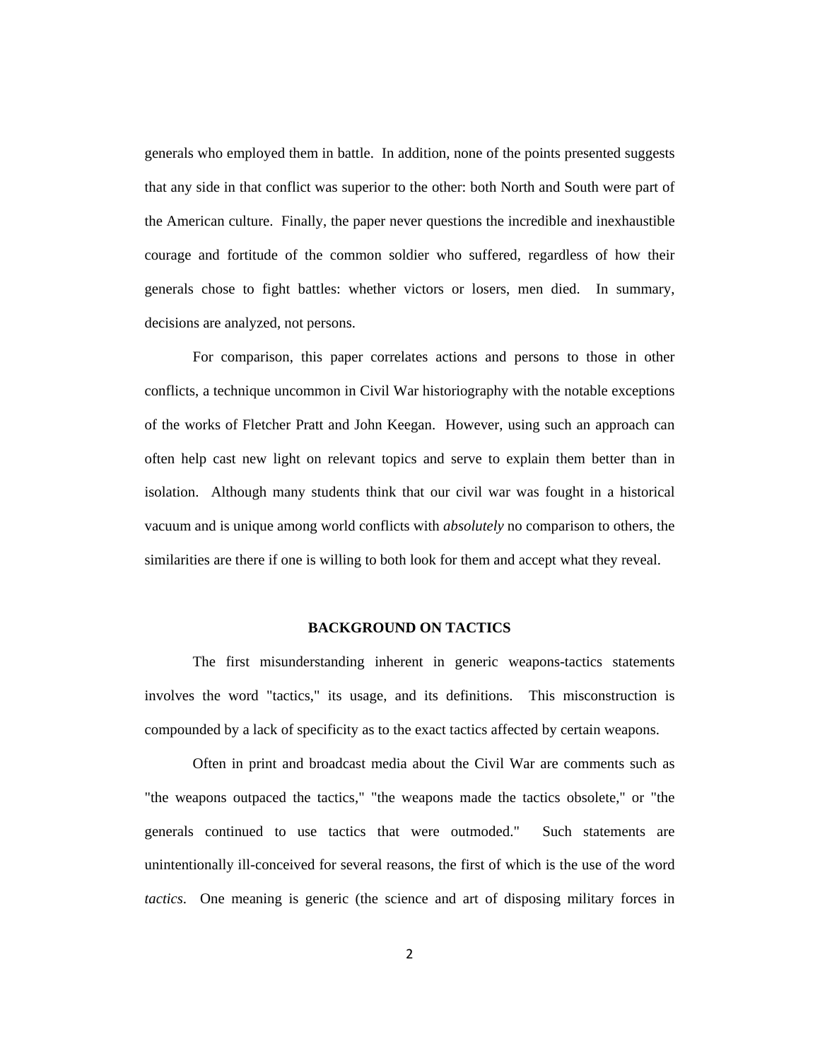generals who employed them in battle. In addition, none of the points presented suggests that any side in that conflict was superior to the other: both North and South were part of the American culture. Finally, the paper never questions the incredible and inexhaustible courage and fortitude of the common soldier who suffered, regardless of how their generals chose to fight battles: whether victors or losers, men died. In summary, decisions are analyzed, not persons.

For comparison, this paper correlates actions and persons to those in other conflicts, a technique uncommon in Civil War historiography with the notable exceptions of the works of Fletcher Pratt and John Keegan. However, using such an approach can often help cast new light on relevant topics and serve to explain them better than in isolation. Although many students think that our civil war was fought in a historical vacuum and is unique among world conflicts with *absolutely* no comparison to others, the similarities are there if one is willing to both look for them and accept what they reveal.

## BACKGROUND ON TACTICS

The first misunderstanding inherent in generic weapons-tactics statements involves the word "tactics," its usage, and its definitions. This misconstruction is compounded by a lack of specificity as to the exact tactics affected by certain weapons.

Often in print and broadcast media about the Civil War are comments such as "the weapons outpaced the tactics," "the weapons made the tactics obsolete," or "the generals continued to use tactics that were outmoded." Such statements are unintentionally ill-conceived for several reasons, the first of which is the use of the word *tactics*. One meaning is generic (the science and art of disposing military forces in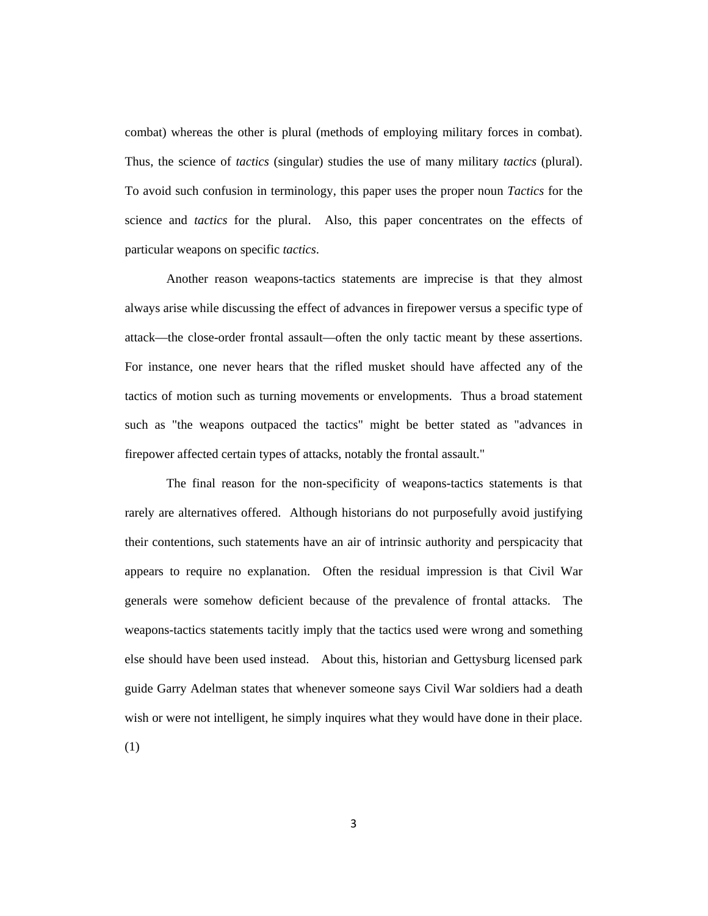combat) whereas the other is plural (methods of employing military forces in combat). Thus, the science of *tactics* (singular) studies the use of many military *tactics* (plural). To avoid such confusion in terminology, this paper uses the proper noun *Tactics* for the science and *tactics* for the plural. Also, this paper concentrates on the effects of particular weapons on specific *tactics*.

Another reason weapons-tactics statements are imprecise is that they almost always arise while discussing the effect of advances in firepower versus a specific type of attack—the close-order frontal assault—often the only tactic meant by these assertions. For instance, one never hears that the rifled musket should have affected any of the tactics of motion such as turning movements or envelopments. Thus a broad statement such as "the weapons outpaced the tactics" might be better stated as "advances in firepower affected certain types of attacks, notably the frontal assault."

The final reason for the non-specificity of weapons-tactics statements is that rarely are alternatives offered. Although historians do not purposefully avoid justifying their contentions, such statements have an air of intrinsic authority and perspicacity that appears to require no explanation. Often the residual impression is that Civil War generals were somehow deficient because of the prevalence of frontal attacks. The weapons-tactics statements tacitly imply that the tactics used were wrong and something else should have been used instead. About this, historian and Gettysburg licensed park guide Garry Adelman states that whenever someone says Civil War soldiers had a death wish or were not intelligent, he simply inquires what they would have done in their place. (1)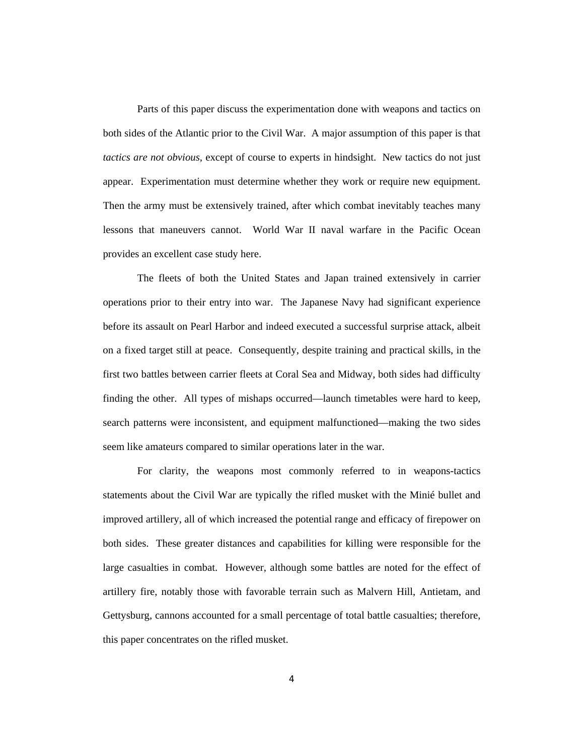Parts of this paper discuss the experimentation done with weapons and tactics on both sides of the Atlantic prior to the Civil War. A major assumption of this paper is that *tactics are not obvious*, except of course to experts in hindsight. New tactics do not just appear. Experimentation must determine whether they work or require new equipment. Then the army must be extensively trained, after which combat inevitably teaches many lessons that maneuvers cannot. World War II naval warfare in the Pacific Ocean provides an excellent case study here.

The fleets of both the United States and Japan trained extensively in carrier operations prior to their entry into war. The Japanese Navy had significant experience before its assault on Pearl Harbor and indeed executed a successful surprise attack, albeit on a fixed target still at peace. Consequently, despite training and practical skills, in the first two battles between carrier fleets at Coral Sea and Midway, both sides had difficulty finding the other. All types of mishaps occurred—launch timetables were hard to keep, search patterns were inconsistent, and equipment malfunctioned—making the two sides seem like amateurs compared to similar operations later in the war.

For clarity, the weapons most commonly referred to in weapons-tactics statements about the Civil War are typically the rifled musket with the Minié bullet and improved artillery, all of which increased the potential range and efficacy of firepower on both sides. These greater distances and capabilities for killing were responsible for the large casualties in combat. However, although some battles are noted for the effect of artillery fire, notably those with favorable terrain such as Malvern Hill, Antietam, and Gettysburg, cannons accounted for a small percentage of total battle casualties; therefore, this paper concentrates on the rifled musket.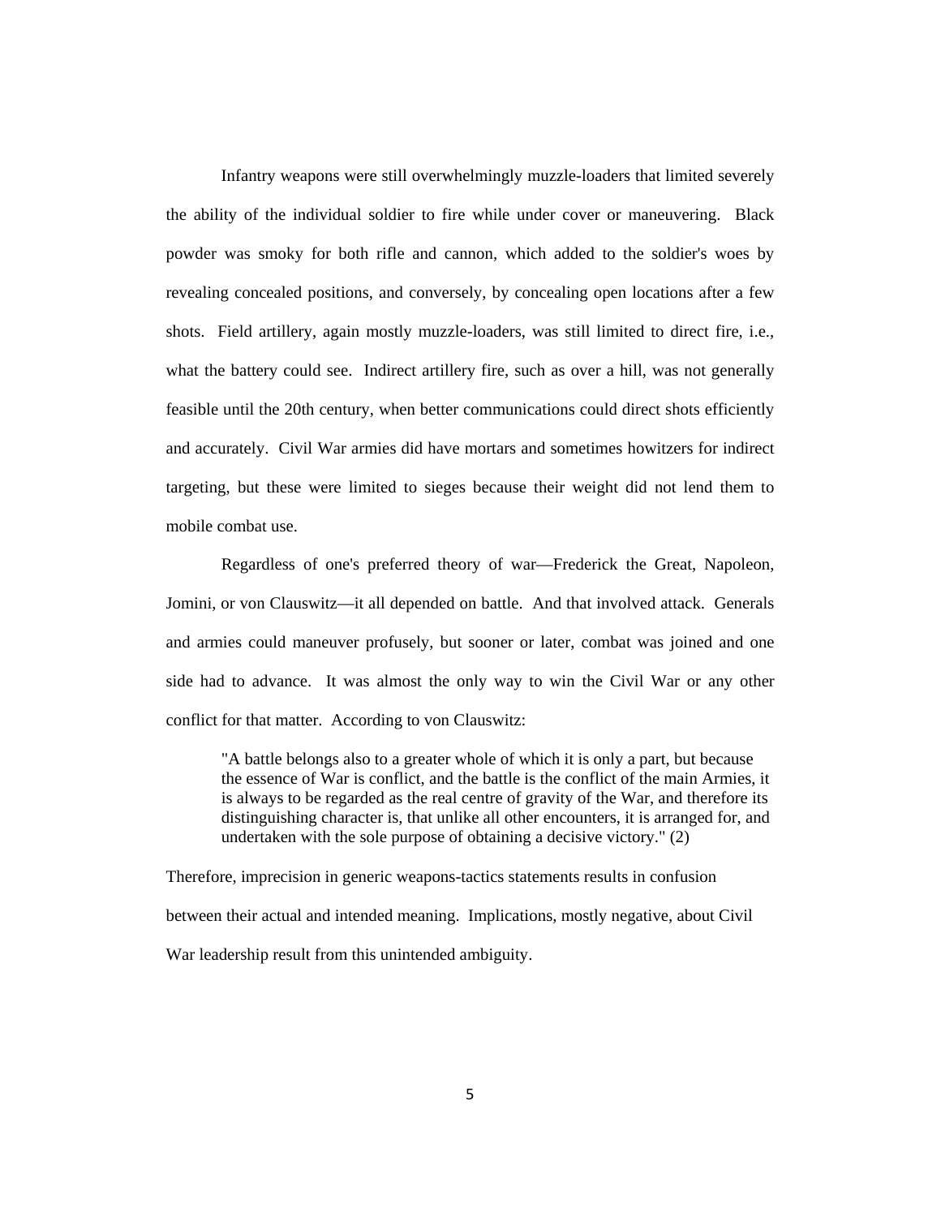Infantry weapons were still overwhelmingly muzzle-loaders that limited severely the ability of the individual soldier to fire while under cover or maneuvering. Black powder was smoky for both rifle and cannon, which added to the soldier's woes by revealing concealed positions, and conversely, by concealing open locations after a few shots. Field artillery, again mostly muzzle-loaders, was still limited to direct fire, i.e., what the battery could see. Indirect artillery fire, such as over a hill, was not generally feasible until the 20th century, when better communications could direct shots efficiently and accurately. Civil War armies did have mortars and sometimes howitzers for indirect targeting, but these were limited to sieges because their weight did not lend them to mobile combat use.

Regardless of one's preferred theory of war—Frederick the Great, Napoleon, Jomini, or von Clauswitz—it all depended on battle. And that involved attack. Generals and armies could maneuver profusely, but sooner or later, combat was joined and one side had to advance. It was almost the only way to win the Civil War or any other conflict for that matter. According to von Clauswitz:

> "A battle belongs also to a greater whole of which it is only a part, but because the essence of War is conflict, and the battle is the conflict of the main Armies, it is always to be regarded as the real centre of gravity of the War, and therefore its distinguishing character is, that unlike all other encounters, it is arranged for, and undertaken with the sole purpose of obtaining a decisive victory." (2)

Therefore, imprecision in generic weapons-tactics statements results in confusion between their actual and intended meaning. Implications, mostly negative, about Civil War leadership result from this unintended ambiguity.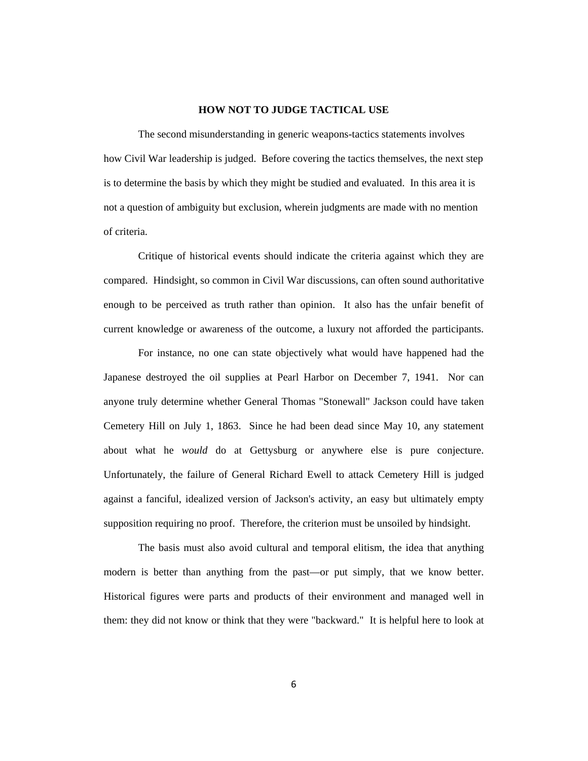## HOW NOT TO JUDGE TACTICAL USE

The second misunderstanding in generic weapons-tactics statements involves how Civil War leadership is judged. Before covering the tactics themselves, the next step is to determine the basis by which they might be studied and evaluated. In this area it is not a question of ambiguity but exclusion, wherein judgments are made with no mention of criteria.

Critique of historical events should indicate the criteria against which they are compared. Hindsight, so common in Civil War discussions, can often sound authoritative enough to be perceived as truth rather than opinion. It also has the unfair benefit of current knowledge or awareness of the outcome, a luxury not afforded the participants.

For instance, no one can state objectively what would have happened had the Japanese destroyed the oil supplies at Pearl Harbor on December 7, 1941. Nor can anyone truly determine whether General Thomas "Stonewall" Jackson could have taken Cemetery Hill on July 1, 1863. Since he had been dead since May 10, any statement about what he *would* do at Gettysburg or anywhere else is pure conjecture. Unfortunately, the failure of General Richard Ewell to attack Cemetery Hill is judged against a fanciful, idealized version of Jackson's activity, an easy but ultimately empty supposition requiring no proof. Therefore, the criterion must be unsoiled by hindsight.

The basis must also avoid cultural and temporal elitism, the idea that anything modern is better than anything from the past—or put simply, that we know better. Historical figures were parts and products of their environment and managed well in them: they did not know or think that they were "backward." It is helpful here to look at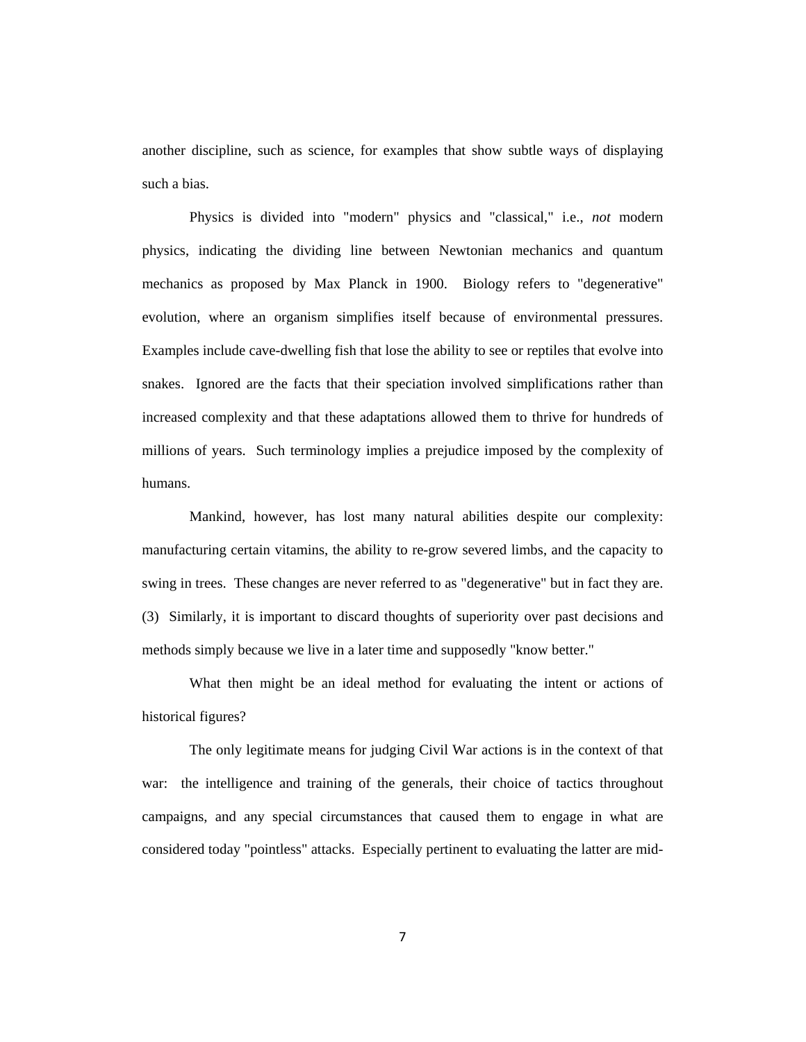another discipline, such as science, for examples that show subtle ways of displaying such a bias.

Physics is divided into "modern" physics and "classical," i.e., *not* modern physics, indicating the dividing line between Newtonian mechanics and quantum mechanics as proposed by Max Planck in 1900. Biology refers to "degenerative" evolution, where an organism simplifies itself because of environmental pressures. Examples include cave-dwelling fish that lose the ability to see or reptiles that evolve into snakes. Ignored are the facts that their speciation involved simplifications rather than increased complexity and that these adaptations allowed them to thrive for hundreds of millions of years. Such terminology implies a prejudice imposed by the complexity of humans.

Mankind, however, has lost many natural abilities despite our complexity: manufacturing certain vitamins, the ability to re-grow severed limbs, and the capacity to swing in trees. These changes are never referred to as "degenerative" but in fact they are. (3) Similarly, it is important to discard thoughts of superiority over past decisions and methods simply because we live in a later time and supposedly "know better."

What then might be an ideal method for evaluating the intent or actions of historical figures?

The only legitimate means for judging Civil War actions is in the context of that war: the intelligence and training of the generals, their choice of tactics throughout campaigns, and any special circumstances that caused them to engage in what are considered today "pointless" attacks. Especially pertinent to evaluating the latter are mid-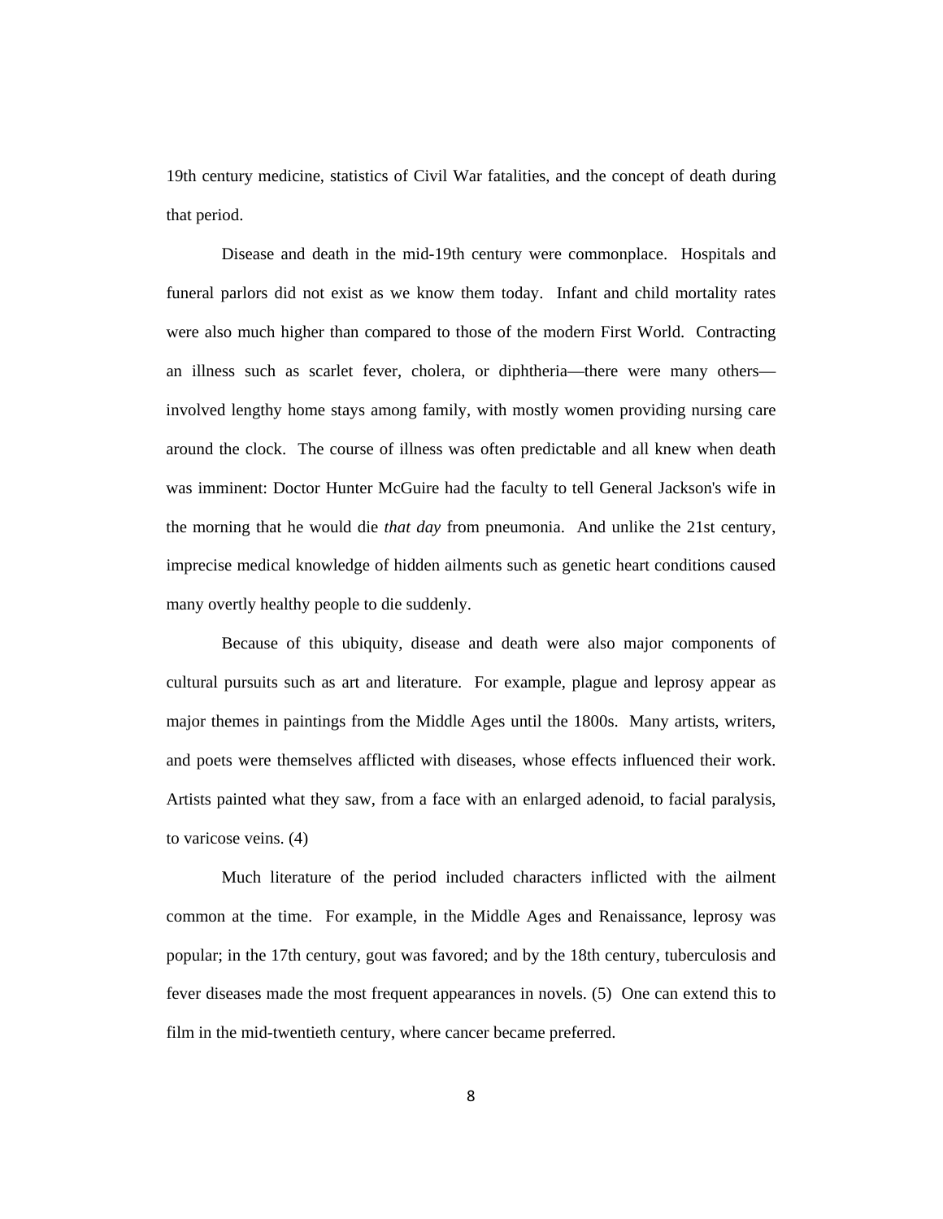19th century medicine, statistics of Civil War fatalities, and the concept of death during that period.

Disease and death in the mid-19th century were commonplace. Hospitals and funeral parlors did not exist as we know them today. Infant and child mortality rates were also much higher than compared to those of the modern First World. Contracting an illness such as scarlet fever, cholera, or diphtheria—there were many others—involved lengthy home stays among family, with mostly women providing nursing care around the clock. The course of illness was often predictable and all knew when death was imminent: Doctor Hunter McGuire had the faculty to tell General Jackson's wife in the morning that he would die *that day* from pneumonia. And unlike the 21st century, imprecise medical knowledge of hidden ailments such as genetic heart conditions caused many overtly healthy people to die suddenly.

Because of this ubiquity, disease and death were also major components of cultural pursuits such as art and literature. For example, plague and leprosy appear as major themes in paintings from the Middle Ages until the 1800s. Many artists, writers, and poets were themselves afflicted with diseases, whose effects influenced their work. Artists painted what they saw, from a face with an enlarged adenoid, to facial paralysis, to varicose veins. (4)

Much literature of the period included characters inflicted with the ailment common at the time. For example, in the Middle Ages and Renaissance, leprosy was popular; in the 17th century, gout was favored; and by the 18th century, tuberculosis and fever diseases made the most frequent appearances in novels. (5) One can extend this to film in the mid-twentieth century, where cancer became preferred.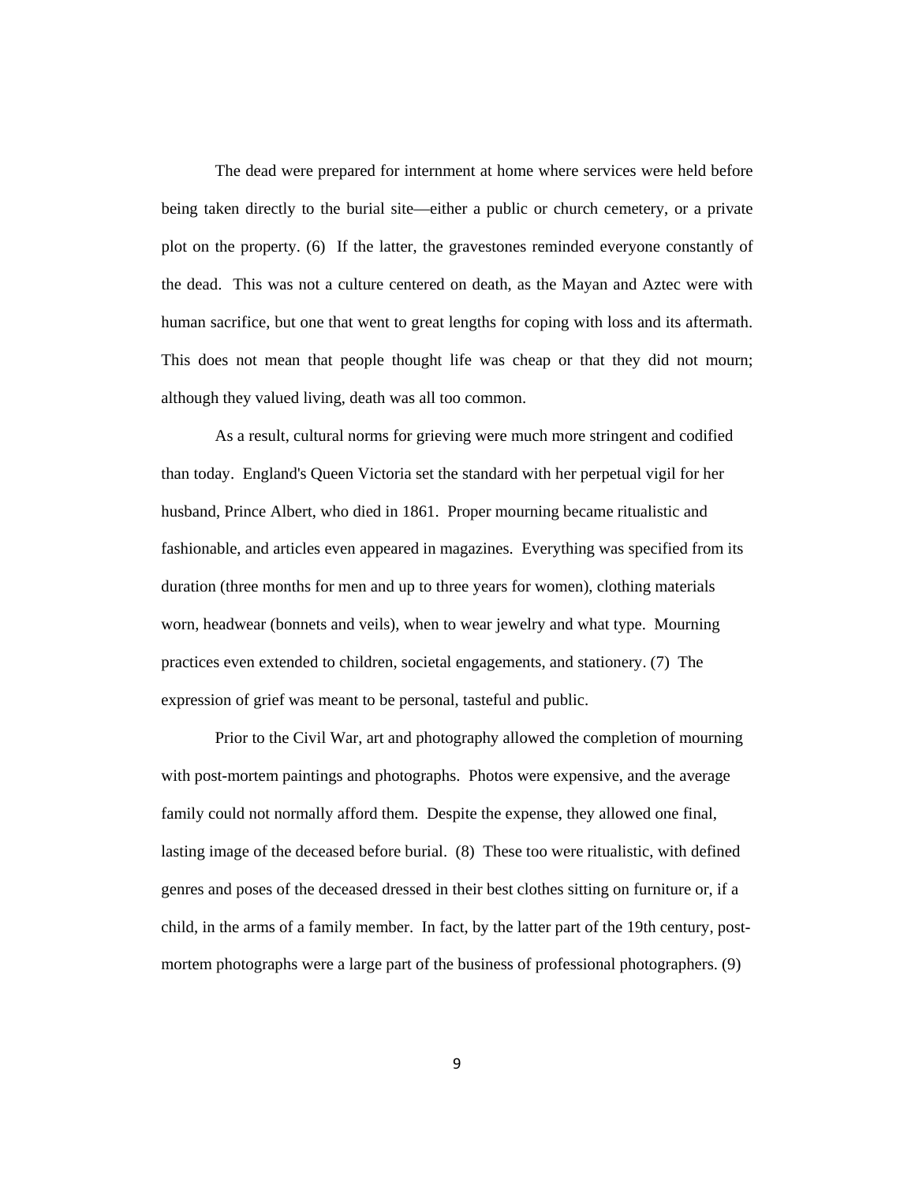The dead were prepared for internment at home where services were held before being taken directly to the burial site—either a public or church cemetery, or a private plot on the property. (6) If the latter, the gravestones reminded everyone constantly of the dead. This was not a culture centered on death, as the Mayan and Aztec were with human sacrifice, but one that went to great lengths for coping with loss and its aftermath. This does not mean that people thought life was cheap or that they did not mourn; although they valued living, death was all too common.

As a result, cultural norms for grieving were much more stringent and codified than today. England's Queen Victoria set the standard with her perpetual vigil for her husband, Prince Albert, who died in 1861. Proper mourning became ritualistic and fashionable, and articles even appeared in magazines. Everything was specified from its duration (three months for men and up to three years for women), clothing materials worn, headwear (bonnets and veils), when to wear jewelry and what type. Mourning practices even extended to children, societal engagements, and stationery. (7) The expression of grief was meant to be personal, tasteful and public.

Prior to the Civil War, art and photography allowed the completion of mourning with post-mortem paintings and photographs. Photos were expensive, and the average family could not normally afford them. Despite the expense, they allowed one final, lasting image of the deceased before burial. (8) These too were ritualistic, with defined genres and poses of the deceased dressed in their best clothes sitting on furniture or, if a child, in the arms of a family member. In fact, by the latter part of the 19th century, post-mortem photographs were a large part of the business of professional photographers. (9)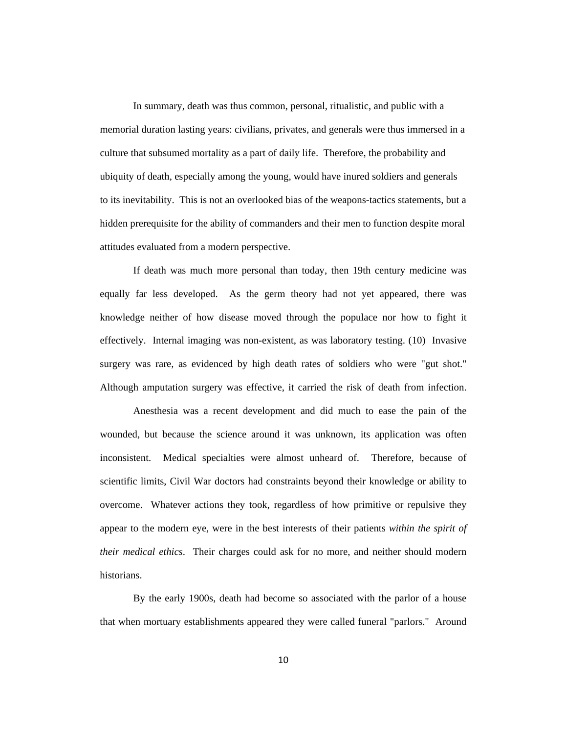In summary, death was thus common, personal, ritualistic, and public with a memorial duration lasting years: civilians, privates, and generals were thus immersed in a culture that subsumed mortality as a part of daily life.  Therefore, the probability and ubiquity of death, especially among the young, would have inured soldiers and generals to its inevitability.  This is not an overlooked bias of the weapons-tactics statements, but a hidden prerequisite for the ability of commanders and their men to function despite moral attitudes evaluated from a modern perspective.

If death was much more personal than today, then 19th century medicine was equally far less developed.  As the germ theory had not yet appeared, there was knowledge neither of how disease moved through the populace nor how to fight it effectively.  Internal imaging was non-existent, as was laboratory testing. (10)  Invasive surgery was rare, as evidenced by high death rates of soldiers who were "gut shot." Although amputation surgery was effective, it carried the risk of death from infection.

Anesthesia was a recent development and did much to ease the pain of the wounded, but because the science around it was unknown, its application was often inconsistent.  Medical specialties were almost unheard of.  Therefore, because of scientific limits, Civil War doctors had constraints beyond their knowledge or ability to overcome.  Whatever actions they took, regardless of how primitive or repulsive they appear to the modern eye, were in the best interests of their patients *within the spirit of their medical ethics*.  Their charges could ask for no more, and neither should modern historians.

By the early 1900s, death had become so associated with the parlor of a house that when mortuary establishments appeared they were called funeral "parlors."  Around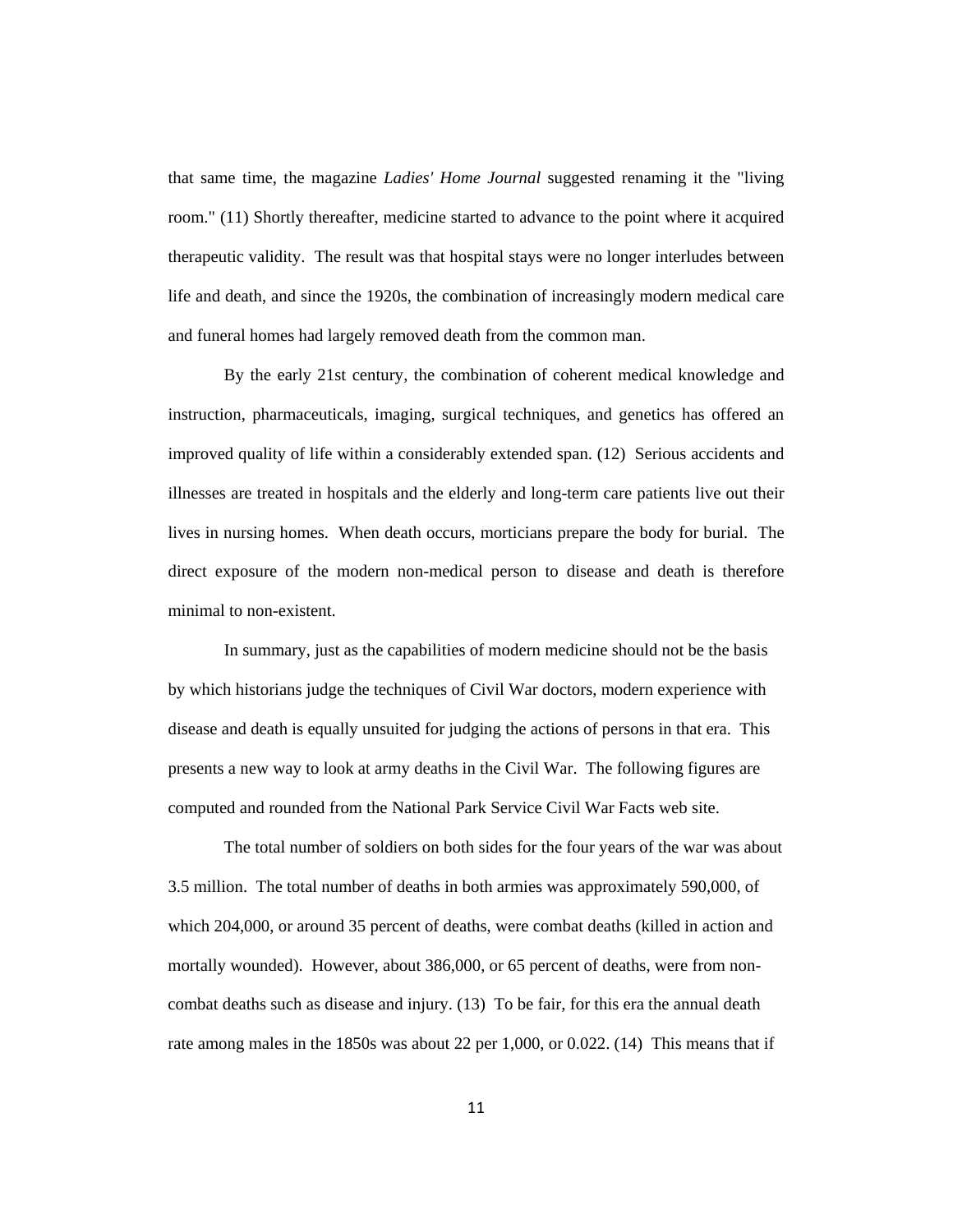that same time, the magazine *Ladies' Home Journal* suggested renaming it the "living room." (11) Shortly thereafter, medicine started to advance to the point where it acquired therapeutic validity. The result was that hospital stays were no longer interludes between life and death, and since the 1920s, the combination of increasingly modern medical care and funeral homes had largely removed death from the common man.

By the early 21st century, the combination of coherent medical knowledge and instruction, pharmaceuticals, imaging, surgical techniques, and genetics has offered an improved quality of life within a considerably extended span. (12) Serious accidents and illnesses are treated in hospitals and the elderly and long-term care patients live out their lives in nursing homes. When death occurs, morticians prepare the body for burial. The direct exposure of the modern non-medical person to disease and death is therefore minimal to non-existent.

In summary, just as the capabilities of modern medicine should not be the basis by which historians judge the techniques of Civil War doctors, modern experience with disease and death is equally unsuited for judging the actions of persons in that era. This presents a new way to look at army deaths in the Civil War. The following figures are computed and rounded from the National Park Service Civil War Facts web site.

The total number of soldiers on both sides for the four years of the war was about 3.5 million. The total number of deaths in both armies was approximately 590,000, of which 204,000, or around 35 percent of deaths, were combat deaths (killed in action and mortally wounded). However, about 386,000, or 65 percent of deaths, were from non-combat deaths such as disease and injury. (13) To be fair, for this era the annual death rate among males in the 1850s was about 22 per 1,000, or 0.022. (14) This means that if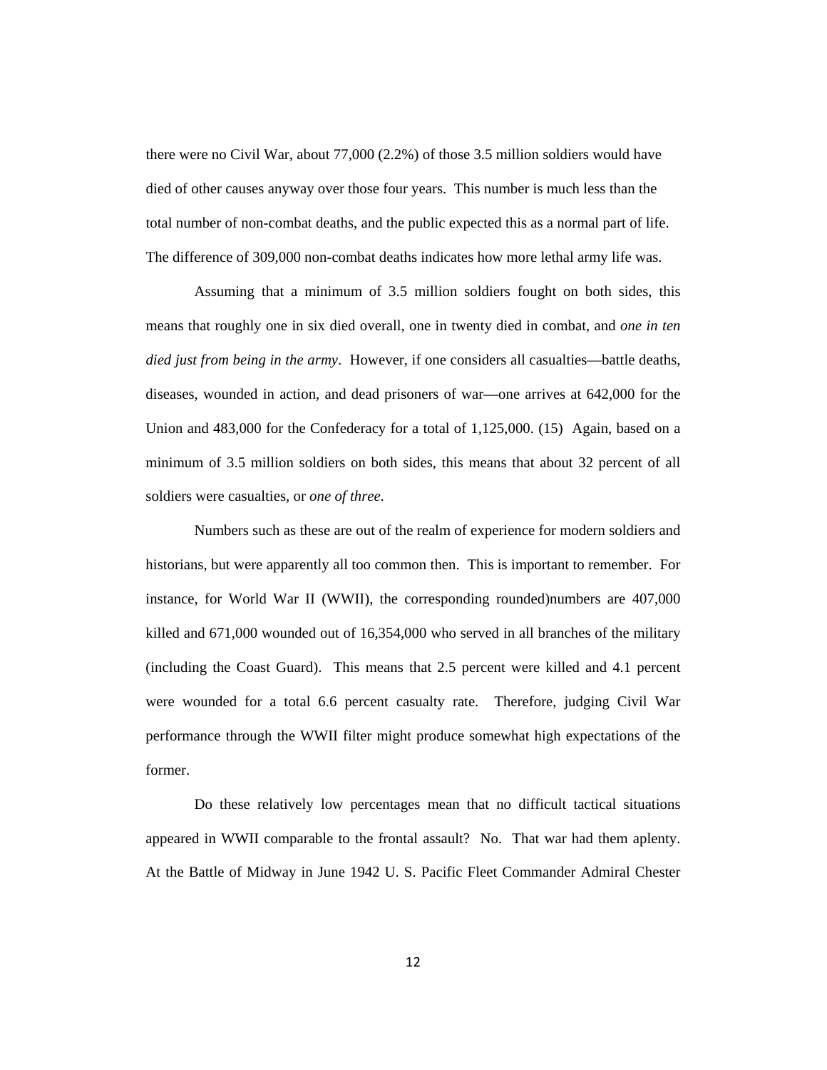there were no Civil War, about 77,000 (2.2%) of those 3.5 million soldiers would have died of other causes anyway over those four years. This number is much less than the total number of non-combat deaths, and the public expected this as a normal part of life. The difference of 309,000 non-combat deaths indicates how more lethal army life was.

Assuming that a minimum of 3.5 million soldiers fought on both sides, this means that roughly one in six died overall, one in twenty died in combat, and *one in ten died just from being in the army*. However, if one considers all casualties—battle deaths, diseases, wounded in action, and dead prisoners of war—one arrives at 642,000 for the Union and 483,000 for the Confederacy for a total of 1,125,000. (15) Again, based on a minimum of 3.5 million soldiers on both sides, this means that about 32 percent of all soldiers were casualties, or *one of three*.

Numbers such as these are out of the realm of experience for modern soldiers and historians, but were apparently all too common then. This is important to remember. For instance, for World War II (WWII), the corresponding rounded)numbers are 407,000 killed and 671,000 wounded out of 16,354,000 who served in all branches of the military (including the Coast Guard). This means that 2.5 percent were killed and 4.1 percent were wounded for a total 6.6 percent casualty rate. Therefore, judging Civil War performance through the WWII filter might produce somewhat high expectations of the former.

Do these relatively low percentages mean that no difficult tactical situations appeared in WWII comparable to the frontal assault? No. That war had them aplenty. At the Battle of Midway in June 1942 U. S. Pacific Fleet Commander Admiral Chester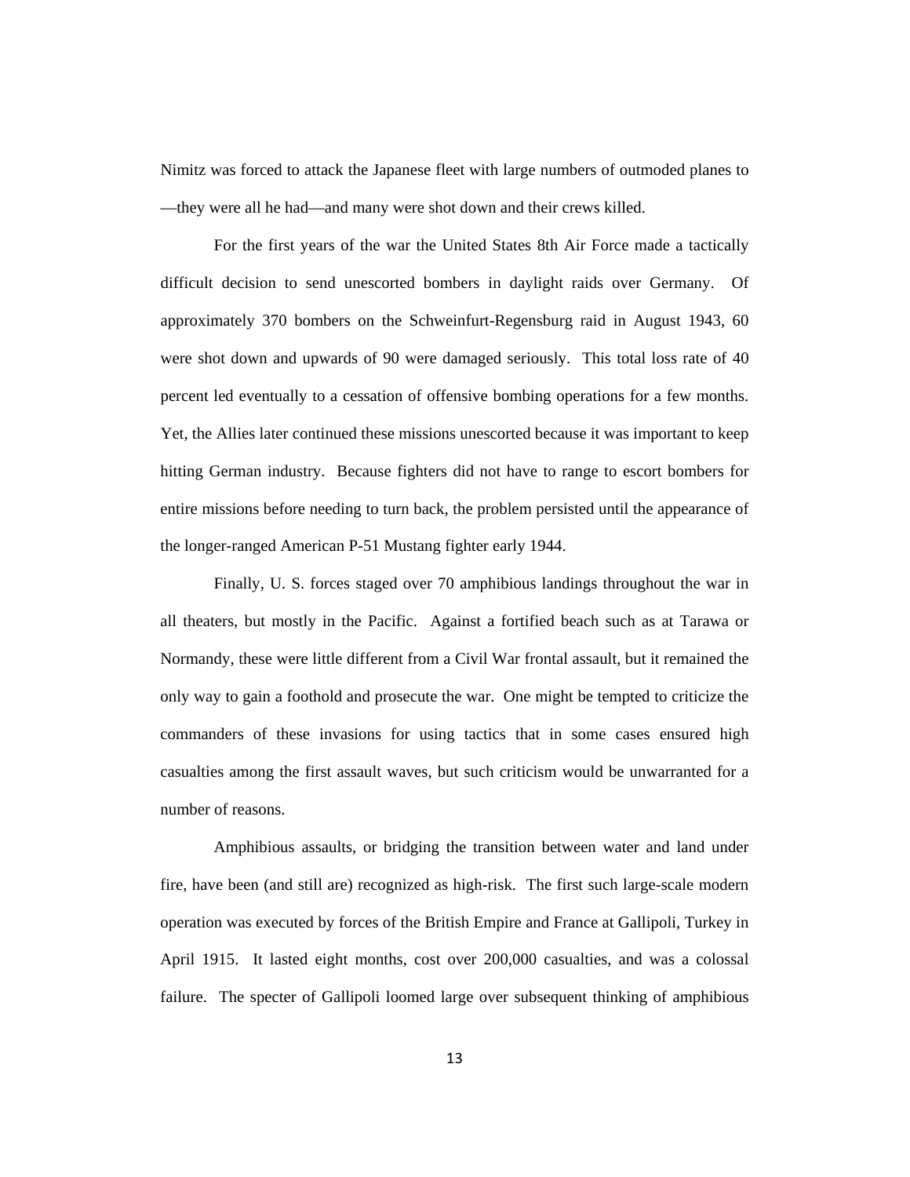Nimitz was forced to attack the Japanese fleet with large numbers of outmoded planes to —they were all he had—and many were shot down and their crews killed.

For the first years of the war the United States 8th Air Force made a tactically difficult decision to send unescorted bombers in daylight raids over Germany. Of approximately 370 bombers on the Schweinfurt-Regensburg raid in August 1943, 60 were shot down and upwards of 90 were damaged seriously. This total loss rate of 40 percent led eventually to a cessation of offensive bombing operations for a few months. Yet, the Allies later continued these missions unescorted because it was important to keep hitting German industry. Because fighters did not have to range to escort bombers for entire missions before needing to turn back, the problem persisted until the appearance of the longer-ranged American P-51 Mustang fighter early 1944.

Finally, U. S. forces staged over 70 amphibious landings throughout the war in all theaters, but mostly in the Pacific. Against a fortified beach such as at Tarawa or Normandy, these were little different from a Civil War frontal assault, but it remained the only way to gain a foothold and prosecute the war. One might be tempted to criticize the commanders of these invasions for using tactics that in some cases ensured high casualties among the first assault waves, but such criticism would be unwarranted for a number of reasons.

Amphibious assaults, or bridging the transition between water and land under fire, have been (and still are) recognized as high-risk. The first such large-scale modern operation was executed by forces of the British Empire and France at Gallipoli, Turkey in April 1915. It lasted eight months, cost over 200,000 casualties, and was a colossal failure. The specter of Gallipoli loomed large over subsequent thinking of amphibious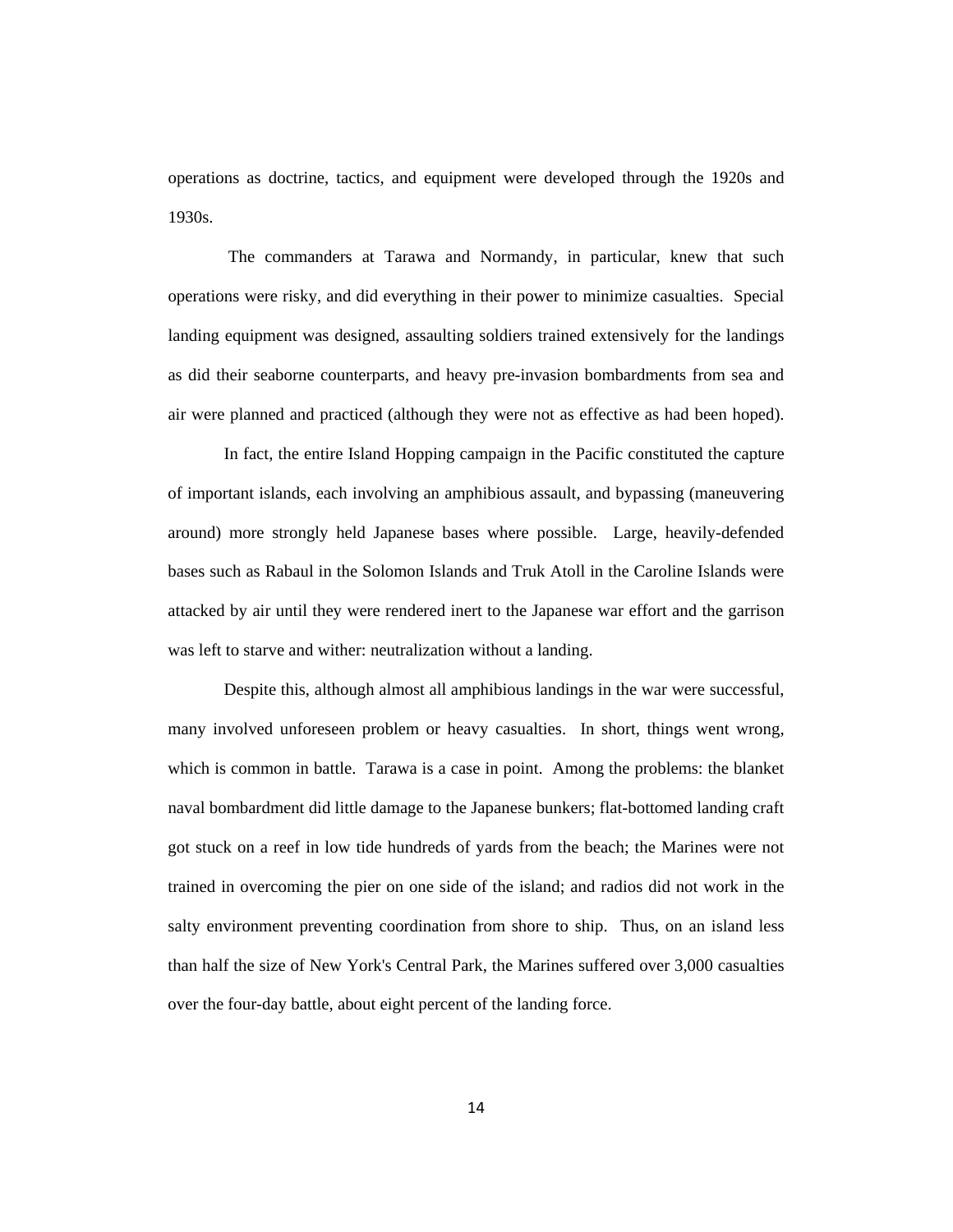operations as doctrine, tactics, and equipment were developed through the 1920s and 1930s.

The commanders at Tarawa and Normandy, in particular, knew that such operations were risky, and did everything in their power to minimize casualties. Special landing equipment was designed, assaulting soldiers trained extensively for the landings as did their seaborne counterparts, and heavy pre-invasion bombardments from sea and air were planned and practiced (although they were not as effective as had been hoped).

In fact, the entire Island Hopping campaign in the Pacific constituted the capture of important islands, each involving an amphibious assault, and bypassing (maneuvering around) more strongly held Japanese bases where possible. Large, heavily-defended bases such as Rabaul in the Solomon Islands and Truk Atoll in the Caroline Islands were attacked by air until they were rendered inert to the Japanese war effort and the garrison was left to starve and wither: neutralization without a landing.

Despite this, although almost all amphibious landings in the war were successful, many involved unforeseen problem or heavy casualties. In short, things went wrong, which is common in battle. Tarawa is a case in point. Among the problems: the blanket naval bombardment did little damage to the Japanese bunkers; flat-bottomed landing craft got stuck on a reef in low tide hundreds of yards from the beach; the Marines were not trained in overcoming the pier on one side of the island; and radios did not work in the salty environment preventing coordination from shore to ship. Thus, on an island less than half the size of New York's Central Park, the Marines suffered over 3,000 casualties over the four-day battle, about eight percent of the landing force.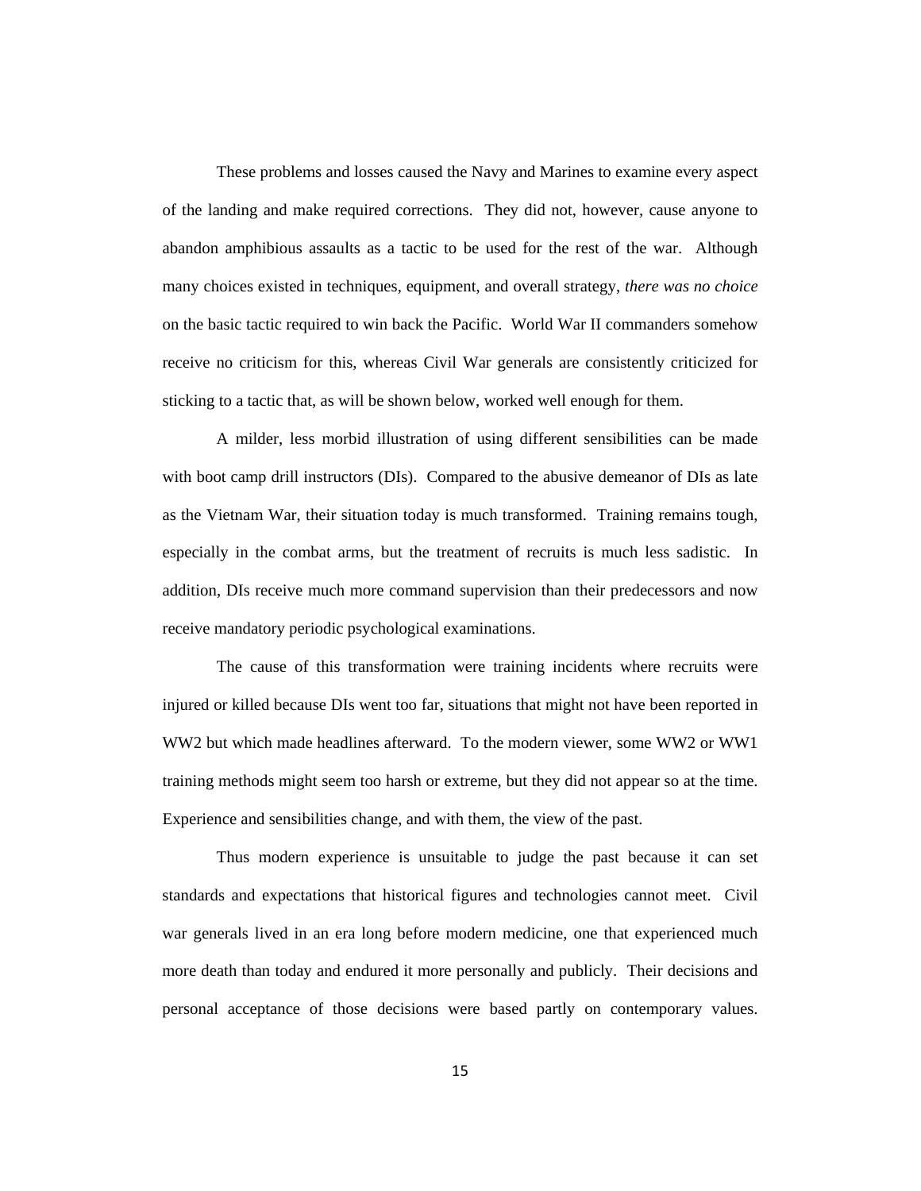These problems and losses caused the Navy and Marines to examine every aspect of the landing and make required corrections. They did not, however, cause anyone to abandon amphibious assaults as a tactic to be used for the rest of the war. Although many choices existed in techniques, equipment, and overall strategy, *there was no choice* on the basic tactic required to win back the Pacific. World War II commanders somehow receive no criticism for this, whereas Civil War generals are consistently criticized for sticking to a tactic that, as will be shown below, worked well enough for them.

A milder, less morbid illustration of using different sensibilities can be made with boot camp drill instructors (DIs). Compared to the abusive demeanor of DIs as late as the Vietnam War, their situation today is much transformed. Training remains tough, especially in the combat arms, but the treatment of recruits is much less sadistic. In addition, DIs receive much more command supervision than their predecessors and now receive mandatory periodic psychological examinations.

The cause of this transformation were training incidents where recruits were injured or killed because DIs went too far, situations that might not have been reported in WW2 but which made headlines afterward. To the modern viewer, some WW2 or WW1 training methods might seem too harsh or extreme, but they did not appear so at the time. Experience and sensibilities change, and with them, the view of the past.

Thus modern experience is unsuitable to judge the past because it can set standards and expectations that historical figures and technologies cannot meet. Civil war generals lived in an era long before modern medicine, one that experienced much more death than today and endured it more personally and publicly. Their decisions and personal acceptance of those decisions were based partly on contemporary values.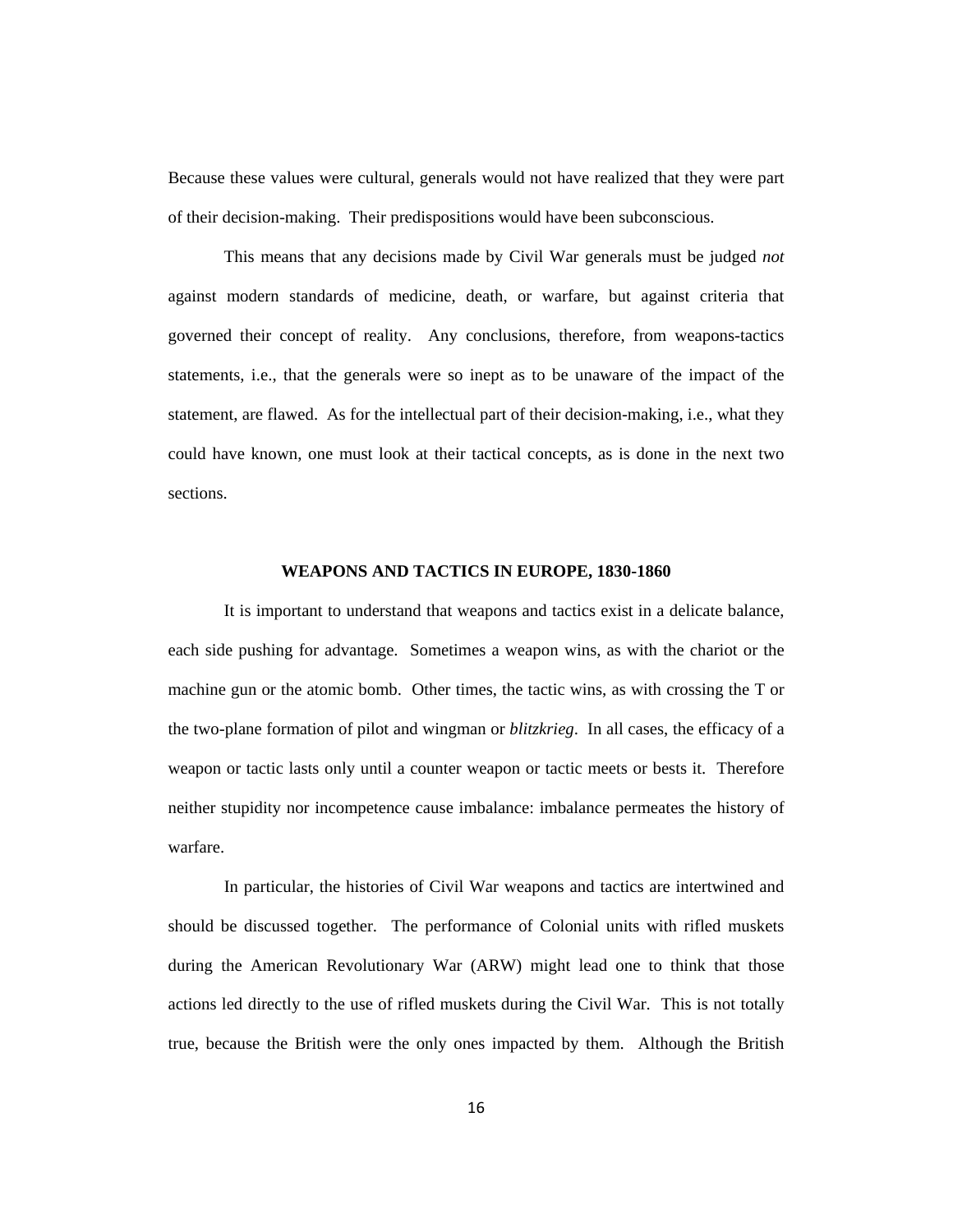Because these values were cultural, generals would not have realized that they were part of their decision-making. Their predispositions would have been subconscious.

This means that any decisions made by Civil War generals must be judged *not* against modern standards of medicine, death, or warfare, but against criteria that governed their concept of reality. Any conclusions, therefore, from weapons-tactics statements, i.e., that the generals were so inept as to be unaware of the impact of the statement, are flawed. As for the intellectual part of their decision-making, i.e., what they could have known, one must look at their tactical concepts, as is done in the next two sections.

## WEAPONS AND TACTICS IN EUROPE, 1830-1860

It is important to understand that weapons and tactics exist in a delicate balance, each side pushing for advantage. Sometimes a weapon wins, as with the chariot or the machine gun or the atomic bomb. Other times, the tactic wins, as with crossing the T or the two-plane formation of pilot and wingman or *blitzkrieg*. In all cases, the efficacy of a weapon or tactic lasts only until a counter weapon or tactic meets or bests it. Therefore neither stupidity nor incompetence cause imbalance: imbalance permeates the history of warfare.

In particular, the histories of Civil War weapons and tactics are intertwined and should be discussed together. The performance of Colonial units with rifled muskets during the American Revolutionary War (ARW) might lead one to think that those actions led directly to the use of rifled muskets during the Civil War. This is not totally true, because the British were the only ones impacted by them. Although the British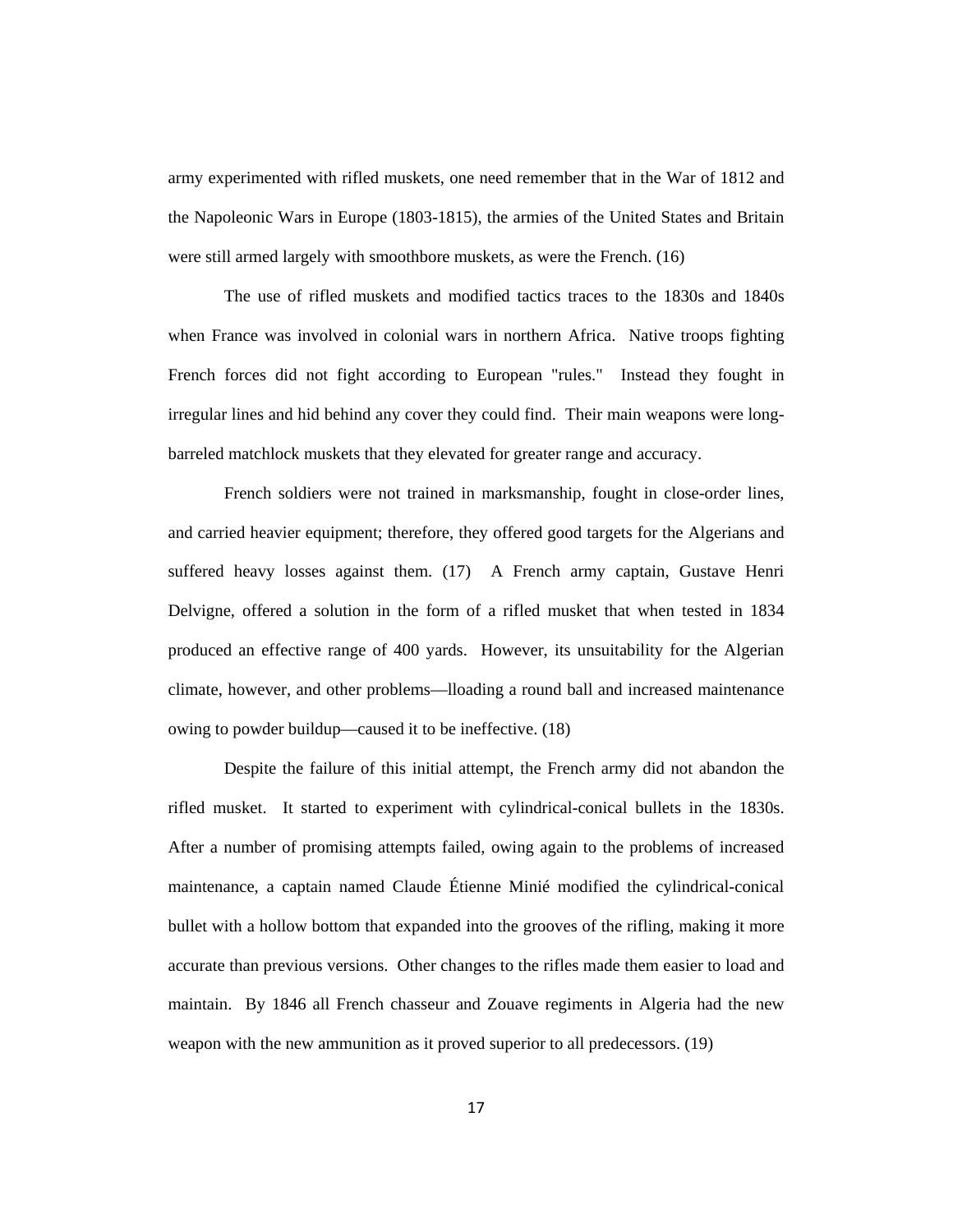army experimented with rifled muskets, one need remember that in the War of 1812 and the Napoleonic Wars in Europe (1803-1815), the armies of the United States and Britain were still armed largely with smoothbore muskets, as were the French. (16)

The use of rifled muskets and modified tactics traces to the 1830s and 1840s when France was involved in colonial wars in northern Africa. Native troops fighting French forces did not fight according to European "rules." Instead they fought in irregular lines and hid behind any cover they could find. Their main weapons were long-barreled matchlock muskets that they elevated for greater range and accuracy.

French soldiers were not trained in marksmanship, fought in close-order lines, and carried heavier equipment; therefore, they offered good targets for the Algerians and suffered heavy losses against them. (17) A French army captain, Gustave Henri Delvigne, offered a solution in the form of a rifled musket that when tested in 1834 produced an effective range of 400 yards. However, its unsuitability for the Algerian climate, however, and other problems—lloading a round ball and increased maintenance owing to powder buildup—caused it to be ineffective. (18)

Despite the failure of this initial attempt, the French army did not abandon the rifled musket. It started to experiment with cylindrical-conical bullets in the 1830s. After a number of promising attempts failed, owing again to the problems of increased maintenance, a captain named Claude Étienne Minié modified the cylindrical-conical bullet with a hollow bottom that expanded into the grooves of the rifling, making it more accurate than previous versions. Other changes to the rifles made them easier to load and maintain. By 1846 all French chasseur and Zouave regiments in Algeria had the new weapon with the new ammunition as it proved superior to all predecessors. (19)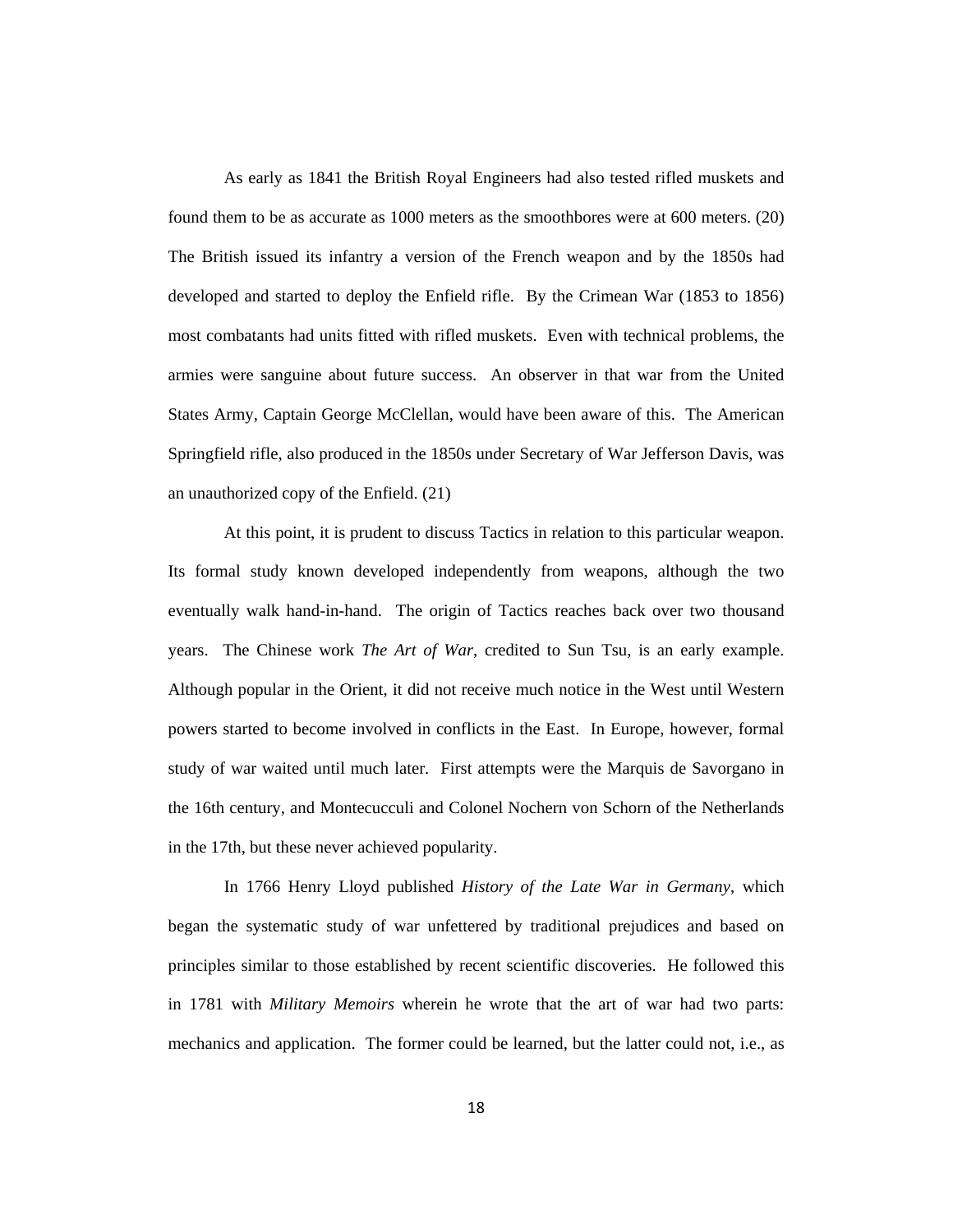As early as 1841 the British Royal Engineers had also tested rifled muskets and found them to be as accurate as 1000 meters as the smoothbores were at 600 meters. (20) The British issued its infantry a version of the French weapon and by the 1850s had developed and started to deploy the Enfield rifle. By the Crimean War (1853 to 1856) most combatants had units fitted with rifled muskets. Even with technical problems, the armies were sanguine about future success. An observer in that war from the United States Army, Captain George McClellan, would have been aware of this. The American Springfield rifle, also produced in the 1850s under Secretary of War Jefferson Davis, was an unauthorized copy of the Enfield. (21)

At this point, it is prudent to discuss Tactics in relation to this particular weapon. Its formal study known developed independently from weapons, although the two eventually walk hand-in-hand. The origin of Tactics reaches back over two thousand years. The Chinese work *The Art of War*, credited to Sun Tsu, is an early example. Although popular in the Orient, it did not receive much notice in the West until Western powers started to become involved in conflicts in the East. In Europe, however, formal study of war waited until much later. First attempts were the Marquis de Savorgano in the 16th century, and Montecucculi and Colonel Nochern von Schorn of the Netherlands in the 17th, but these never achieved popularity.

In 1766 Henry Lloyd published *History of the Late War in Germany*, which began the systematic study of war unfettered by traditional prejudices and based on principles similar to those established by recent scientific discoveries. He followed this in 1781 with *Military Memoirs* wherein he wrote that the art of war had two parts: mechanics and application. The former could be learned, but the latter could not, i.e., as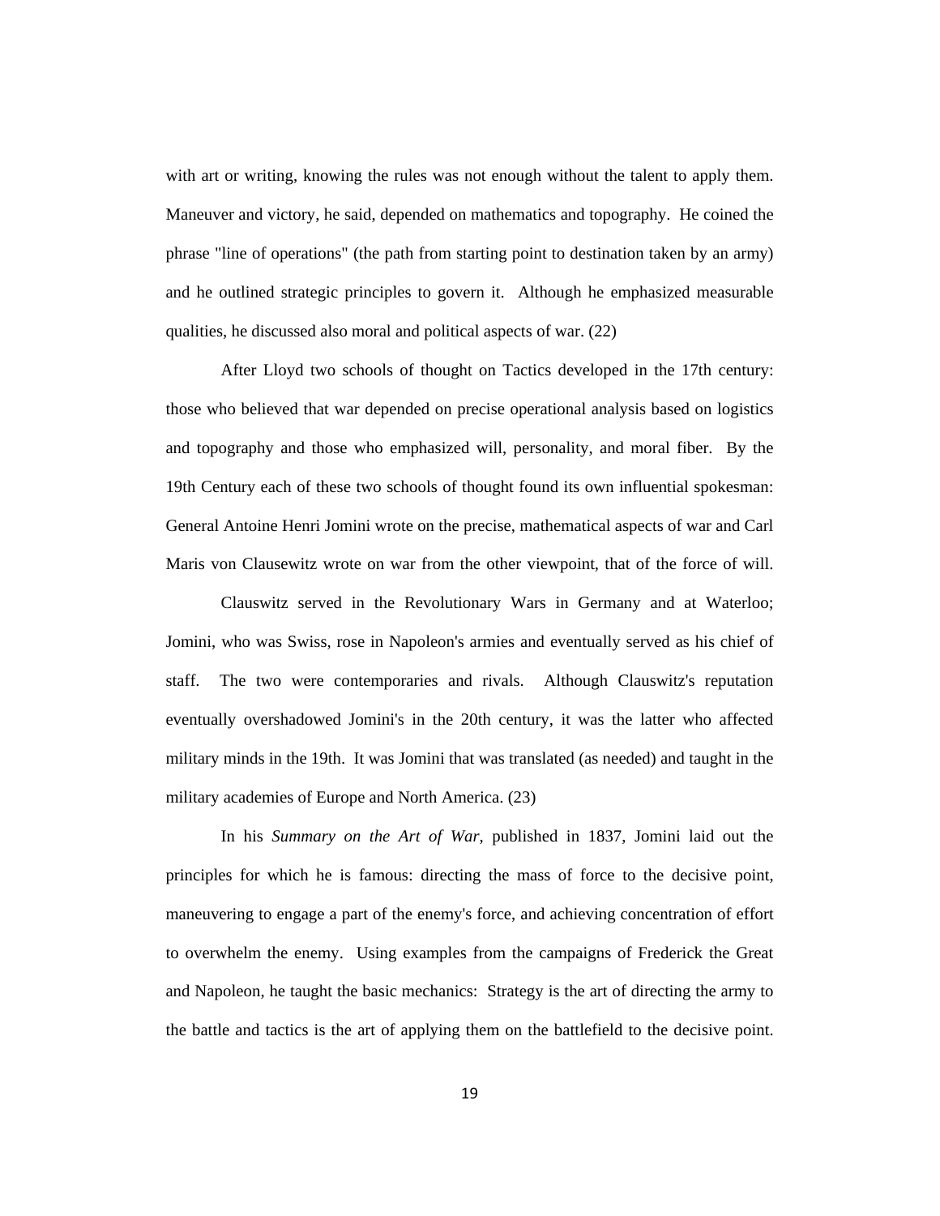with art or writing, knowing the rules was not enough without the talent to apply them. Maneuver and victory, he said, depended on mathematics and topography. He coined the phrase "line of operations" (the path from starting point to destination taken by an army) and he outlined strategic principles to govern it. Although he emphasized measurable qualities, he discussed also moral and political aspects of war. (22)

After Lloyd two schools of thought on Tactics developed in the 17th century: those who believed that war depended on precise operational analysis based on logistics and topography and those who emphasized will, personality, and moral fiber. By the 19th Century each of these two schools of thought found its own influential spokesman: General Antoine Henri Jomini wrote on the precise, mathematical aspects of war and Carl Maris von Clausewitz wrote on war from the other viewpoint, that of the force of will.

Clauswitz served in the Revolutionary Wars in Germany and at Waterloo; Jomini, who was Swiss, rose in Napoleon's armies and eventually served as his chief of staff. The two were contemporaries and rivals. Although Clauswitz's reputation eventually overshadowed Jomini's in the 20th century, it was the latter who affected military minds in the 19th. It was Jomini that was translated (as needed) and taught in the military academies of Europe and North America. (23)

In his *Summary on the Art of War*, published in 1837, Jomini laid out the principles for which he is famous: directing the mass of force to the decisive point, maneuvering to engage a part of the enemy's force, and achieving concentration of effort to overwhelm the enemy. Using examples from the campaigns of Frederick the Great and Napoleon, he taught the basic mechanics: Strategy is the art of directing the army to the battle and tactics is the art of applying them on the battlefield to the decisive point.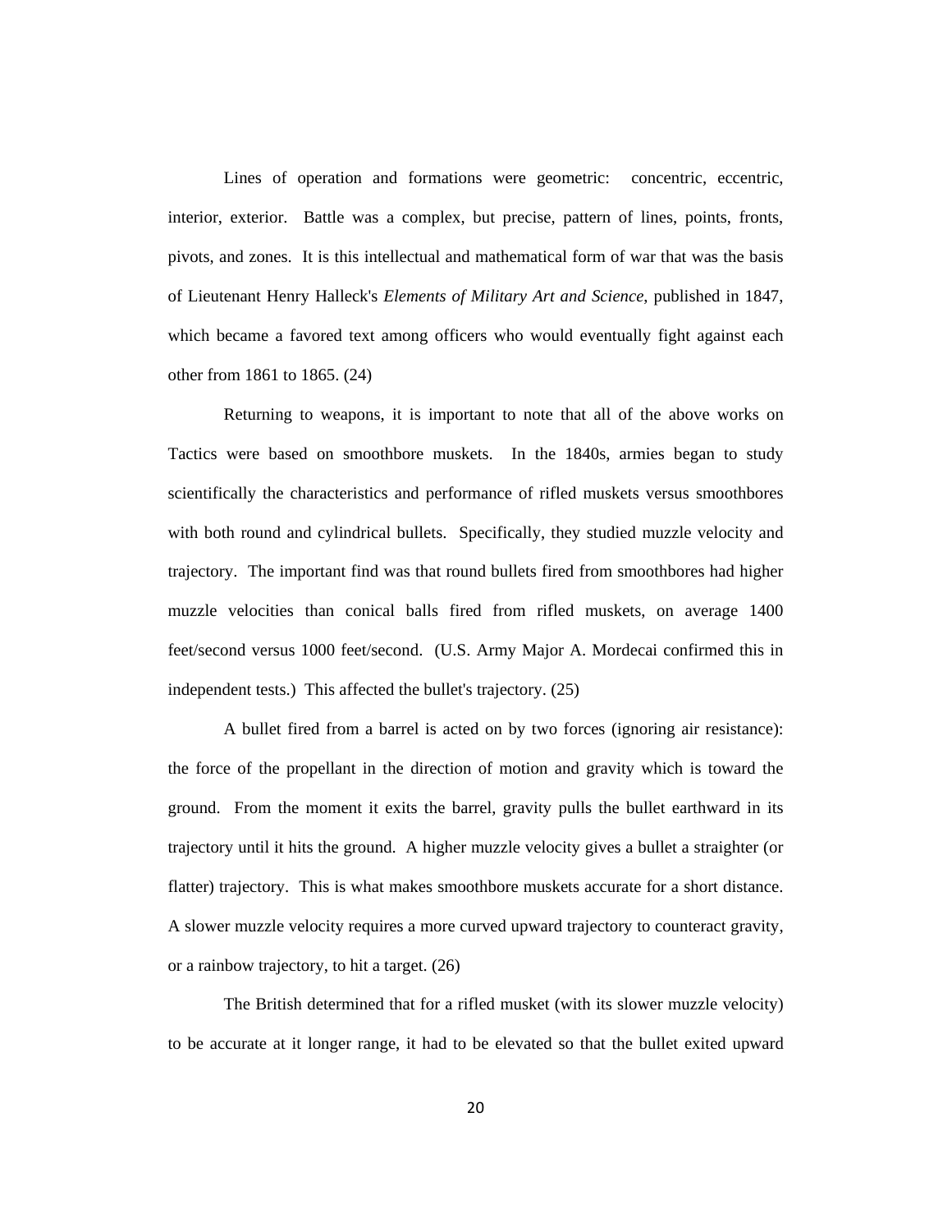Lines of operation and formations were geometric: concentric, eccentric, interior, exterior. Battle was a complex, but precise, pattern of lines, points, fronts, pivots, and zones. It is this intellectual and mathematical form of war that was the basis of Lieutenant Henry Halleck's *Elements of Military Art and Science*, published in 1847, which became a favored text among officers who would eventually fight against each other from 1861 to 1865. (24)

Returning to weapons, it is important to note that all of the above works on Tactics were based on smoothbore muskets. In the 1840s, armies began to study scientifically the characteristics and performance of rifled muskets versus smoothbores with both round and cylindrical bullets. Specifically, they studied muzzle velocity and trajectory. The important find was that round bullets fired from smoothbores had higher muzzle velocities than conical balls fired from rifled muskets, on average 1400 feet/second versus 1000 feet/second. (U.S. Army Major A. Mordecai confirmed this in independent tests.) This affected the bullet's trajectory. (25)

A bullet fired from a barrel is acted on by two forces (ignoring air resistance): the force of the propellant in the direction of motion and gravity which is toward the ground. From the moment it exits the barrel, gravity pulls the bullet earthward in its trajectory until it hits the ground. A higher muzzle velocity gives a bullet a straighter (or flatter) trajectory. This is what makes smoothbore muskets accurate for a short distance. A slower muzzle velocity requires a more curved upward trajectory to counteract gravity, or a rainbow trajectory, to hit a target. (26)

The British determined that for a rifled musket (with its slower muzzle velocity) to be accurate at it longer range, it had to be elevated so that the bullet exited upward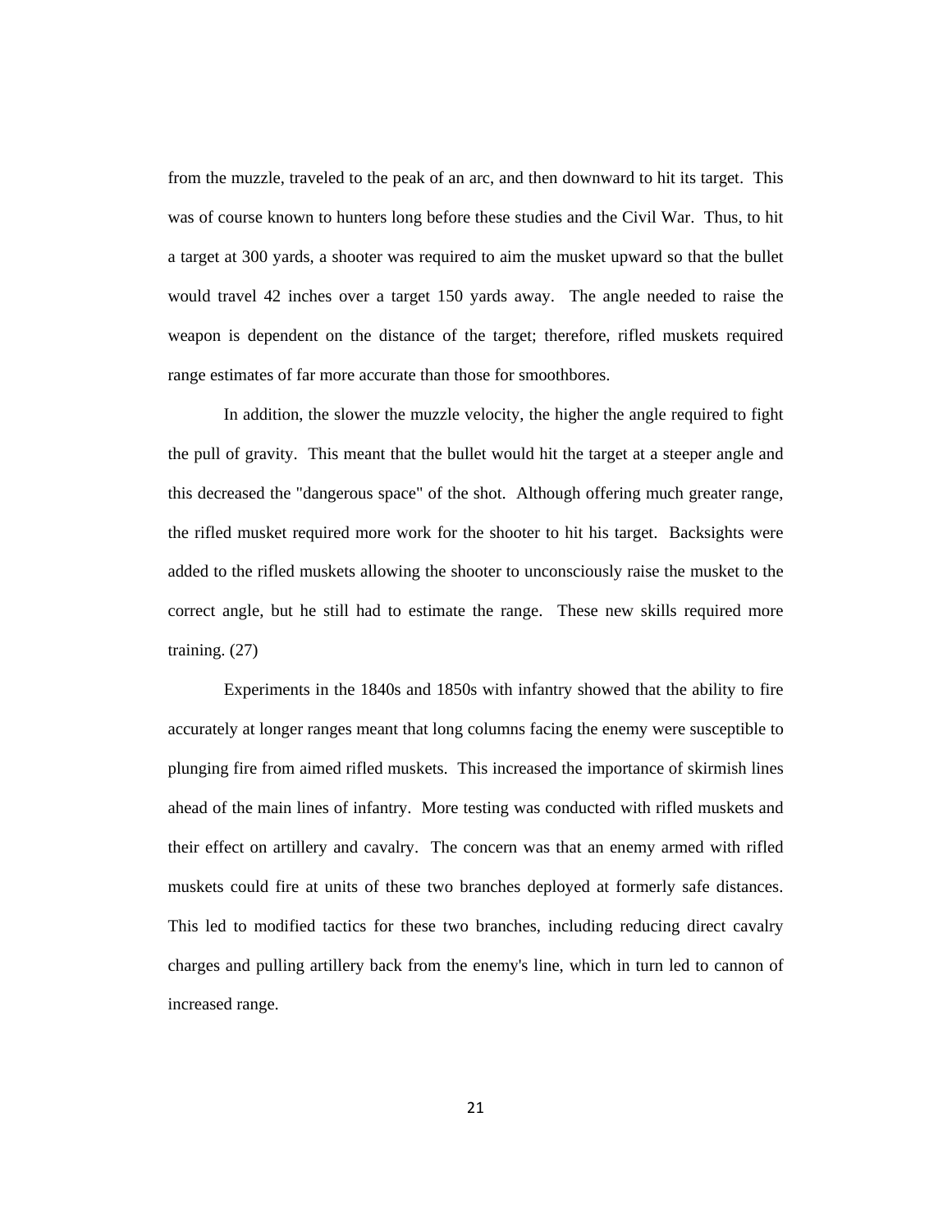from the muzzle, traveled to the peak of an arc, and then downward to hit its target. This was of course known to hunters long before these studies and the Civil War. Thus, to hit a target at 300 yards, a shooter was required to aim the musket upward so that the bullet would travel 42 inches over a target 150 yards away. The angle needed to raise the weapon is dependent on the distance of the target; therefore, rifled muskets required range estimates of far more accurate than those for smoothbores.

In addition, the slower the muzzle velocity, the higher the angle required to fight the pull of gravity. This meant that the bullet would hit the target at a steeper angle and this decreased the "dangerous space" of the shot. Although offering much greater range, the rifled musket required more work for the shooter to hit his target. Backsights were added to the rifled muskets allowing the shooter to unconsciously raise the musket to the correct angle, but he still had to estimate the range. These new skills required more training. (27)

Experiments in the 1840s and 1850s with infantry showed that the ability to fire accurately at longer ranges meant that long columns facing the enemy were susceptible to plunging fire from aimed rifled muskets. This increased the importance of skirmish lines ahead of the main lines of infantry. More testing was conducted with rifled muskets and their effect on artillery and cavalry. The concern was that an enemy armed with rifled muskets could fire at units of these two branches deployed at formerly safe distances. This led to modified tactics for these two branches, including reducing direct cavalry charges and pulling artillery back from the enemy's line, which in turn led to cannon of increased range.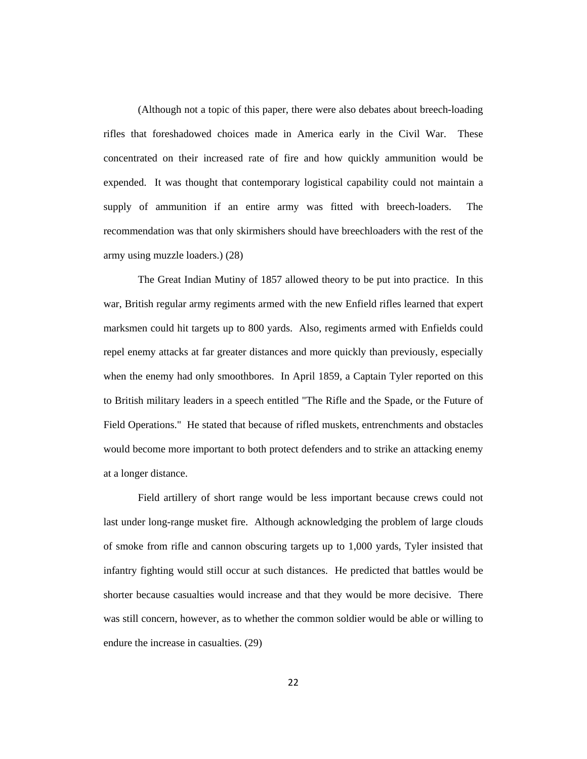(Although not a topic of this paper, there were also debates about breech-loading rifles that foreshadowed choices made in America early in the Civil War. These concentrated on their increased rate of fire and how quickly ammunition would be expended. It was thought that contemporary logistical capability could not maintain a supply of ammunition if an entire army was fitted with breech-loaders. The recommendation was that only skirmishers should have breechloaders with the rest of the army using muzzle loaders.) (28)

The Great Indian Mutiny of 1857 allowed theory to be put into practice. In this war, British regular army regiments armed with the new Enfield rifles learned that expert marksmen could hit targets up to 800 yards. Also, regiments armed with Enfields could repel enemy attacks at far greater distances and more quickly than previously, especially when the enemy had only smoothbores. In April 1859, a Captain Tyler reported on this to British military leaders in a speech entitled "The Rifle and the Spade, or the Future of Field Operations." He stated that because of rifled muskets, entrenchments and obstacles would become more important to both protect defenders and to strike an attacking enemy at a longer distance.

Field artillery of short range would be less important because crews could not last under long-range musket fire. Although acknowledging the problem of large clouds of smoke from rifle and cannon obscuring targets up to 1,000 yards, Tyler insisted that infantry fighting would still occur at such distances. He predicted that battles would be shorter because casualties would increase and that they would be more decisive. There was still concern, however, as to whether the common soldier would be able or willing to endure the increase in casualties. (29)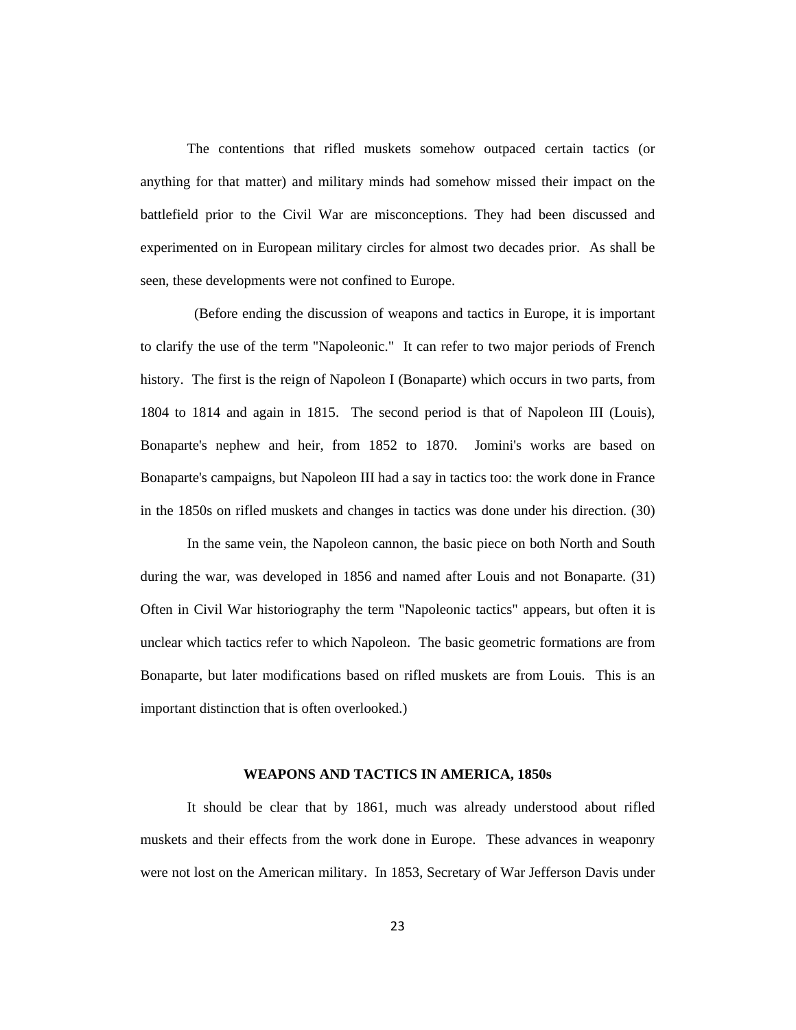The contentions that rifled muskets somehow outpaced certain tactics (or anything for that matter) and military minds had somehow missed their impact on the battlefield prior to the Civil War are misconceptions. They had been discussed and experimented on in European military circles for almost two decades prior. As shall be seen, these developments were not confined to Europe.

(Before ending the discussion of weapons and tactics in Europe, it is important to clarify the use of the term "Napoleonic." It can refer to two major periods of French history. The first is the reign of Napoleon I (Bonaparte) which occurs in two parts, from 1804 to 1814 and again in 1815. The second period is that of Napoleon III (Louis), Bonaparte's nephew and heir, from 1852 to 1870. Jomini's works are based on Bonaparte's campaigns, but Napoleon III had a say in tactics too: the work done in France in the 1850s on rifled muskets and changes in tactics was done under his direction. (30)

In the same vein, the Napoleon cannon, the basic piece on both North and South during the war, was developed in 1856 and named after Louis and not Bonaparte. (31) Often in Civil War historiography the term "Napoleonic tactics" appears, but often it is unclear which tactics refer to which Napoleon. The basic geometric formations are from Bonaparte, but later modifications based on rifled muskets are from Louis. This is an important distinction that is often overlooked.)

## WEAPONS AND TACTICS IN AMERICA, 1850s

It should be clear that by 1861, much was already understood about rifled muskets and their effects from the work done in Europe. These advances in weaponry were not lost on the American military. In 1853, Secretary of War Jefferson Davis under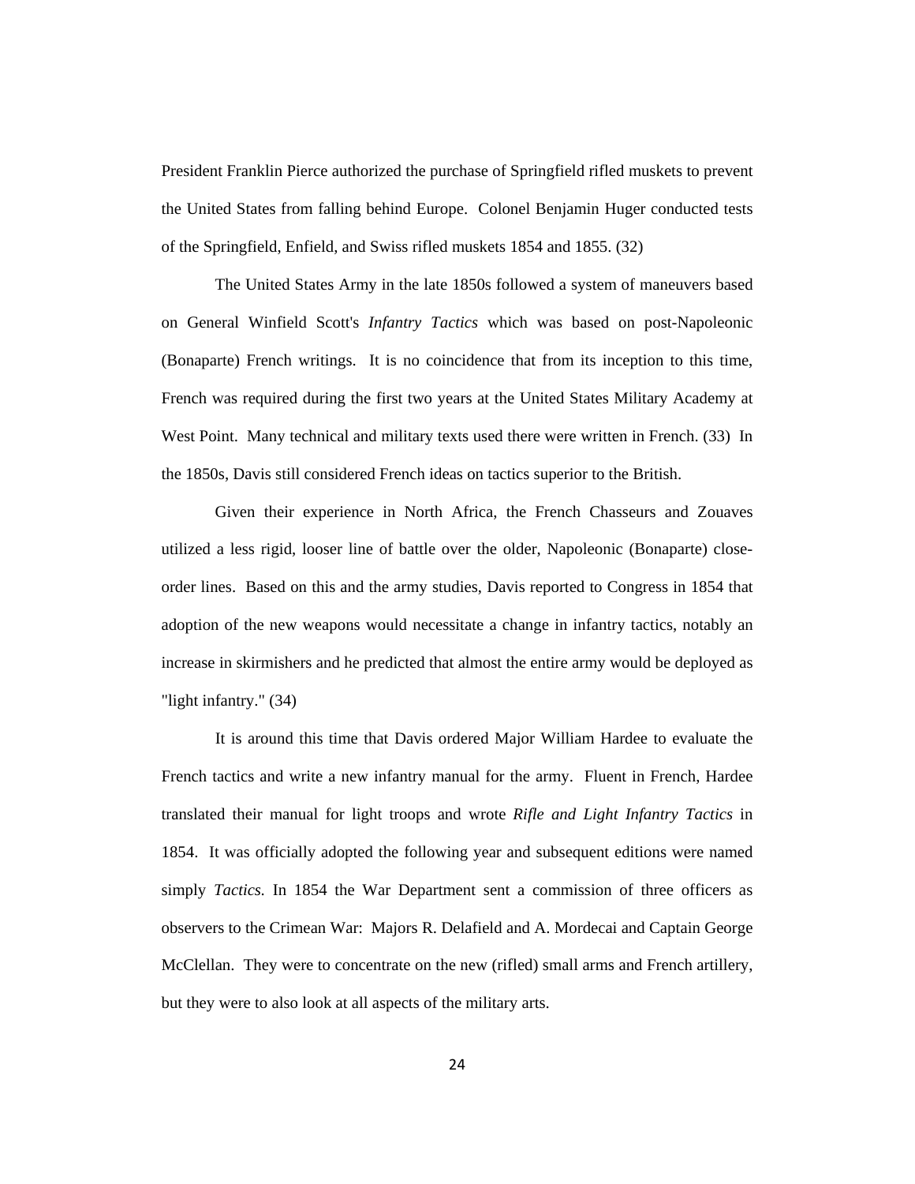President Franklin Pierce authorized the purchase of Springfield rifled muskets to prevent the United States from falling behind Europe. Colonel Benjamin Huger conducted tests of the Springfield, Enfield, and Swiss rifled muskets 1854 and 1855. (32)

The United States Army in the late 1850s followed a system of maneuvers based on General Winfield Scott's *Infantry Tactics* which was based on post-Napoleonic (Bonaparte) French writings. It is no coincidence that from its inception to this time, French was required during the first two years at the United States Military Academy at West Point. Many technical and military texts used there were written in French. (33) In the 1850s, Davis still considered French ideas on tactics superior to the British.

Given their experience in North Africa, the French Chasseurs and Zouaves utilized a less rigid, looser line of battle over the older, Napoleonic (Bonaparte) close-order lines. Based on this and the army studies, Davis reported to Congress in 1854 that adoption of the new weapons would necessitate a change in infantry tactics, notably an increase in skirmishers and he predicted that almost the entire army would be deployed as "light infantry." (34)

It is around this time that Davis ordered Major William Hardee to evaluate the French tactics and write a new infantry manual for the army. Fluent in French, Hardee translated their manual for light troops and wrote *Rifle and Light Infantry Tactics* in 1854. It was officially adopted the following year and subsequent editions were named simply *Tactics.* In 1854 the War Department sent a commission of three officers as observers to the Crimean War: Majors R. Delafield and A. Mordecai and Captain George McClellan. They were to concentrate on the new (rifled) small arms and French artillery, but they were to also look at all aspects of the military arts.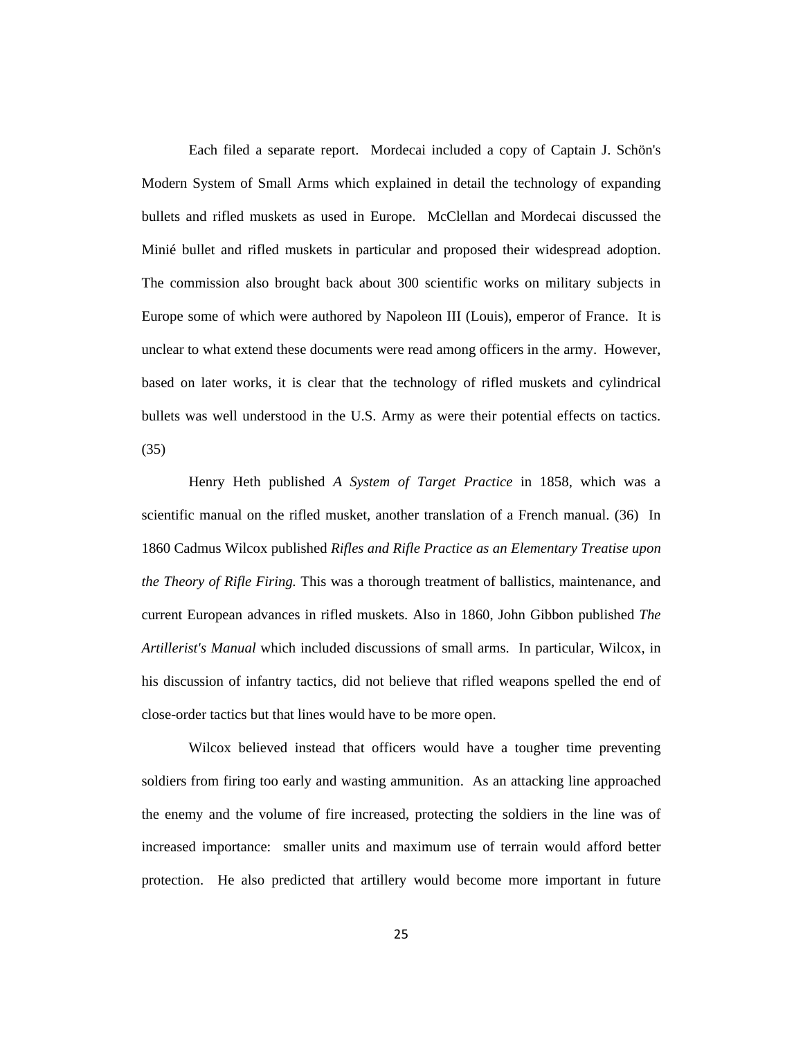Each filed a separate report. Mordecai included a copy of Captain J. Schön's Modern System of Small Arms which explained in detail the technology of expanding bullets and rifled muskets as used in Europe. McClellan and Mordecai discussed the Minié bullet and rifled muskets in particular and proposed their widespread adoption. The commission also brought back about 300 scientific works on military subjects in Europe some of which were authored by Napoleon III (Louis), emperor of France. It is unclear to what extend these documents were read among officers in the army. However, based on later works, it is clear that the technology of rifled muskets and cylindrical bullets was well understood in the U.S. Army as were their potential effects on tactics. (35)

Henry Heth published *A System of Target Practice* in 1858, which was a scientific manual on the rifled musket, another translation of a French manual. (36) In 1860 Cadmus Wilcox published *Rifles and Rifle Practice as an Elementary Treatise upon the Theory of Rifle Firing.* This was a thorough treatment of ballistics, maintenance, and current European advances in rifled muskets. Also in 1860, John Gibbon published *The Artillerist's Manual* which included discussions of small arms. In particular, Wilcox, in his discussion of infantry tactics, did not believe that rifled weapons spelled the end of close-order tactics but that lines would have to be more open.

Wilcox believed instead that officers would have a tougher time preventing soldiers from firing too early and wasting ammunition. As an attacking line approached the enemy and the volume of fire increased, protecting the soldiers in the line was of increased importance: smaller units and maximum use of terrain would afford better protection. He also predicted that artillery would become more important in future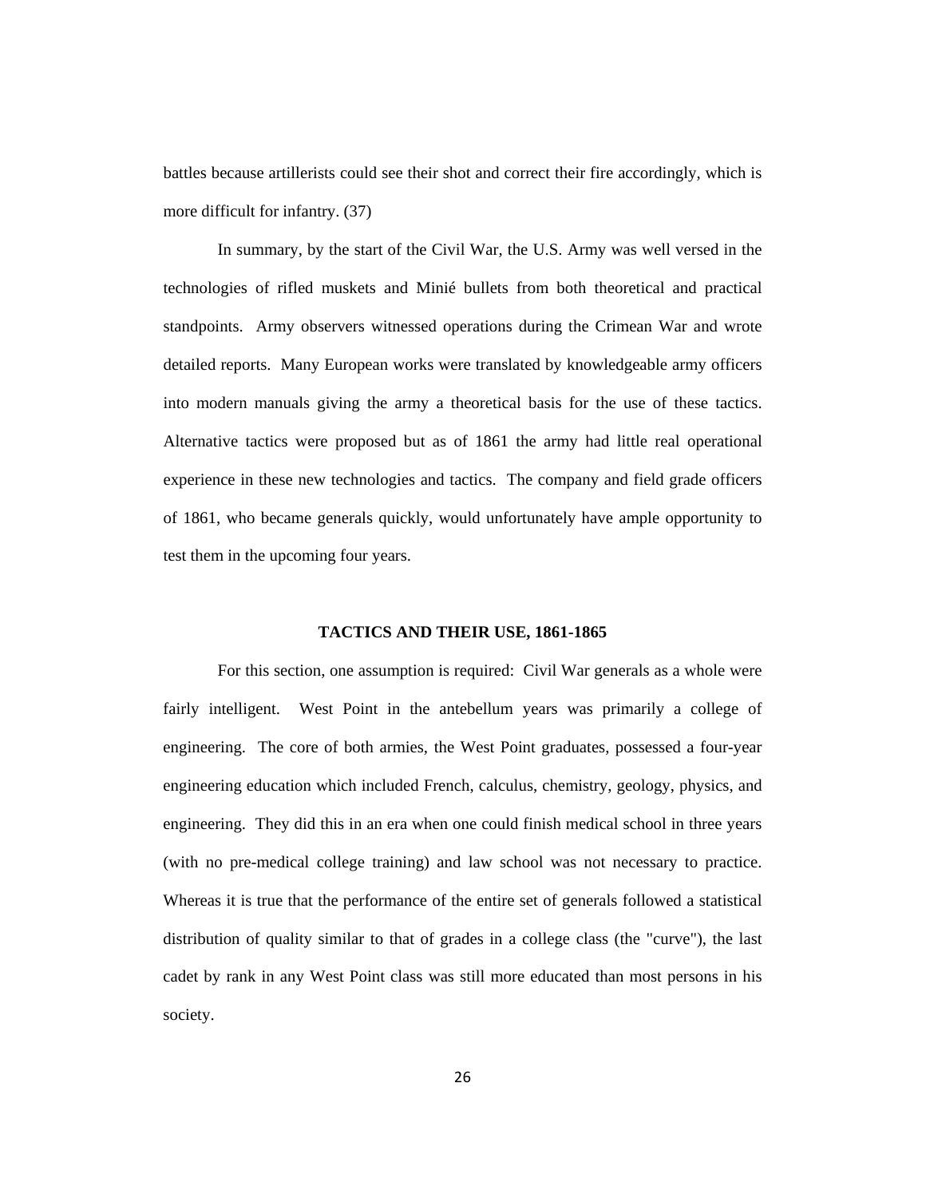battles because artillerists could see their shot and correct their fire accordingly, which is more difficult for infantry. (37)

In summary, by the start of the Civil War, the U.S. Army was well versed in the technologies of rifled muskets and Minié bullets from both theoretical and practical standpoints. Army observers witnessed operations during the Crimean War and wrote detailed reports. Many European works were translated by knowledgeable army officers into modern manuals giving the army a theoretical basis for the use of these tactics. Alternative tactics were proposed but as of 1861 the army had little real operational experience in these new technologies and tactics. The company and field grade officers of 1861, who became generals quickly, would unfortunately have ample opportunity to test them in the upcoming four years.

## TACTICS AND THEIR USE, 1861-1865

For this section, one assumption is required: Civil War generals as a whole were fairly intelligent. West Point in the antebellum years was primarily a college of engineering. The core of both armies, the West Point graduates, possessed a four-year engineering education which included French, calculus, chemistry, geology, physics, and engineering. They did this in an era when one could finish medical school in three years (with no pre-medical college training) and law school was not necessary to practice. Whereas it is true that the performance of the entire set of generals followed a statistical distribution of quality similar to that of grades in a college class (the "curve"), the last cadet by rank in any West Point class was still more educated than most persons in his society.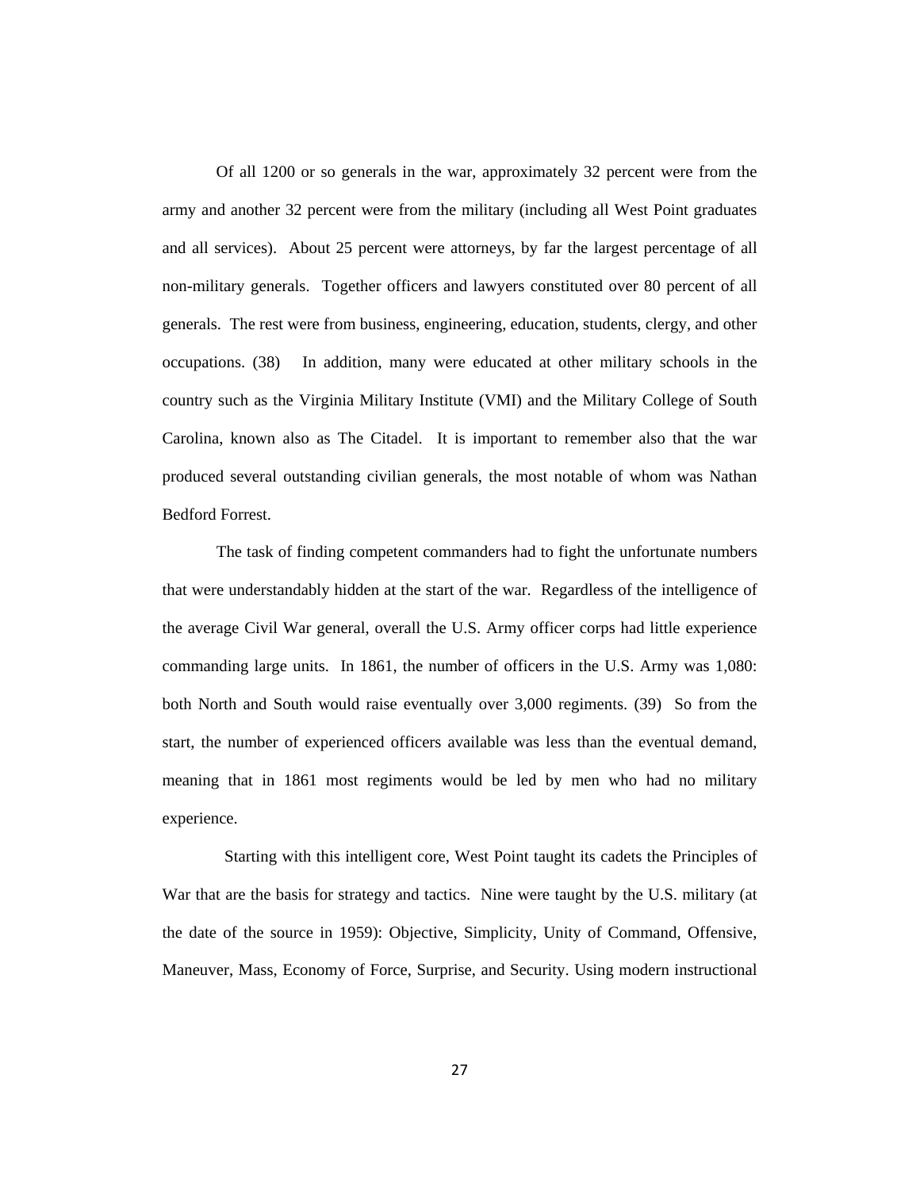Of all 1200 or so generals in the war, approximately 32 percent were from the army and another 32 percent were from the military (including all West Point graduates and all services). About 25 percent were attorneys, by far the largest percentage of all non-military generals. Together officers and lawyers constituted over 80 percent of all generals. The rest were from business, engineering, education, students, clergy, and other occupations. (38) In addition, many were educated at other military schools in the country such as the Virginia Military Institute (VMI) and the Military College of South Carolina, known also as The Citadel. It is important to remember also that the war produced several outstanding civilian generals, the most notable of whom was Nathan Bedford Forrest.

The task of finding competent commanders had to fight the unfortunate numbers that were understandably hidden at the start of the war. Regardless of the intelligence of the average Civil War general, overall the U.S. Army officer corps had little experience commanding large units. In 1861, the number of officers in the U.S. Army was 1,080: both North and South would raise eventually over 3,000 regiments. (39) So from the start, the number of experienced officers available was less than the eventual demand, meaning that in 1861 most regiments would be led by men who had no military experience.

Starting with this intelligent core, West Point taught its cadets the Principles of War that are the basis for strategy and tactics. Nine were taught by the U.S. military (at the date of the source in 1959): Objective, Simplicity, Unity of Command, Offensive, Maneuver, Mass, Economy of Force, Surprise, and Security. Using modern instructional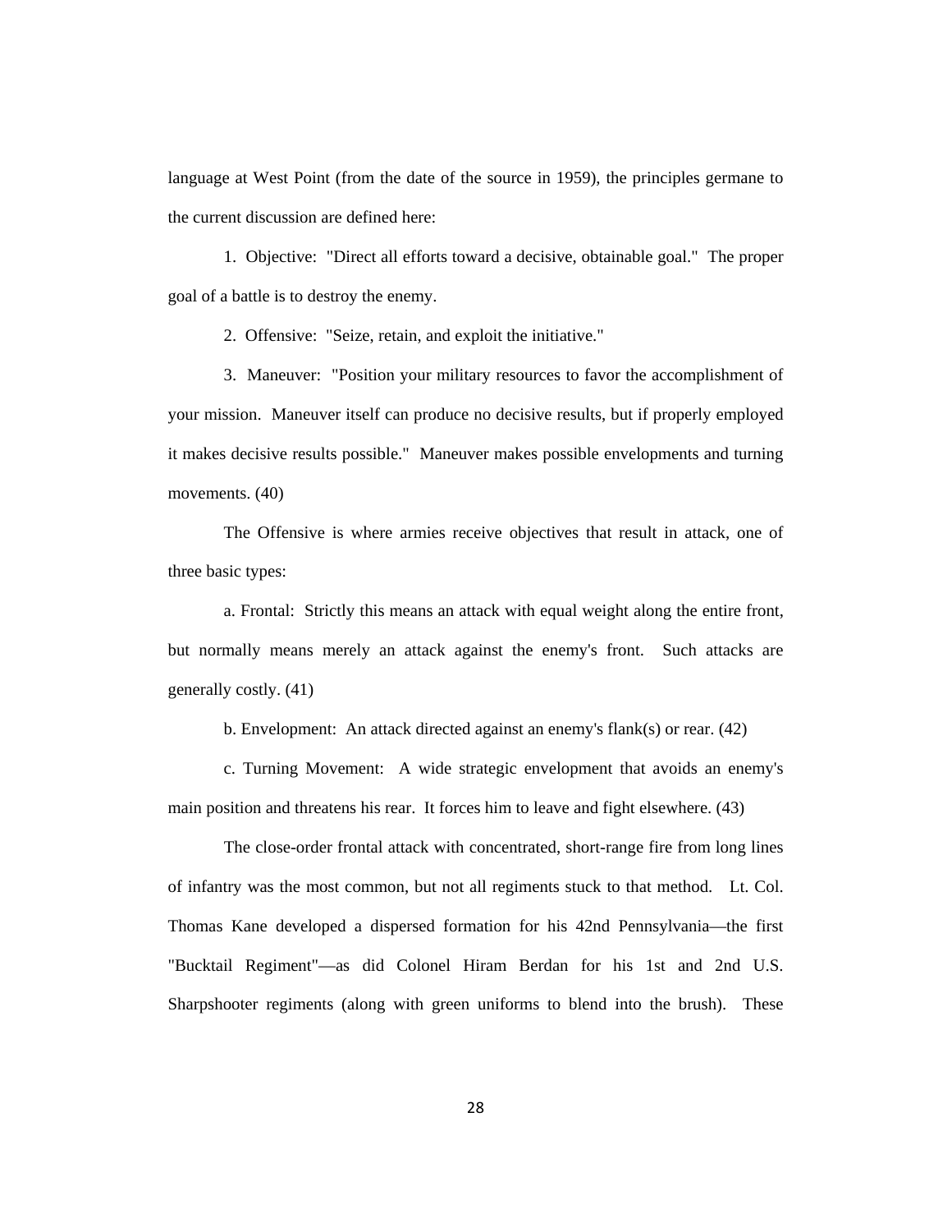language at West Point (from the date of the source in 1959), the principles germane to the current discussion are defined here:

1. Objective: "Direct all efforts toward a decisive, obtainable goal." The proper goal of a battle is to destroy the enemy.

2. Offensive: "Seize, retain, and exploit the initiative."

3. Maneuver: "Position your military resources to favor the accomplishment of your mission. Maneuver itself can produce no decisive results, but if properly employed it makes decisive results possible." Maneuver makes possible envelopments and turning movements. (40)

The Offensive is where armies receive objectives that result in attack, one of three basic types:

a. Frontal: Strictly this means an attack with equal weight along the entire front, but normally means merely an attack against the enemy's front. Such attacks are generally costly. (41)

b. Envelopment: An attack directed against an enemy's flank(s) or rear. (42)

c. Turning Movement: A wide strategic envelopment that avoids an enemy's main position and threatens his rear. It forces him to leave and fight elsewhere. (43)

The close-order frontal attack with concentrated, short-range fire from long lines of infantry was the most common, but not all regiments stuck to that method. Lt. Col. Thomas Kane developed a dispersed formation for his 42nd Pennsylvania—the first "Bucktail Regiment"—as did Colonel Hiram Berdan for his 1st and 2nd U.S. Sharpshooter regiments (along with green uniforms to blend into the brush). These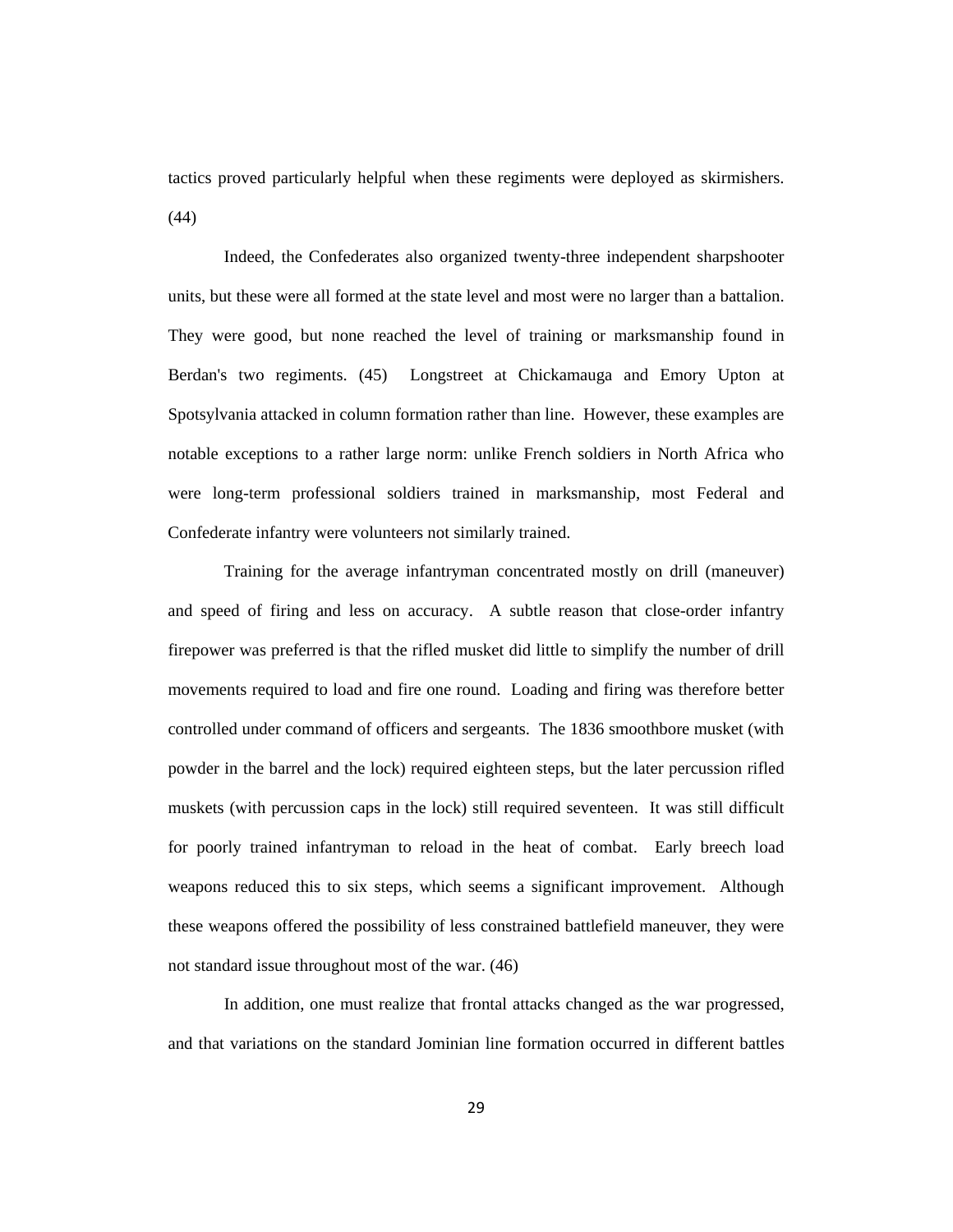tactics proved particularly helpful when these regiments were deployed as skirmishers. (44)

Indeed, the Confederates also organized twenty-three independent sharpshooter units, but these were all formed at the state level and most were no larger than a battalion. They were good, but none reached the level of training or marksmanship found in Berdan's two regiments. (45) Longstreet at Chickamauga and Emory Upton at Spotsylvania attacked in column formation rather than line. However, these examples are notable exceptions to a rather large norm: unlike French soldiers in North Africa who were long-term professional soldiers trained in marksmanship, most Federal and Confederate infantry were volunteers not similarly trained.

Training for the average infantryman concentrated mostly on drill (maneuver) and speed of firing and less on accuracy. A subtle reason that close-order infantry firepower was preferred is that the rifled musket did little to simplify the number of drill movements required to load and fire one round. Loading and firing was therefore better controlled under command of officers and sergeants. The 1836 smoothbore musket (with powder in the barrel and the lock) required eighteen steps, but the later percussion rifled muskets (with percussion caps in the lock) still required seventeen. It was still difficult for poorly trained infantryman to reload in the heat of combat. Early breech load weapons reduced this to six steps, which seems a significant improvement. Although these weapons offered the possibility of less constrained battlefield maneuver, they were not standard issue throughout most of the war. (46)

In addition, one must realize that frontal attacks changed as the war progressed, and that variations on the standard Jominian line formation occurred in different battles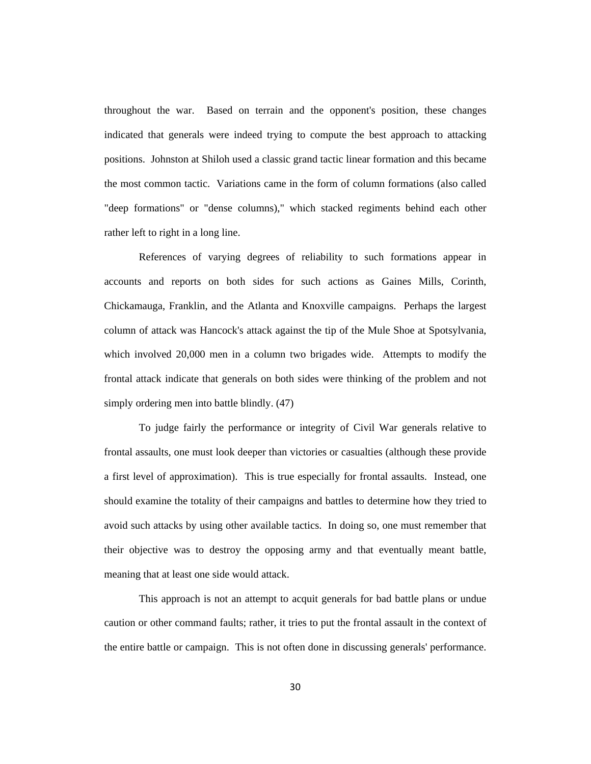throughout the war. Based on terrain and the opponent's position, these changes indicated that generals were indeed trying to compute the best approach to attacking positions. Johnston at Shiloh used a classic grand tactic linear formation and this became the most common tactic. Variations came in the form of column formations (also called "deep formations" or "dense columns)," which stacked regiments behind each other rather left to right in a long line.

References of varying degrees of reliability to such formations appear in accounts and reports on both sides for such actions as Gaines Mills, Corinth, Chickamauga, Franklin, and the Atlanta and Knoxville campaigns. Perhaps the largest column of attack was Hancock's attack against the tip of the Mule Shoe at Spotsylvania, which involved 20,000 men in a column two brigades wide. Attempts to modify the frontal attack indicate that generals on both sides were thinking of the problem and not simply ordering men into battle blindly. (47)

To judge fairly the performance or integrity of Civil War generals relative to frontal assaults, one must look deeper than victories or casualties (although these provide a first level of approximation). This is true especially for frontal assaults. Instead, one should examine the totality of their campaigns and battles to determine how they tried to avoid such attacks by using other available tactics. In doing so, one must remember that their objective was to destroy the opposing army and that eventually meant battle, meaning that at least one side would attack.

This approach is not an attempt to acquit generals for bad battle plans or undue caution or other command faults; rather, it tries to put the frontal assault in the context of the entire battle or campaign. This is not often done in discussing generals' performance.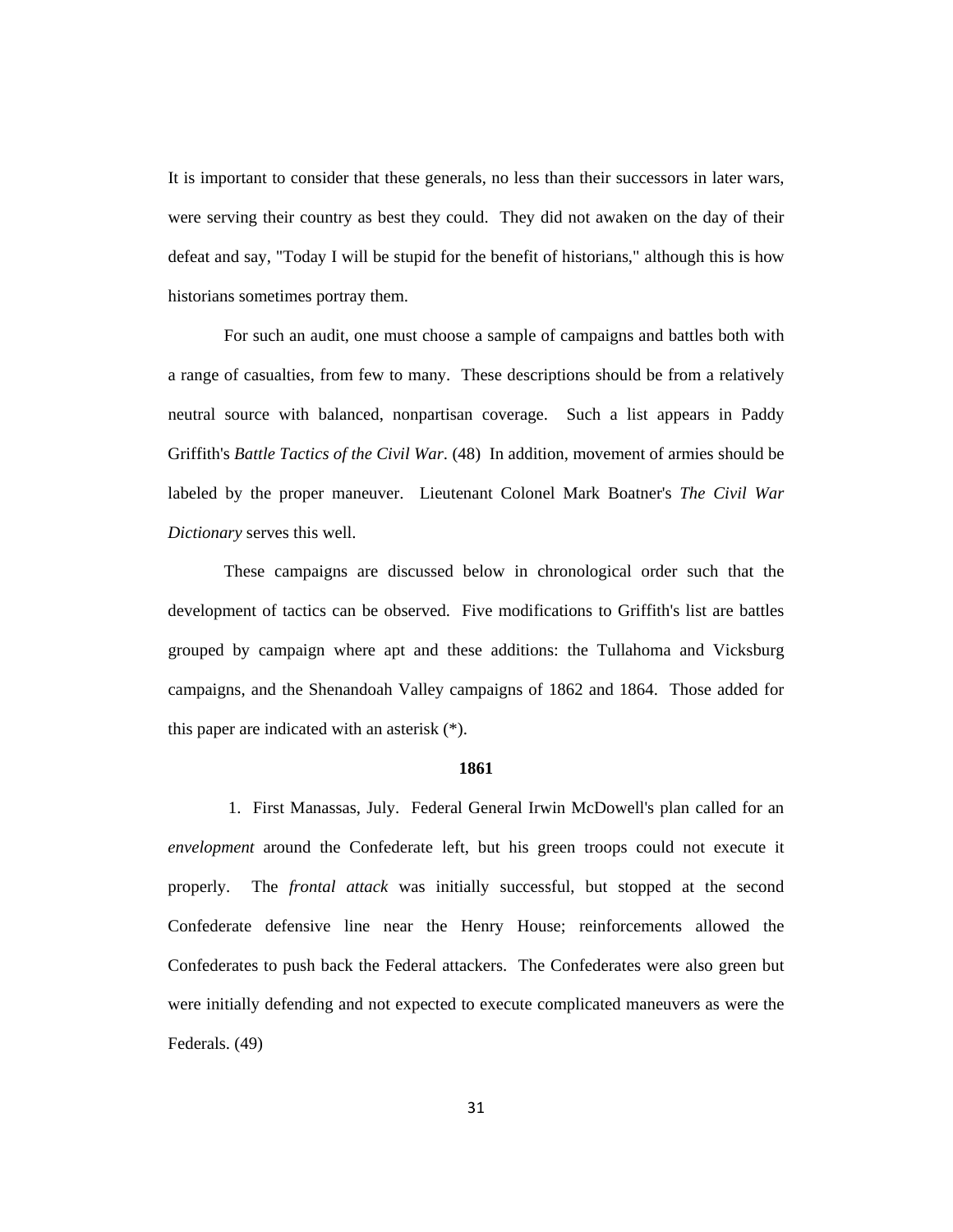It is important to consider that these generals, no less than their successors in later wars, were serving their country as best they could. They did not awaken on the day of their defeat and say, "Today I will be stupid for the benefit of historians," although this is how historians sometimes portray them.

For such an audit, one must choose a sample of campaigns and battles both with a range of casualties, from few to many. These descriptions should be from a relatively neutral source with balanced, nonpartisan coverage. Such a list appears in Paddy Griffith's *Battle Tactics of the Civil War*. (48) In addition, movement of armies should be labeled by the proper maneuver. Lieutenant Colonel Mark Boatner's *The Civil War Dictionary* serves this well.

These campaigns are discussed below in chronological order such that the development of tactics can be observed. Five modifications to Griffith's list are battles grouped by campaign where apt and these additions: the Tullahoma and Vicksburg campaigns, and the Shenandoah Valley campaigns of 1862 and 1864. Those added for this paper are indicated with an asterisk (*).

**1861**

1. First Manassas, July. Federal General Irwin McDowell's plan called for an *envelopment* around the Confederate left, but his green troops could not execute it properly. The *frontal attack* was initially successful, but stopped at the second Confederate defensive line near the Henry House; reinforcements allowed the Confederates to push back the Federal attackers. The Confederates were also green but were initially defending and not expected to execute complicated maneuvers as were the Federals. (49)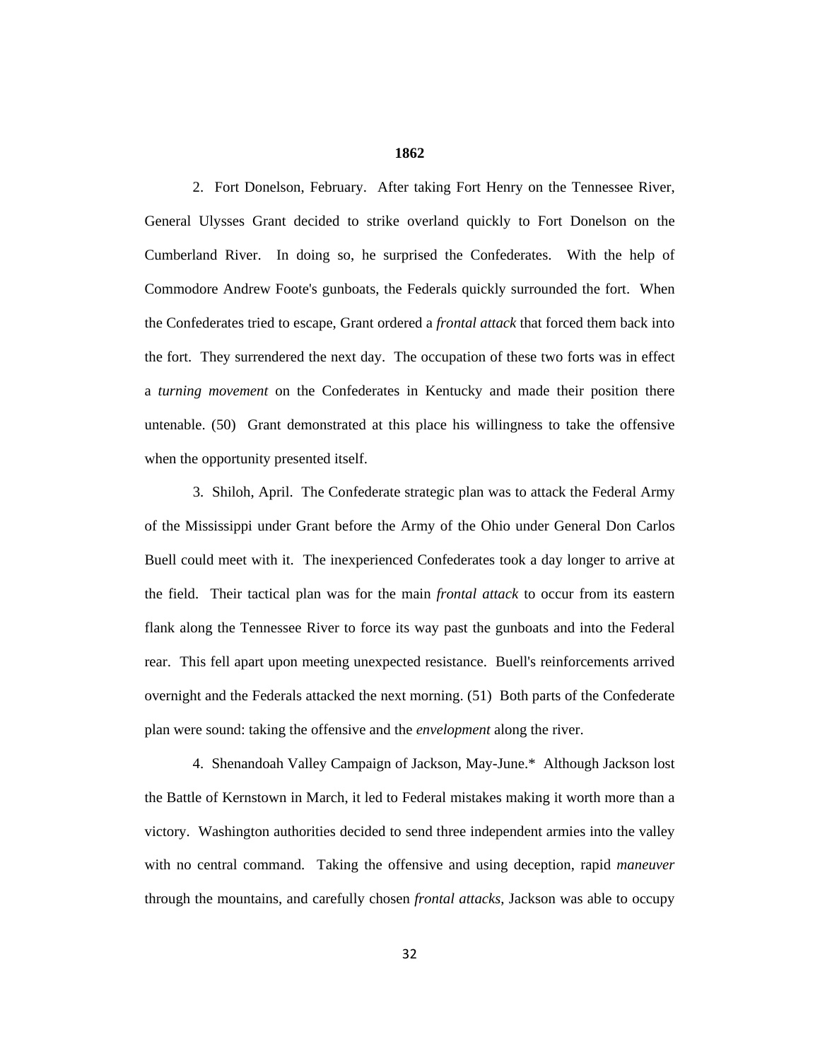**1862**

2. Fort Donelson, February. After taking Fort Henry on the Tennessee River, General Ulysses Grant decided to strike overland quickly to Fort Donelson on the Cumberland River. In doing so, he surprised the Confederates. With the help of Commodore Andrew Foote's gunboats, the Federals quickly surrounded the fort. When the Confederates tried to escape, Grant ordered a *frontal attack* that forced them back into the fort. They surrendered the next day. The occupation of these two forts was in effect a *turning movement* on the Confederates in Kentucky and made their position there untenable. (50) Grant demonstrated at this place his willingness to take the offensive when the opportunity presented itself.

3. Shiloh, April. The Confederate strategic plan was to attack the Federal Army of the Mississippi under Grant before the Army of the Ohio under General Don Carlos Buell could meet with it. The inexperienced Confederates took a day longer to arrive at the field. Their tactical plan was for the main *frontal attack* to occur from its eastern flank along the Tennessee River to force its way past the gunboats and into the Federal rear. This fell apart upon meeting unexpected resistance. Buell's reinforcements arrived overnight and the Federals attacked the next morning. (51) Both parts of the Confederate plan were sound: taking the offensive and the *envelopment* along the river.

4. Shenandoah Valley Campaign of Jackson, May-June.* Although Jackson lost the Battle of Kernstown in March, it led to Federal mistakes making it worth more than a victory. Washington authorities decided to send three independent armies into the valley with no central command. Taking the offensive and using deception, rapid *maneuver* through the mountains, and carefully chosen *frontal attacks*, Jackson was able to occupy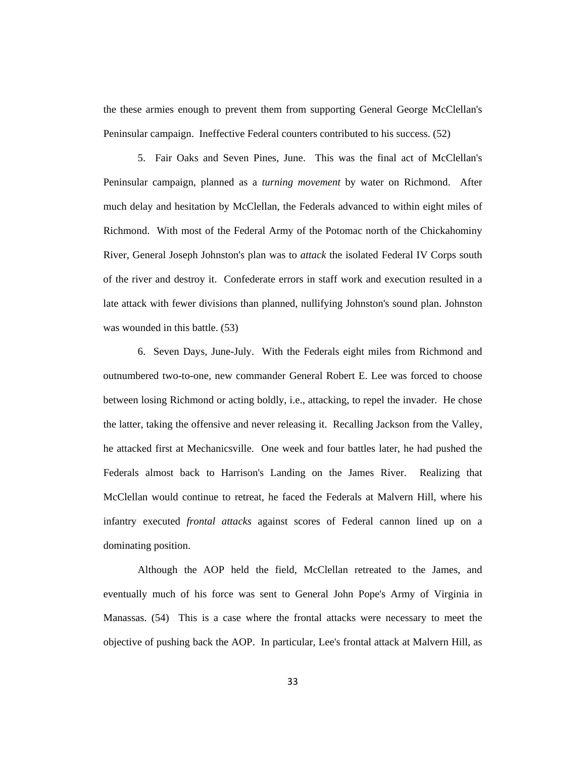the these armies enough to prevent them from supporting General George McClellan's Peninsular campaign. Ineffective Federal counters contributed to his success. (52)

5. Fair Oaks and Seven Pines, June. This was the final act of McClellan's Peninsular campaign, planned as a *turning movement* by water on Richmond. After much delay and hesitation by McClellan, the Federals advanced to within eight miles of Richmond. With most of the Federal Army of the Potomac north of the Chickahominy River, General Joseph Johnston's plan was to *attack* the isolated Federal IV Corps south of the river and destroy it. Confederate errors in staff work and execution resulted in a late attack with fewer divisions than planned, nullifying Johnston's sound plan. Johnston was wounded in this battle. (53)

6. Seven Days, June-July. With the Federals eight miles from Richmond and outnumbered two-to-one, new commander General Robert E. Lee was forced to choose between losing Richmond or acting boldly, i.e., attacking, to repel the invader. He chose the latter, taking the offensive and never releasing it. Recalling Jackson from the Valley, he attacked first at Mechanicsville. One week and four battles later, he had pushed the Federals almost back to Harrison's Landing on the James River. Realizing that McClellan would continue to retreat, he faced the Federals at Malvern Hill, where his infantry executed *frontal attacks* against scores of Federal cannon lined up on a dominating position.

Although the AOP held the field, McClellan retreated to the James, and eventually much of his force was sent to General John Pope's Army of Virginia in Manassas. (54) This is a case where the frontal attacks were necessary to meet the objective of pushing back the AOP. In particular, Lee's frontal attack at Malvern Hill, as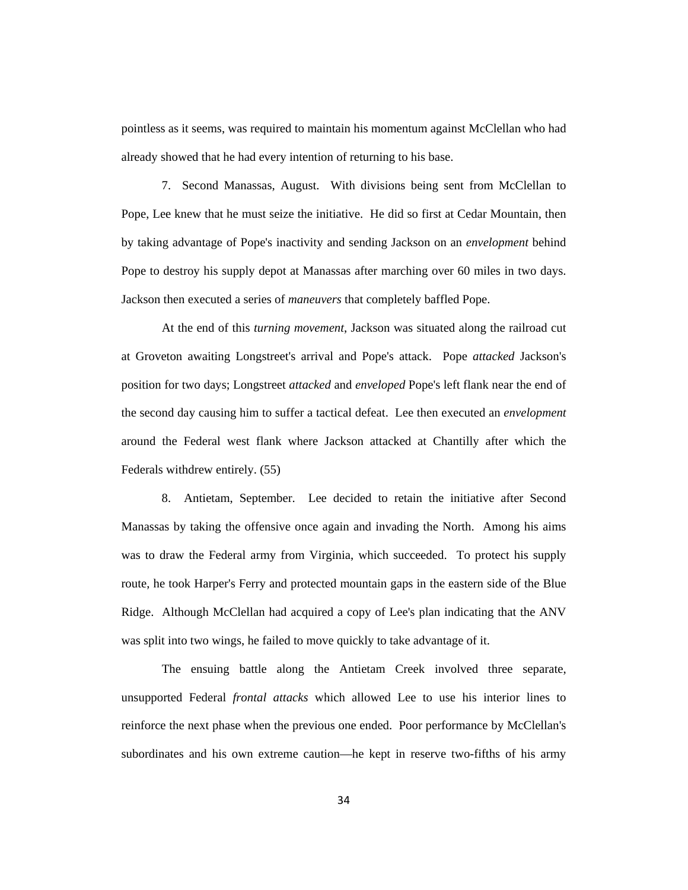pointless as it seems, was required to maintain his momentum against McClellan who had already showed that he had every intention of returning to his base.

7. Second Manassas, August. With divisions being sent from McClellan to Pope, Lee knew that he must seize the initiative. He did so first at Cedar Mountain, then by taking advantage of Pope's inactivity and sending Jackson on an *envelopment* behind Pope to destroy his supply depot at Manassas after marching over 60 miles in two days. Jackson then executed a series of *maneuvers* that completely baffled Pope.

At the end of this *turning movement*, Jackson was situated along the railroad cut at Groveton awaiting Longstreet's arrival and Pope's attack. Pope *attacked* Jackson's position for two days; Longstreet *attacked* and *enveloped* Pope's left flank near the end of the second day causing him to suffer a tactical defeat. Lee then executed an *envelopment* around the Federal west flank where Jackson attacked at Chantilly after which the Federals withdrew entirely. (55)

8. Antietam, September. Lee decided to retain the initiative after Second Manassas by taking the offensive once again and invading the North. Among his aims was to draw the Federal army from Virginia, which succeeded. To protect his supply route, he took Harper's Ferry and protected mountain gaps in the eastern side of the Blue Ridge. Although McClellan had acquired a copy of Lee's plan indicating that the ANV was split into two wings, he failed to move quickly to take advantage of it.

The ensuing battle along the Antietam Creek involved three separate, unsupported Federal *frontal attacks* which allowed Lee to use his interior lines to reinforce the next phase when the previous one ended. Poor performance by McClellan's subordinates and his own extreme caution—he kept in reserve two-fifths of his army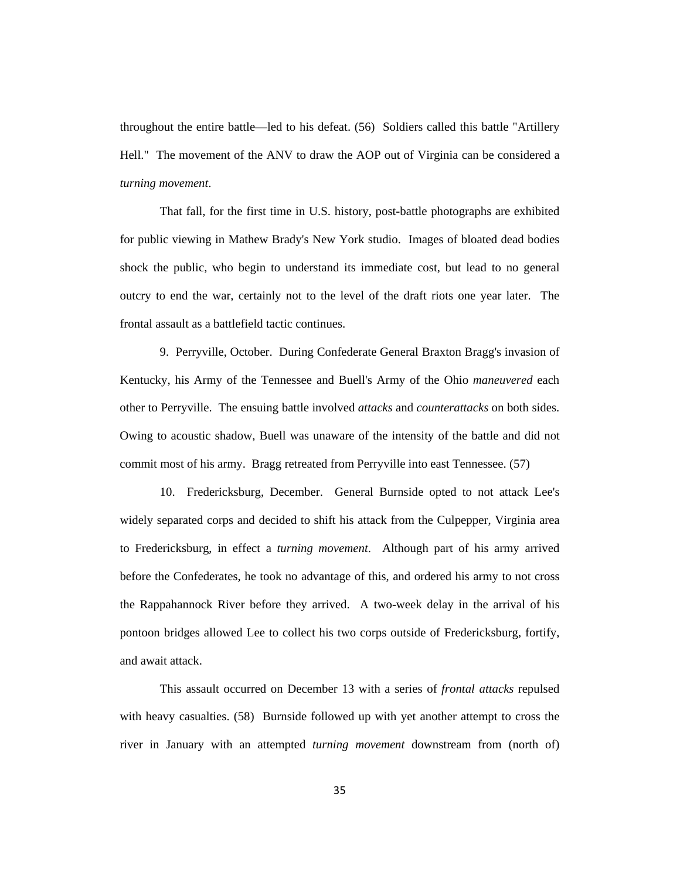throughout the entire battle—led to his defeat. (56) Soldiers called this battle "Artillery Hell." The movement of the ANV to draw the AOP out of Virginia can be considered a *turning movement*.

That fall, for the first time in U.S. history, post-battle photographs are exhibited for public viewing in Mathew Brady's New York studio. Images of bloated dead bodies shock the public, who begin to understand its immediate cost, but lead to no general outcry to end the war, certainly not to the level of the draft riots one year later. The frontal assault as a battlefield tactic continues.

9. Perryville, October. During Confederate General Braxton Bragg's invasion of Kentucky, his Army of the Tennessee and Buell's Army of the Ohio *maneuvered* each other to Perryville. The ensuing battle involved *attacks* and *counterattacks* on both sides. Owing to acoustic shadow, Buell was unaware of the intensity of the battle and did not commit most of his army. Bragg retreated from Perryville into east Tennessee. (57)

10. Fredericksburg, December. General Burnside opted to not attack Lee's widely separated corps and decided to shift his attack from the Culpepper, Virginia area to Fredericksburg, in effect a *turning movement*. Although part of his army arrived before the Confederates, he took no advantage of this, and ordered his army to not cross the Rappahannock River before they arrived. A two-week delay in the arrival of his pontoon bridges allowed Lee to collect his two corps outside of Fredericksburg, fortify, and await attack.

This assault occurred on December 13 with a series of *frontal attacks* repulsed with heavy casualties. (58) Burnside followed up with yet another attempt to cross the river in January with an attempted *turning movement* downstream from (north of)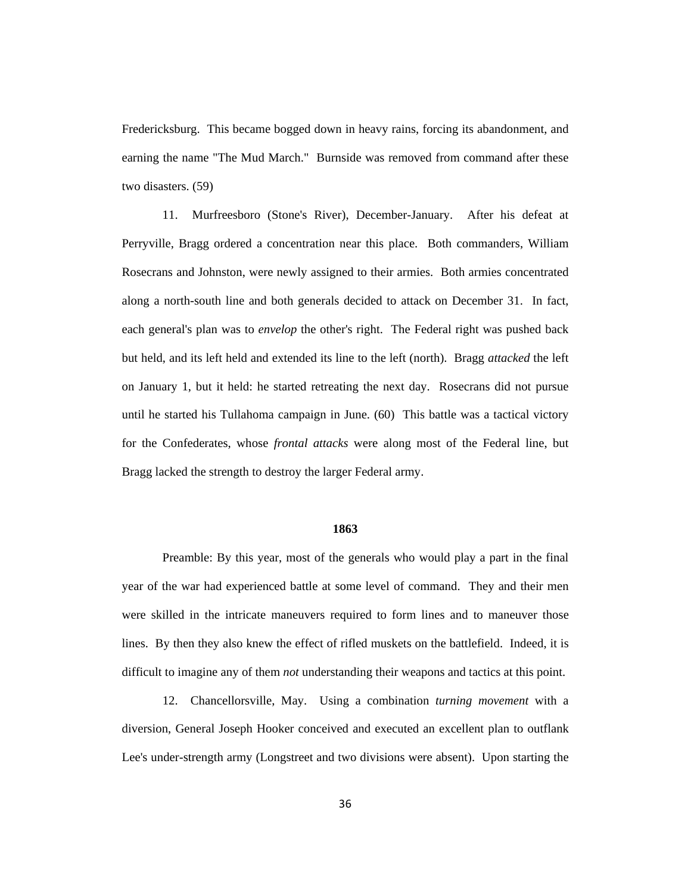Fredericksburg. This became bogged down in heavy rains, forcing its abandonment, and earning the name "The Mud March." Burnside was removed from command after these two disasters. (59)

11. Murfreesboro (Stone's River), December-January. After his defeat at Perryville, Bragg ordered a concentration near this place. Both commanders, William Rosecrans and Johnston, were newly assigned to their armies. Both armies concentrated along a north-south line and both generals decided to attack on December 31. In fact, each general's plan was to *envelop* the other's right. The Federal right was pushed back but held, and its left held and extended its line to the left (north). Bragg *attacked* the left on January 1, but it held: he started retreating the next day. Rosecrans did not pursue until he started his Tullahoma campaign in June. (60) This battle was a tactical victory for the Confederates, whose *frontal attacks* were along most of the Federal line, but Bragg lacked the strength to destroy the larger Federal army.

**1863**

Preamble: By this year, most of the generals who would play a part in the final year of the war had experienced battle at some level of command. They and their men were skilled in the intricate maneuvers required to form lines and to maneuver those lines. By then they also knew the effect of rifled muskets on the battlefield. Indeed, it is difficult to imagine any of them *not* understanding their weapons and tactics at this point.

12. Chancellorsville, May. Using a combination *turning movement* with a diversion, General Joseph Hooker conceived and executed an excellent plan to outflank Lee's under-strength army (Longstreet and two divisions were absent). Upon starting the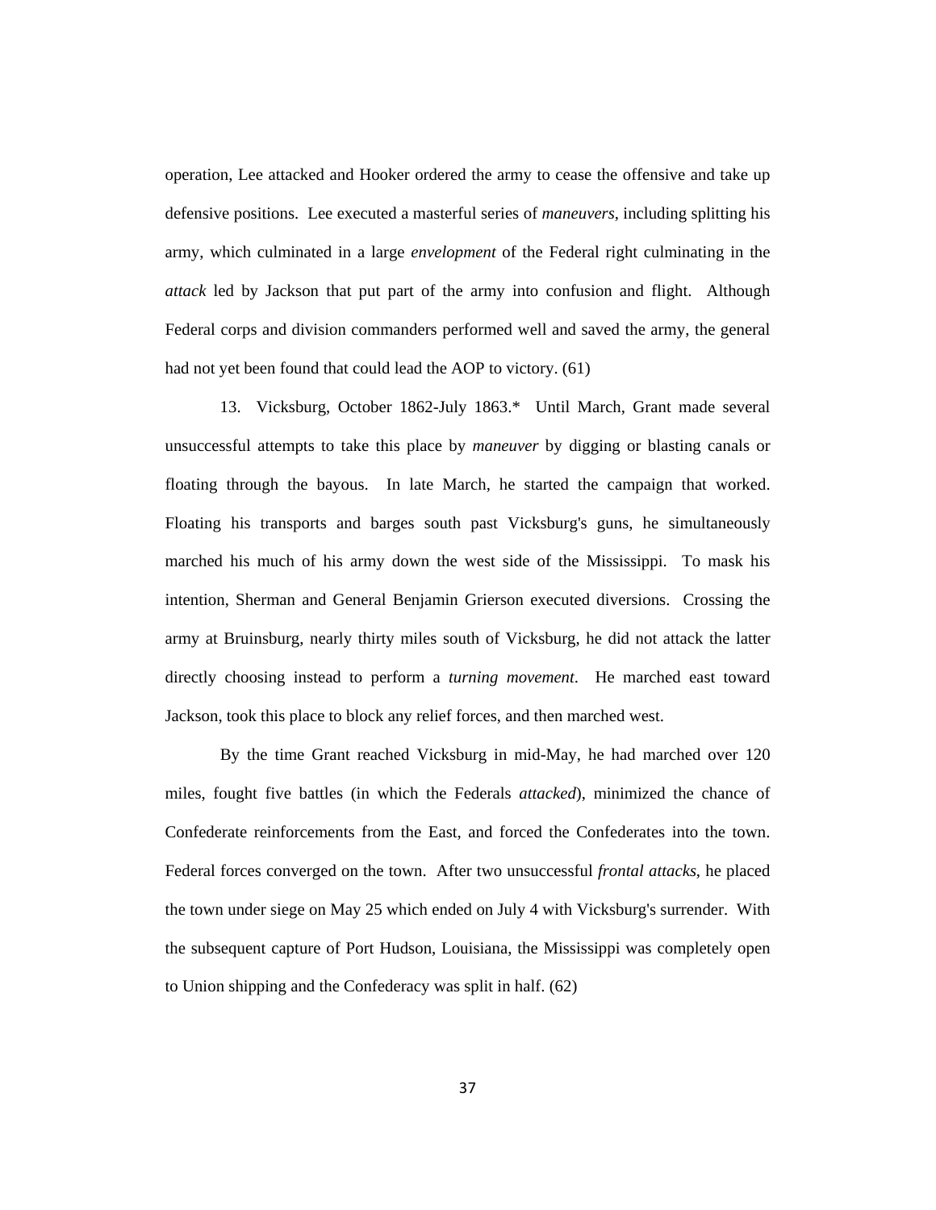operation, Lee attacked and Hooker ordered the army to cease the offensive and take up defensive positions. Lee executed a masterful series of *maneuvers*, including splitting his army, which culminated in a large *envelopment* of the Federal right culminating in the *attack* led by Jackson that put part of the army into confusion and flight. Although Federal corps and division commanders performed well and saved the army, the general had not yet been found that could lead the AOP to victory. (61)

13. Vicksburg, October 1862-July 1863.* Until March, Grant made several unsuccessful attempts to take this place by *maneuver* by digging or blasting canals or floating through the bayous. In late March, he started the campaign that worked. Floating his transports and barges south past Vicksburg's guns, he simultaneously marched his much of his army down the west side of the Mississippi. To mask his intention, Sherman and General Benjamin Grierson executed diversions. Crossing the army at Bruinsburg, nearly thirty miles south of Vicksburg, he did not attack the latter directly choosing instead to perform a *turning movement*. He marched east toward Jackson, took this place to block any relief forces, and then marched west.

By the time Grant reached Vicksburg in mid-May, he had marched over 120 miles, fought five battles (in which the Federals *attacked*), minimized the chance of Confederate reinforcements from the East, and forced the Confederates into the town. Federal forces converged on the town. After two unsuccessful *frontal attacks*, he placed the town under siege on May 25 which ended on July 4 with Vicksburg's surrender. With the subsequent capture of Port Hudson, Louisiana, the Mississippi was completely open to Union shipping and the Confederacy was split in half. (62)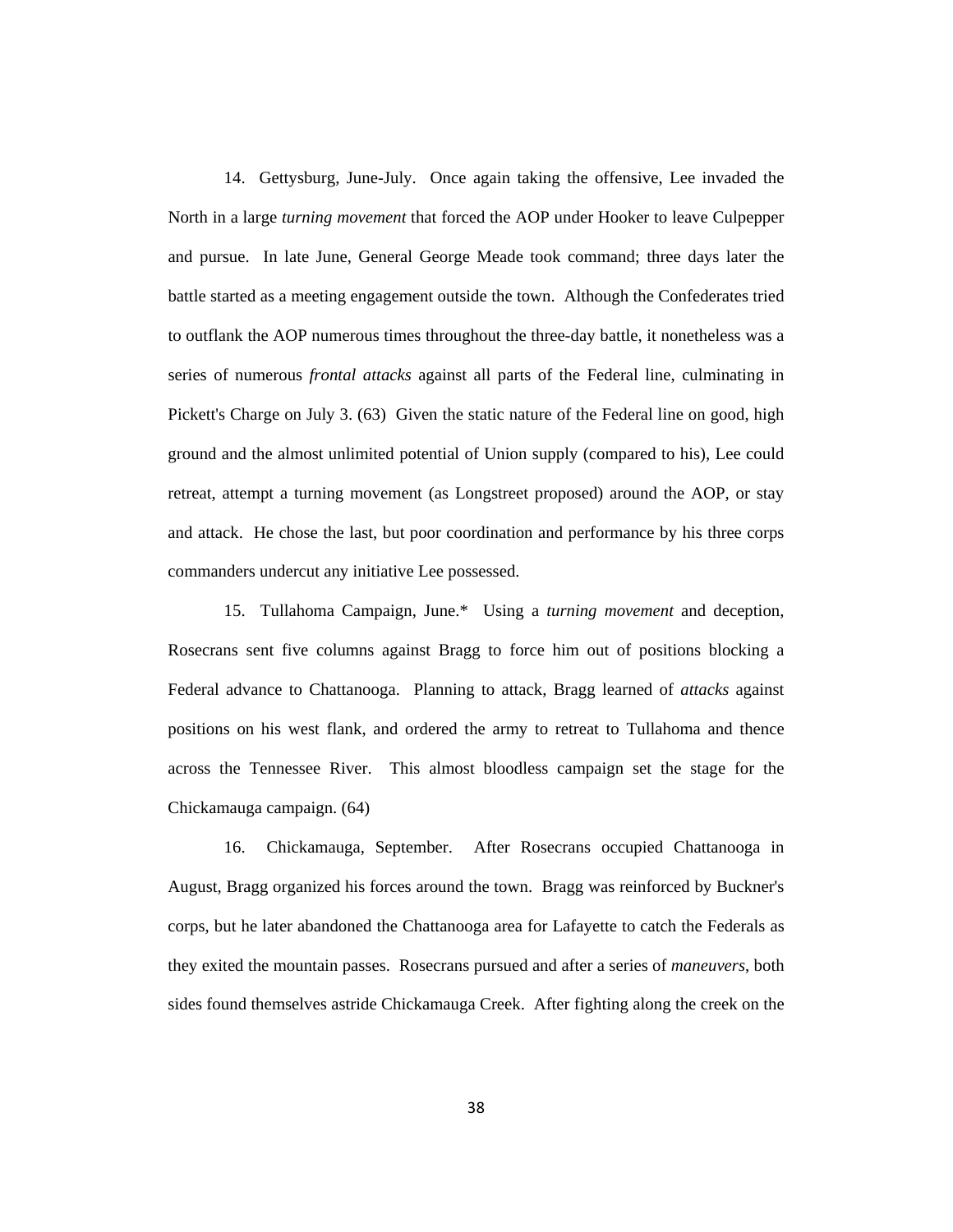14. Gettysburg, June-July. Once again taking the offensive, Lee invaded the North in a large *turning movement* that forced the AOP under Hooker to leave Culpepper and pursue. In late June, General George Meade took command; three days later the battle started as a meeting engagement outside the town. Although the Confederates tried to outflank the AOP numerous times throughout the three-day battle, it nonetheless was a series of numerous *frontal attacks* against all parts of the Federal line, culminating in Pickett's Charge on July 3. (63) Given the static nature of the Federal line on good, high ground and the almost unlimited potential of Union supply (compared to his), Lee could retreat, attempt a turning movement (as Longstreet proposed) around the AOP, or stay and attack. He chose the last, but poor coordination and performance by his three corps commanders undercut any initiative Lee possessed.

15. Tullahoma Campaign, June.* Using a *turning movement* and deception, Rosecrans sent five columns against Bragg to force him out of positions blocking a Federal advance to Chattanooga. Planning to attack, Bragg learned of *attacks* against positions on his west flank, and ordered the army to retreat to Tullahoma and thence across the Tennessee River. This almost bloodless campaign set the stage for the Chickamauga campaign. (64)

16. Chickamauga, September. After Rosecrans occupied Chattanooga in August, Bragg organized his forces around the town. Bragg was reinforced by Buckner's corps, but he later abandoned the Chattanooga area for Lafayette to catch the Federals as they exited the mountain passes. Rosecrans pursued and after a series of *maneuvers*, both sides found themselves astride Chickamauga Creek. After fighting along the creek on the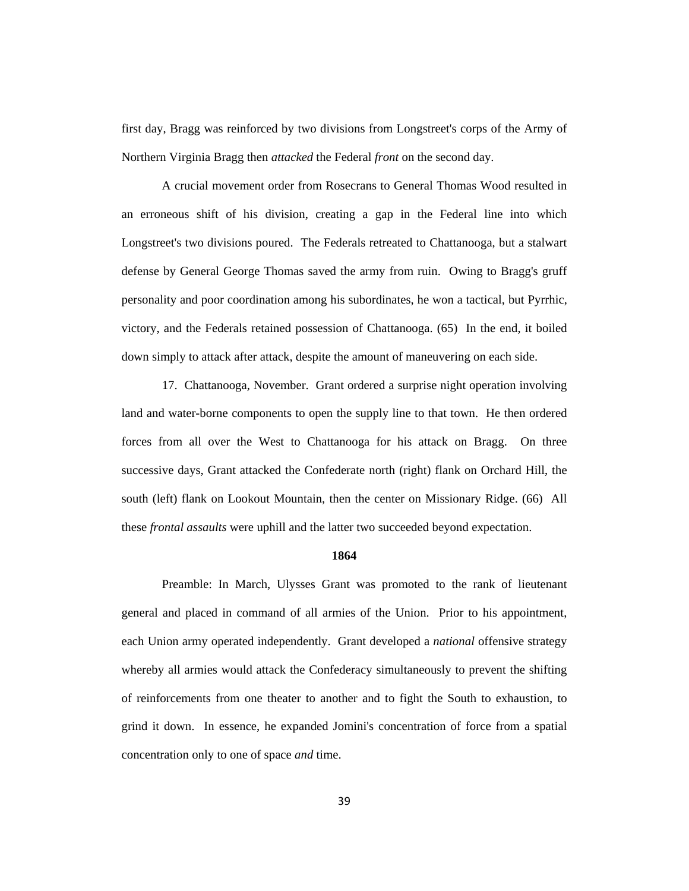first day, Bragg was reinforced by two divisions from Longstreet's corps of the Army of Northern Virginia Bragg then *attacked* the Federal *front* on the second day.

A crucial movement order from Rosecrans to General Thomas Wood resulted in an erroneous shift of his division, creating a gap in the Federal line into which Longstreet's two divisions poured. The Federals retreated to Chattanooga, but a stalwart defense by General George Thomas saved the army from ruin. Owing to Bragg's gruff personality and poor coordination among his subordinates, he won a tactical, but Pyrrhic, victory, and the Federals retained possession of Chattanooga. (65) In the end, it boiled down simply to attack after attack, despite the amount of maneuvering on each side.

17. Chattanooga, November. Grant ordered a surprise night operation involving land and water-borne components to open the supply line to that town. He then ordered forces from all over the West to Chattanooga for his attack on Bragg. On three successive days, Grant attacked the Confederate north (right) flank on Orchard Hill, the south (left) flank on Lookout Mountain, then the center on Missionary Ridge. (66) All these *frontal assaults* were uphill and the latter two succeeded beyond expectation.

**1864**

Preamble: In March, Ulysses Grant was promoted to the rank of lieutenant general and placed in command of all armies of the Union. Prior to his appointment, each Union army operated independently. Grant developed a *national* offensive strategy whereby all armies would attack the Confederacy simultaneously to prevent the shifting of reinforcements from one theater to another and to fight the South to exhaustion, to grind it down. In essence, he expanded Jomini's concentration of force from a spatial concentration only to one of space *and* time.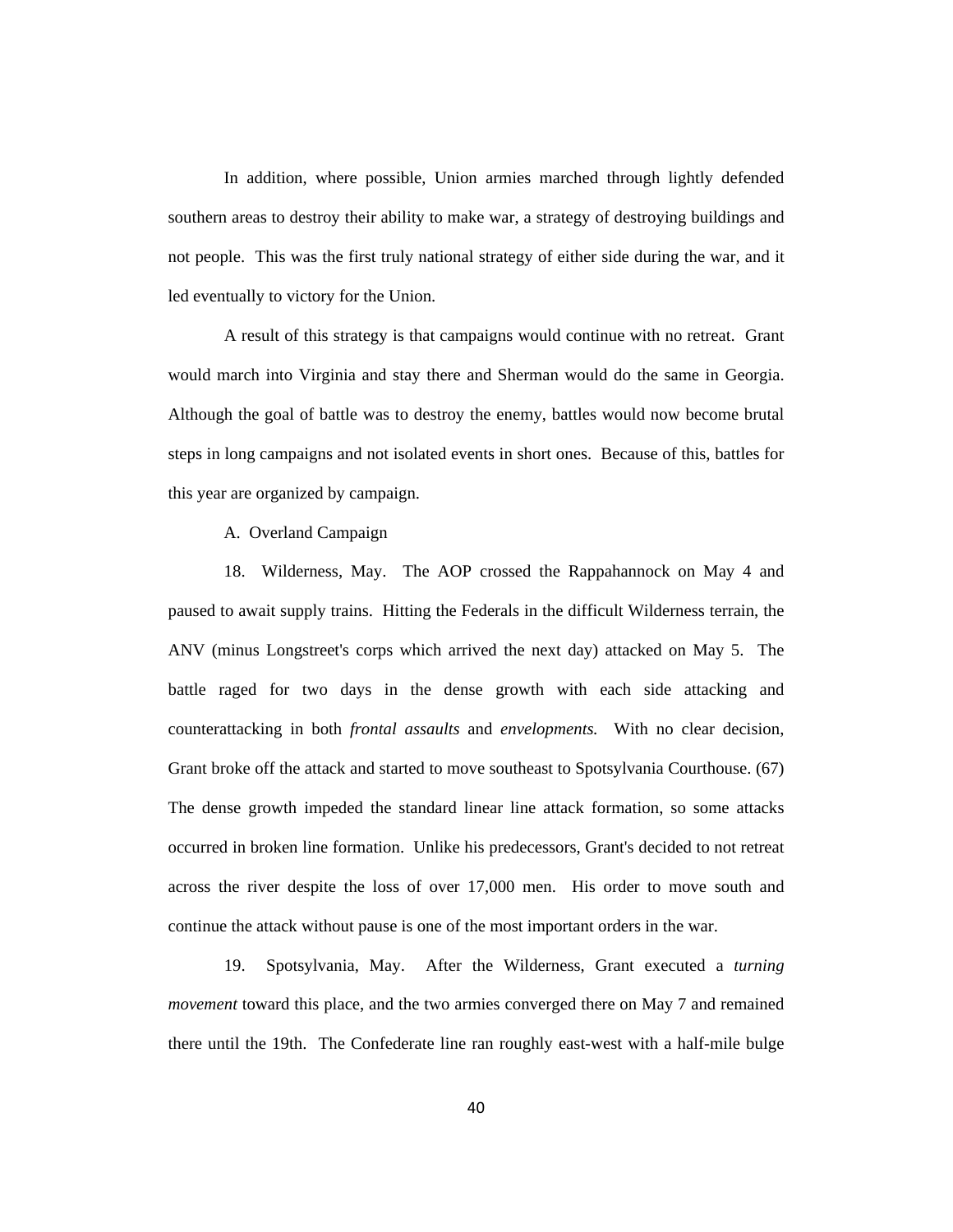In addition, where possible, Union armies marched through lightly defended southern areas to destroy their ability to make war, a strategy of destroying buildings and not people. This was the first truly national strategy of either side during the war, and it led eventually to victory for the Union.

A result of this strategy is that campaigns would continue with no retreat. Grant would march into Virginia and stay there and Sherman would do the same in Georgia. Although the goal of battle was to destroy the enemy, battles would now become brutal steps in long campaigns and not isolated events in short ones. Because of this, battles for this year are organized by campaign.

A. Overland Campaign

18. Wilderness, May. The AOP crossed the Rappahannock on May 4 and paused to await supply trains. Hitting the Federals in the difficult Wilderness terrain, the ANV (minus Longstreet's corps which arrived the next day) attacked on May 5. The battle raged for two days in the dense growth with each side attacking and counterattacking in both *frontal assaults* and *envelopments.* With no clear decision, Grant broke off the attack and started to move southeast to Spotsylvania Courthouse. (67) The dense growth impeded the standard linear line attack formation, so some attacks occurred in broken line formation. Unlike his predecessors, Grant's decided to not retreat across the river despite the loss of over 17,000 men. His order to move south and continue the attack without pause is one of the most important orders in the war.

19. Spotsylvania, May. After the Wilderness, Grant executed a *turning movement* toward this place, and the two armies converged there on May 7 and remained there until the 19th. The Confederate line ran roughly east-west with a half-mile bulge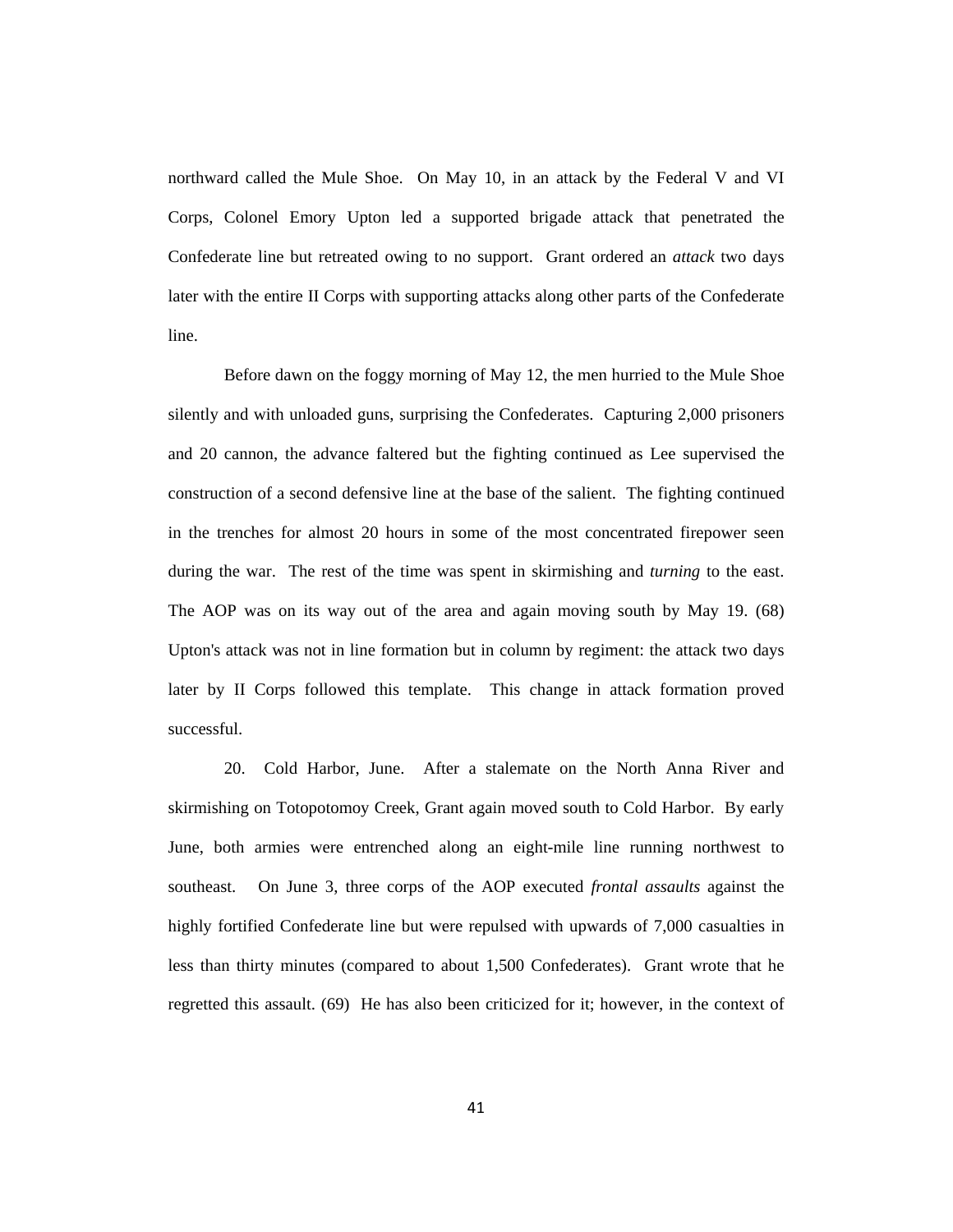northward called the Mule Shoe. On May 10, in an attack by the Federal V and VI Corps, Colonel Emory Upton led a supported brigade attack that penetrated the Confederate line but retreated owing to no support. Grant ordered an *attack* two days later with the entire II Corps with supporting attacks along other parts of the Confederate line.

Before dawn on the foggy morning of May 12, the men hurried to the Mule Shoe silently and with unloaded guns, surprising the Confederates. Capturing 2,000 prisoners and 20 cannon, the advance faltered but the fighting continued as Lee supervised the construction of a second defensive line at the base of the salient. The fighting continued in the trenches for almost 20 hours in some of the most concentrated firepower seen during the war. The rest of the time was spent in skirmishing and *turning* to the east. The AOP was on its way out of the area and again moving south by May 19. (68) Upton's attack was not in line formation but in column by regiment: the attack two days later by II Corps followed this template. This change in attack formation proved successful.

20. Cold Harbor, June. After a stalemate on the North Anna River and skirmishing on Totopotomoy Creek, Grant again moved south to Cold Harbor. By early June, both armies were entrenched along an eight-mile line running northwest to southeast. On June 3, three corps of the AOP executed *frontal assaults* against the highly fortified Confederate line but were repulsed with upwards of 7,000 casualties in less than thirty minutes (compared to about 1,500 Confederates). Grant wrote that he regretted this assault. (69) He has also been criticized for it; however, in the context of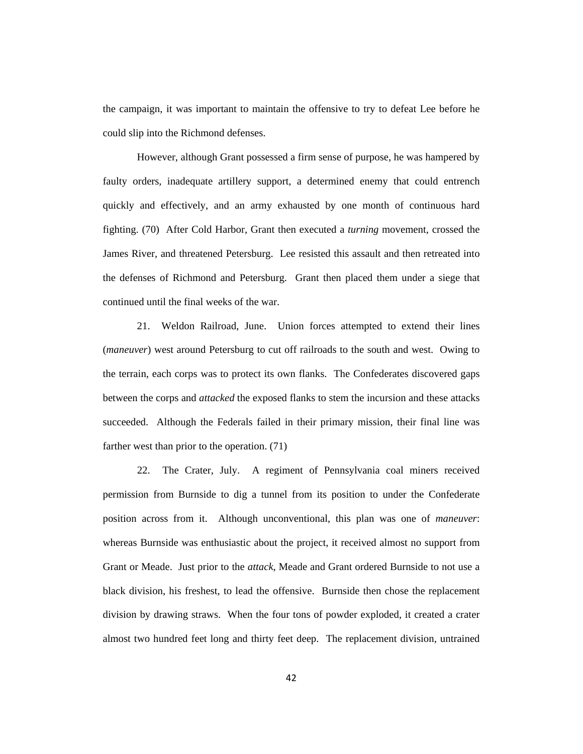the campaign, it was important to maintain the offensive to try to defeat Lee before he could slip into the Richmond defenses.

However, although Grant possessed a firm sense of purpose, he was hampered by faulty orders, inadequate artillery support, a determined enemy that could entrench quickly and effectively, and an army exhausted by one month of continuous hard fighting. (70)  After Cold Harbor, Grant then executed a *turning* movement, crossed the James River, and threatened Petersburg.  Lee resisted this assault and then retreated into the defenses of Richmond and Petersburg.  Grant then placed them under a siege that continued until the final weeks of the war.

21.  Weldon Railroad, June.  Union forces attempted to extend their lines (*maneuver*) west around Petersburg to cut off railroads to the south and west.  Owing to the terrain, each corps was to protect its own flanks.  The Confederates discovered gaps between the corps and *attacked* the exposed flanks to stem the incursion and these attacks succeeded.  Although the Federals failed in their primary mission, their final line was farther west than prior to the operation. (71)

22.  The Crater, July.  A regiment of Pennsylvania coal miners received permission from Burnside to dig a tunnel from its position to under the Confederate position across from it.  Although unconventional, this plan was one of *maneuver*: whereas Burnside was enthusiastic about the project, it received almost no support from Grant or Meade.  Just prior to the *attack*, Meade and Grant ordered Burnside to not use a black division, his freshest, to lead the offensive.  Burnside then chose the replacement division by drawing straws.  When the four tons of powder exploded, it created a crater almost two hundred feet long and thirty feet deep.  The replacement division, untrained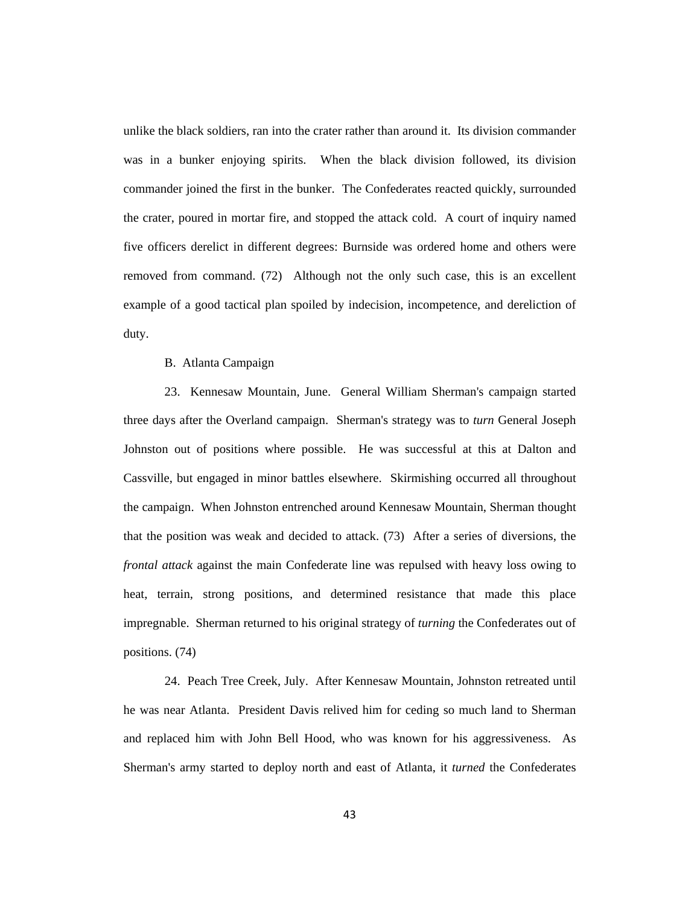unlike the black soldiers, ran into the crater rather than around it. Its division commander was in a bunker enjoying spirits. When the black division followed, its division commander joined the first in the bunker. The Confederates reacted quickly, surrounded the crater, poured in mortar fire, and stopped the attack cold. A court of inquiry named five officers derelict in different degrees: Burnside was ordered home and others were removed from command. (72) Although not the only such case, this is an excellent example of a good tactical plan spoiled by indecision, incompetence, and dereliction of duty.

B. Atlanta Campaign

23. Kennesaw Mountain, June. General William Sherman's campaign started three days after the Overland campaign. Sherman's strategy was to *turn* General Joseph Johnston out of positions where possible. He was successful at this at Dalton and Cassville, but engaged in minor battles elsewhere. Skirmishing occurred all throughout the campaign. When Johnston entrenched around Kennesaw Mountain, Sherman thought that the position was weak and decided to attack. (73) After a series of diversions, the *frontal attack* against the main Confederate line was repulsed with heavy loss owing to heat, terrain, strong positions, and determined resistance that made this place impregnable. Sherman returned to his original strategy of *turning* the Confederates out of positions. (74)

24. Peach Tree Creek, July. After Kennesaw Mountain, Johnston retreated until he was near Atlanta. President Davis relived him for ceding so much land to Sherman and replaced him with John Bell Hood, who was known for his aggressiveness. As Sherman's army started to deploy north and east of Atlanta, it *turned* the Confederates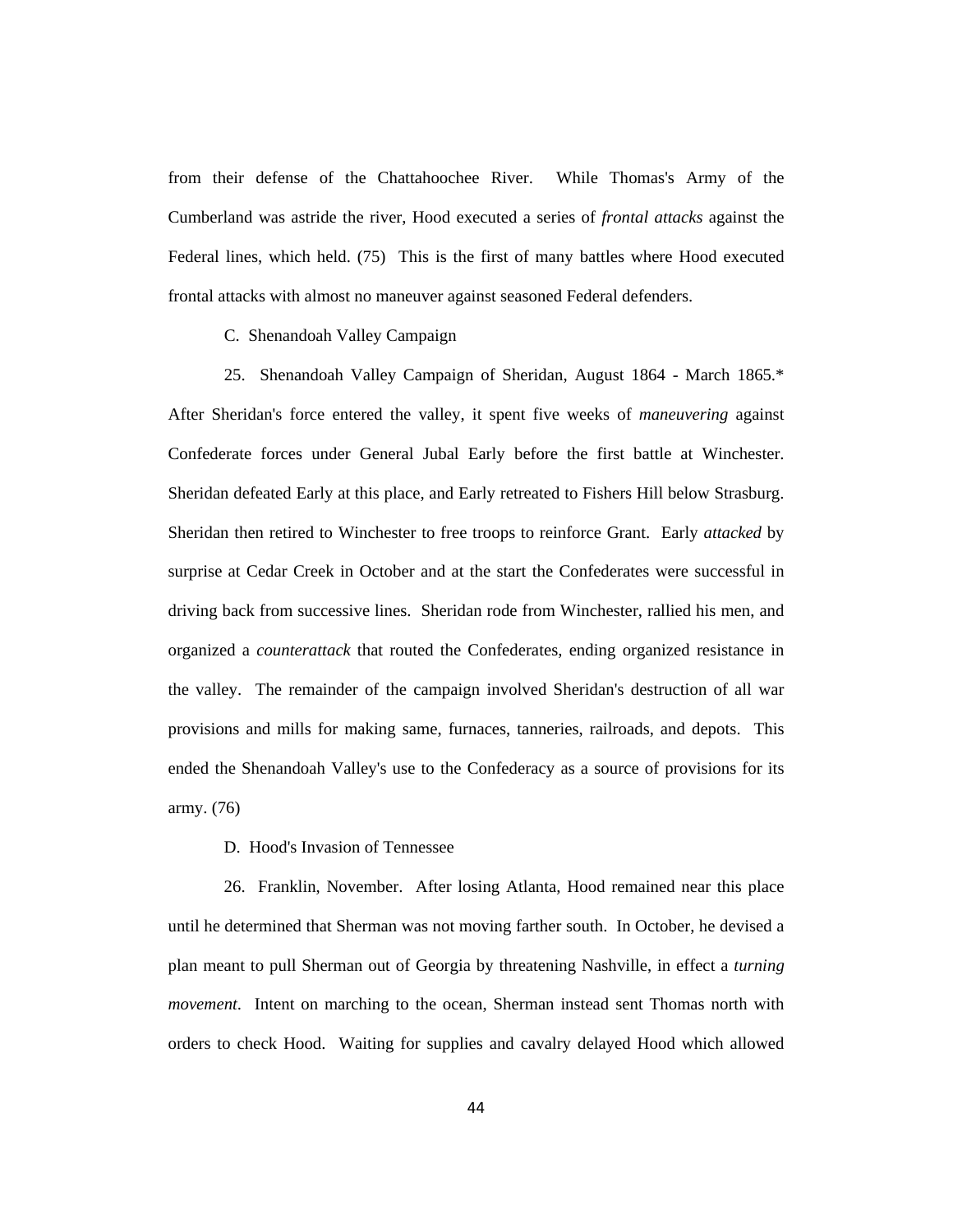from their defense of the Chattahoochee River. While Thomas's Army of the Cumberland was astride the river, Hood executed a series of *frontal attacks* against the Federal lines, which held. (75) This is the first of many battles where Hood executed frontal attacks with almost no maneuver against seasoned Federal defenders.

C. Shenandoah Valley Campaign

25. Shenandoah Valley Campaign of Sheridan, August 1864 - March 1865.* After Sheridan's force entered the valley, it spent five weeks of *maneuvering* against Confederate forces under General Jubal Early before the first battle at Winchester. Sheridan defeated Early at this place, and Early retreated to Fishers Hill below Strasburg. Sheridan then retired to Winchester to free troops to reinforce Grant. Early *attacked* by surprise at Cedar Creek in October and at the start the Confederates were successful in driving back from successive lines. Sheridan rode from Winchester, rallied his men, and organized a *counterattack* that routed the Confederates, ending organized resistance in the valley. The remainder of the campaign involved Sheridan's destruction of all war provisions and mills for making same, furnaces, tanneries, railroads, and depots. This ended the Shenandoah Valley's use to the Confederacy as a source of provisions for its army. (76)

D. Hood's Invasion of Tennessee

26. Franklin, November. After losing Atlanta, Hood remained near this place until he determined that Sherman was not moving farther south. In October, he devised a plan meant to pull Sherman out of Georgia by threatening Nashville, in effect a *turning movement*. Intent on marching to the ocean, Sherman instead sent Thomas north with orders to check Hood. Waiting for supplies and cavalry delayed Hood which allowed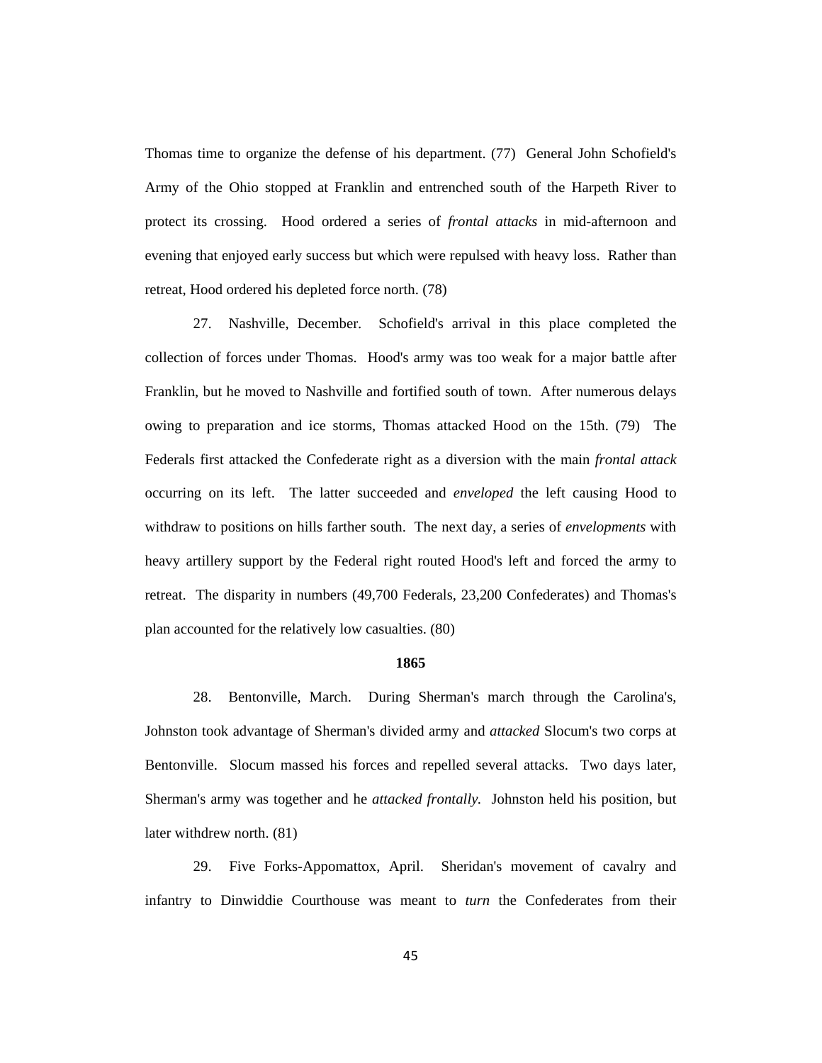Thomas time to organize the defense of his department. (77) General John Schofield's Army of the Ohio stopped at Franklin and entrenched south of the Harpeth River to protect its crossing. Hood ordered a series of *frontal attacks* in mid-afternoon and evening that enjoyed early success but which were repulsed with heavy loss. Rather than retreat, Hood ordered his depleted force north. (78)

27. Nashville, December. Schofield's arrival in this place completed the collection of forces under Thomas. Hood's army was too weak for a major battle after Franklin, but he moved to Nashville and fortified south of town. After numerous delays owing to preparation and ice storms, Thomas attacked Hood on the 15th. (79) The Federals first attacked the Confederate right as a diversion with the main *frontal attack* occurring on its left. The latter succeeded and *enveloped* the left causing Hood to withdraw to positions on hills farther south. The next day, a series of *envelopments* with heavy artillery support by the Federal right routed Hood's left and forced the army to retreat. The disparity in numbers (49,700 Federals, 23,200 Confederates) and Thomas's plan accounted for the relatively low casualties. (80)

**1865**

28. Bentonville, March. During Sherman's march through the Carolina's, Johnston took advantage of Sherman's divided army and *attacked* Slocum's two corps at Bentonville. Slocum massed his forces and repelled several attacks. Two days later, Sherman's army was together and he *attacked frontally.* Johnston held his position, but later withdrew north. (81)

29. Five Forks-Appomattox, April. Sheridan's movement of cavalry and infantry to Dinwiddie Courthouse was meant to *turn* the Confederates from their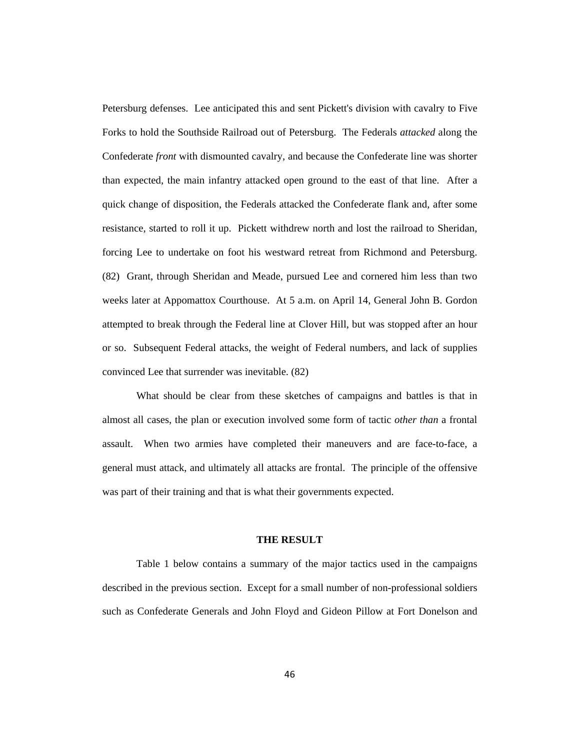Petersburg defenses. Lee anticipated this and sent Pickett's division with cavalry to Five Forks to hold the Southside Railroad out of Petersburg. The Federals *attacked* along the Confederate *front* with dismounted cavalry, and because the Confederate line was shorter than expected, the main infantry attacked open ground to the east of that line. After a quick change of disposition, the Federals attacked the Confederate flank and, after some resistance, started to roll it up. Pickett withdrew north and lost the railroad to Sheridan, forcing Lee to undertake on foot his westward retreat from Richmond and Petersburg. (82) Grant, through Sheridan and Meade, pursued Lee and cornered him less than two weeks later at Appomattox Courthouse. At 5 a.m. on April 14, General John B. Gordon attempted to break through the Federal line at Clover Hill, but was stopped after an hour or so. Subsequent Federal attacks, the weight of Federal numbers, and lack of supplies convinced Lee that surrender was inevitable. (82)

What should be clear from these sketches of campaigns and battles is that in almost all cases, the plan or execution involved some form of tactic *other than* a frontal assault. When two armies have completed their maneuvers and are face-to-face, a general must attack, and ultimately all attacks are frontal. The principle of the offensive was part of their training and that is what their governments expected.

## THE RESULT

Table 1 below contains a summary of the major tactics used in the campaigns described in the previous section. Except for a small number of non-professional soldiers such as Confederate Generals and John Floyd and Gideon Pillow at Fort Donelson and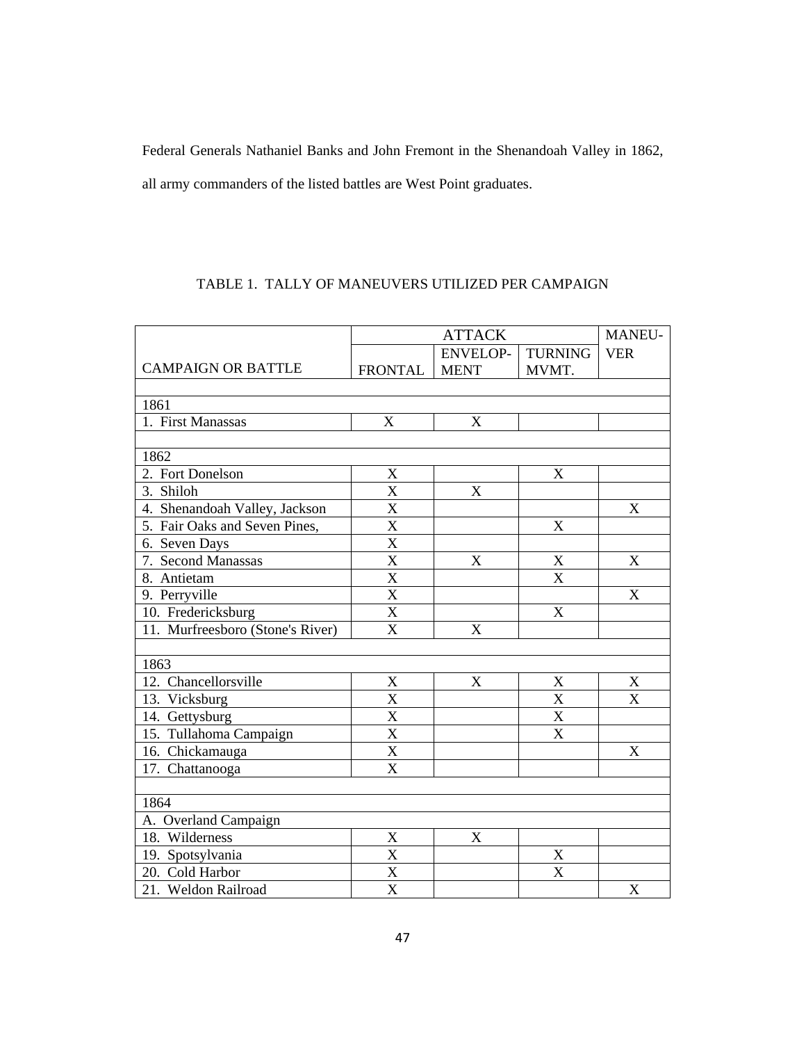Federal Generals Nathaniel Banks and John Fremont in the Shenandoah Valley in 1862, all army commanders of the listed battles are West Point graduates.

TABLE 1. TALLY OF MANEUVERS UTILIZED PER CAMPAIGN

| CAMPAIGN OR BATTLE | ATTACK | | | MANEU-VER |
|---|---|---|---|---|
| | FRONTAL | ENVELOP-MENT | TURNING MVMT. | |
| 1861 | | | | |
| 1. First Manassas | X | X | | |
| 1862 | | | | |
| 2. Fort Donelson | X | | X | |
| 3. Shiloh | X | X | | |
| 4. Shenandoah Valley, Jackson | X | | | X |
| 5. Fair Oaks and Seven Pines, | X | | X | |
| 6. Seven Days | X | | | |
| 7. Second Manassas | X | X | X | X |
| 8. Antietam | X | | X | |
| 9. Perryville | X | | | X |
| 10. Fredericksburg | X | | X | |
| 11. Murfreesboro (Stone's River) | X | X | | |
| 1863 | | | | |
| 12. Chancellorsville | X | X | X | X |
| 13. Vicksburg | X | | X | X |
| 14. Gettysburg | X | | X | |
| 15. Tullahoma Campaign | X | | X | |
| 16. Chickamauga | X | | | X |
| 17. Chattanooga | X | | | |
| 1864 | | | | |
| A. Overland Campaign | | | | |
| 18. Wilderness | X | X | | |
| 19. Spotsylvania | X | | X | |
| 20. Cold Harbor | X | | X | |
| 21. Weldon Railroad | X | | | X |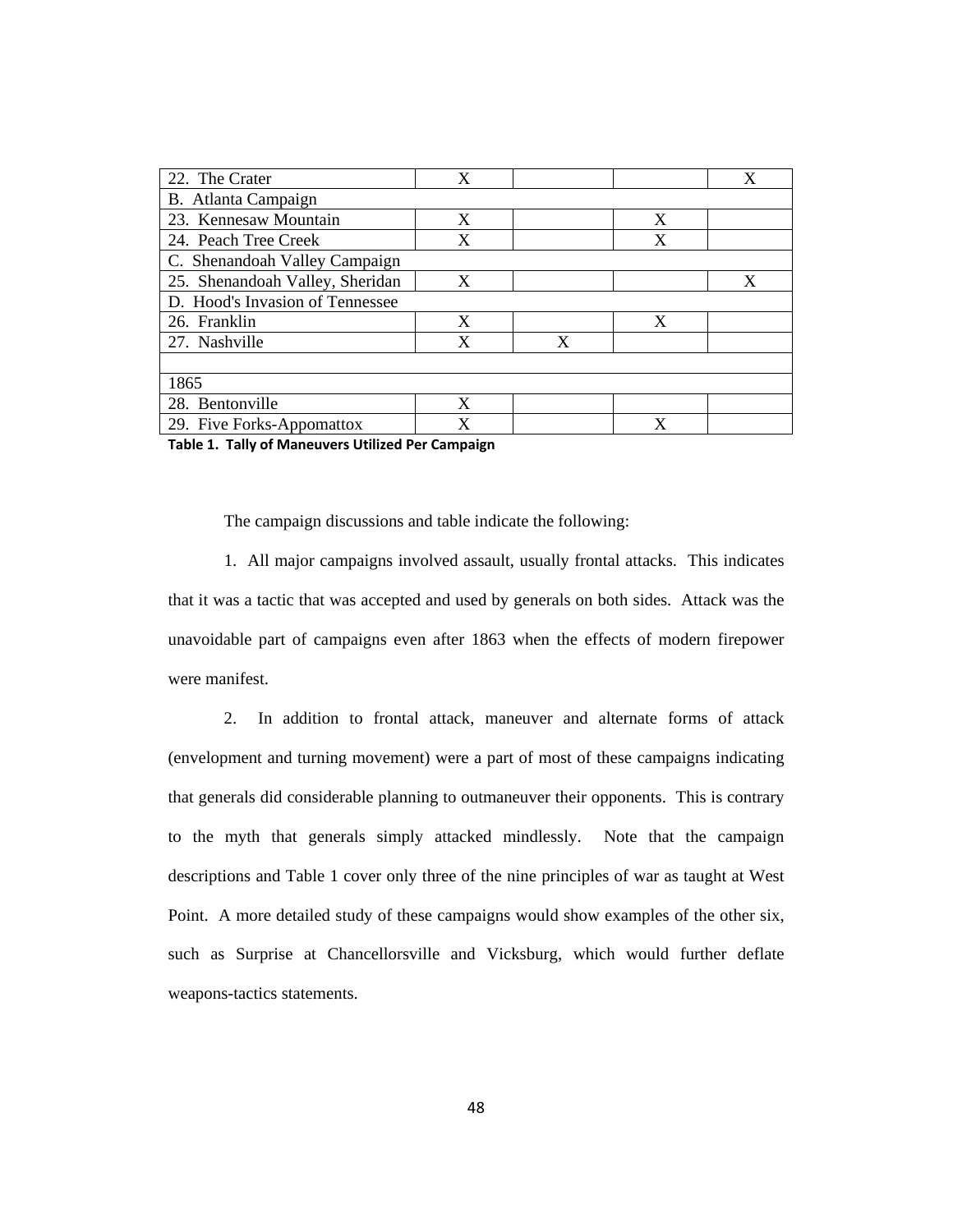| 22. The Crater | X | | | X |
|---|---|---|---|---|
| B. Atlanta Campaign | | | | |
| 23. Kennesaw Mountain | X | | X | |
| 24. Peach Tree Creek | X | | X | |
| C. Shenandoah Valley Campaign | | | | |
| 25. Shenandoah Valley, Sheridan | X | | | X |
| D. Hood's Invasion of Tennessee | | | | |
| 26. Franklin | X | | X | |
| 27. Nashville | X | X | | |
| | | | | |
| 1865 | | | | |
| 28. Bentonville | X | | | |
| 29. Five Forks-Appomattox | X | | X | |

**Table 1. Tally of Maneuvers Utilized Per Campaign**

The campaign discussions and table indicate the following:

1. All major campaigns involved assault, usually frontal attacks. This indicates that it was a tactic that was accepted and used by generals on both sides. Attack was the unavoidable part of campaigns even after 1863 when the effects of modern firepower were manifest.

2. In addition to frontal attack, maneuver and alternate forms of attack (envelopment and turning movement) were a part of most of these campaigns indicating that generals did considerable planning to outmaneuver their opponents. This is contrary to the myth that generals simply attacked mindlessly. Note that the campaign descriptions and Table 1 cover only three of the nine principles of war as taught at West Point. A more detailed study of these campaigns would show examples of the other six, such as Surprise at Chancellorsville and Vicksburg, which would further deflate weapons-tactics statements.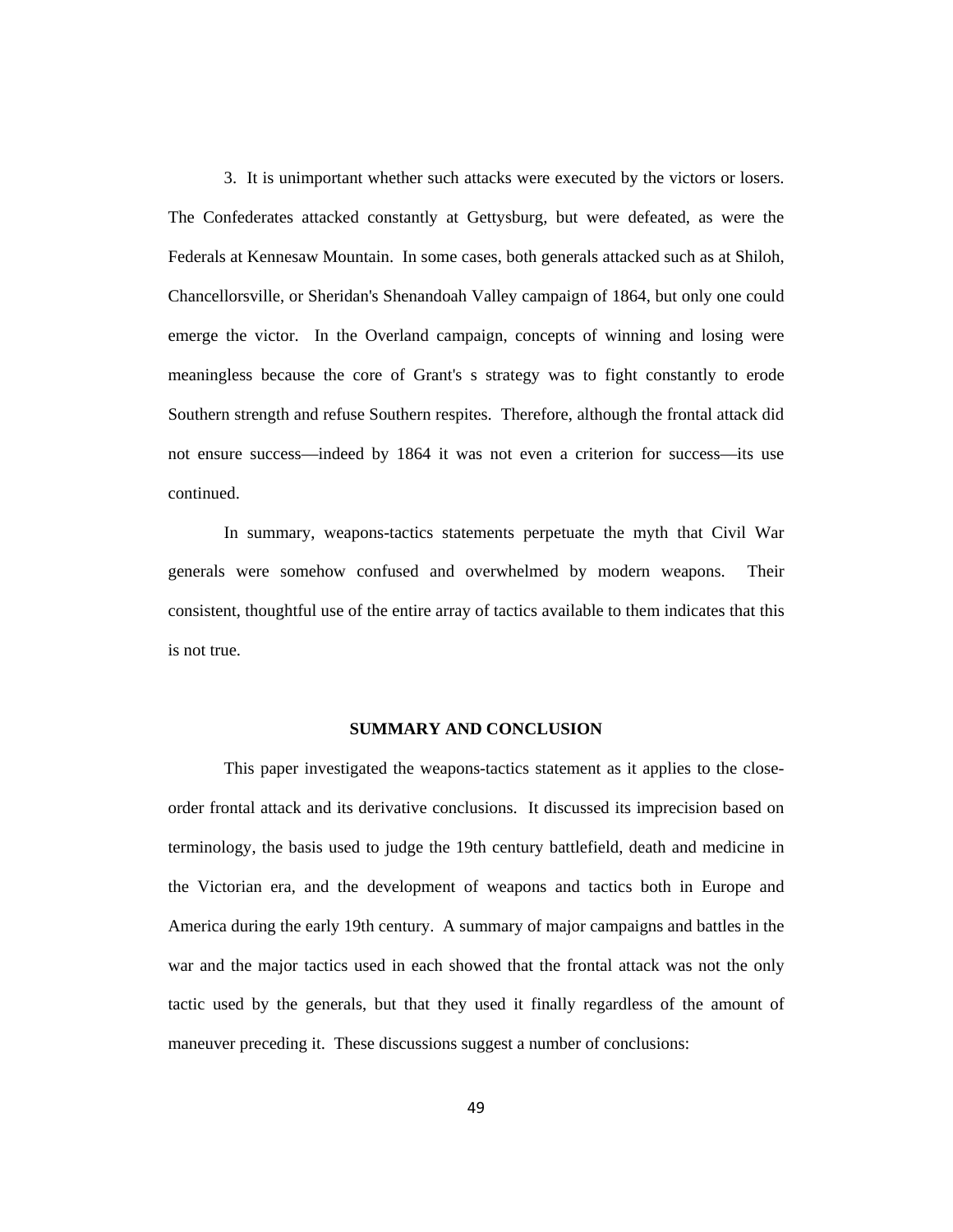3. It is unimportant whether such attacks were executed by the victors or losers. The Confederates attacked constantly at Gettysburg, but were defeated, as were the Federals at Kennesaw Mountain. In some cases, both generals attacked such as at Shiloh, Chancellorsville, or Sheridan's Shenandoah Valley campaign of 1864, but only one could emerge the victor. In the Overland campaign, concepts of winning and losing were meaningless because the core of Grant's s strategy was to fight constantly to erode Southern strength and refuse Southern respites. Therefore, although the frontal attack did not ensure success—indeed by 1864 it was not even a criterion for success—its use continued.

In summary, weapons-tactics statements perpetuate the myth that Civil War generals were somehow confused and overwhelmed by modern weapons. Their consistent, thoughtful use of the entire array of tactics available to them indicates that this is not true.

## SUMMARY AND CONCLUSION

This paper investigated the weapons-tactics statement as it applies to the close-order frontal attack and its derivative conclusions. It discussed its imprecision based on terminology, the basis used to judge the 19th century battlefield, death and medicine in the Victorian era, and the development of weapons and tactics both in Europe and America during the early 19th century. A summary of major campaigns and battles in the war and the major tactics used in each showed that the frontal attack was not the only tactic used by the generals, but that they used it finally regardless of the amount of maneuver preceding it. These discussions suggest a number of conclusions: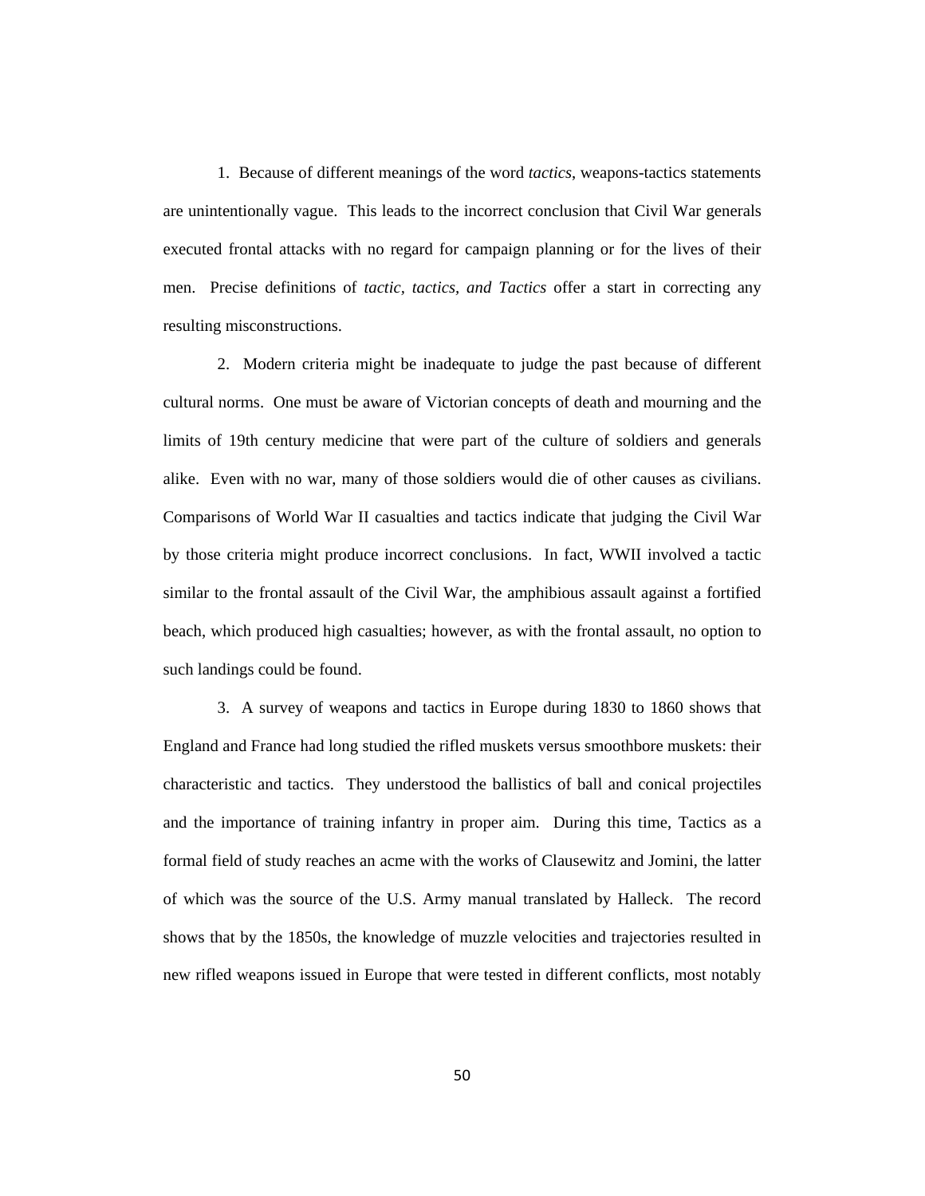1. Because of different meanings of the word *tactics*, weapons-tactics statements are unintentionally vague. This leads to the incorrect conclusion that Civil War generals executed frontal attacks with no regard for campaign planning or for the lives of their men. Precise definitions of *tactic, tactics, and Tactics* offer a start in correcting any resulting misconstructions.

2. Modern criteria might be inadequate to judge the past because of different cultural norms. One must be aware of Victorian concepts of death and mourning and the limits of 19th century medicine that were part of the culture of soldiers and generals alike. Even with no war, many of those soldiers would die of other causes as civilians. Comparisons of World War II casualties and tactics indicate that judging the Civil War by those criteria might produce incorrect conclusions. In fact, WWII involved a tactic similar to the frontal assault of the Civil War, the amphibious assault against a fortified beach, which produced high casualties; however, as with the frontal assault, no option to such landings could be found.

3. A survey of weapons and tactics in Europe during 1830 to 1860 shows that England and France had long studied the rifled muskets versus smoothbore muskets: their characteristic and tactics. They understood the ballistics of ball and conical projectiles and the importance of training infantry in proper aim. During this time, Tactics as a formal field of study reaches an acme with the works of Clausewitz and Jomini, the latter of which was the source of the U.S. Army manual translated by Halleck. The record shows that by the 1850s, the knowledge of muzzle velocities and trajectories resulted in new rifled weapons issued in Europe that were tested in different conflicts, most notably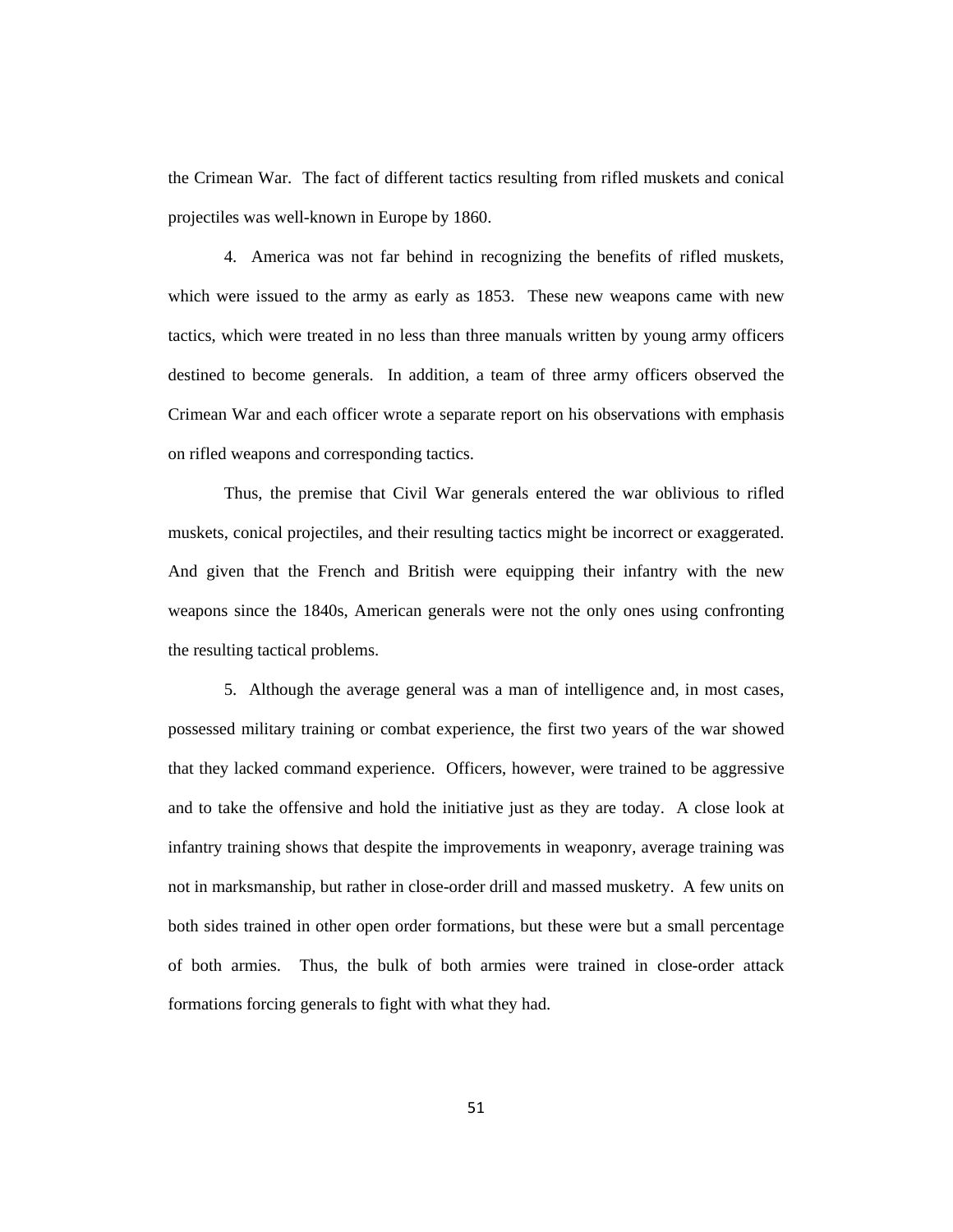the Crimean War. The fact of different tactics resulting from rifled muskets and conical projectiles was well-known in Europe by 1860.

4. America was not far behind in recognizing the benefits of rifled muskets, which were issued to the army as early as 1853. These new weapons came with new tactics, which were treated in no less than three manuals written by young army officers destined to become generals. In addition, a team of three army officers observed the Crimean War and each officer wrote a separate report on his observations with emphasis on rifled weapons and corresponding tactics.

Thus, the premise that Civil War generals entered the war oblivious to rifled muskets, conical projectiles, and their resulting tactics might be incorrect or exaggerated. And given that the French and British were equipping their infantry with the new weapons since the 1840s, American generals were not the only ones using confronting the resulting tactical problems.

5. Although the average general was a man of intelligence and, in most cases, possessed military training or combat experience, the first two years of the war showed that they lacked command experience. Officers, however, were trained to be aggressive and to take the offensive and hold the initiative just as they are today. A close look at infantry training shows that despite the improvements in weaponry, average training was not in marksmanship, but rather in close-order drill and massed musketry. A few units on both sides trained in other open order formations, but these were but a small percentage of both armies. Thus, the bulk of both armies were trained in close-order attack formations forcing generals to fight with what they had.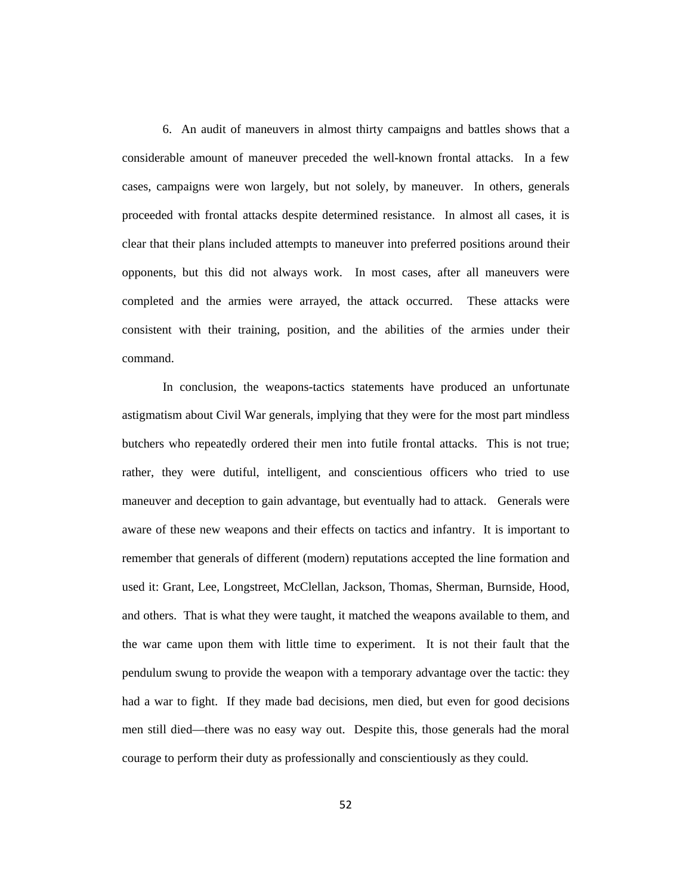6. An audit of maneuvers in almost thirty campaigns and battles shows that a considerable amount of maneuver preceded the well-known frontal attacks. In a few cases, campaigns were won largely, but not solely, by maneuver. In others, generals proceeded with frontal attacks despite determined resistance. In almost all cases, it is clear that their plans included attempts to maneuver into preferred positions around their opponents, but this did not always work. In most cases, after all maneuvers were completed and the armies were arrayed, the attack occurred. These attacks were consistent with their training, position, and the abilities of the armies under their command.

In conclusion, the weapons-tactics statements have produced an unfortunate astigmatism about Civil War generals, implying that they were for the most part mindless butchers who repeatedly ordered their men into futile frontal attacks. This is not true; rather, they were dutiful, intelligent, and conscientious officers who tried to use maneuver and deception to gain advantage, but eventually had to attack. Generals were aware of these new weapons and their effects on tactics and infantry. It is important to remember that generals of different (modern) reputations accepted the line formation and used it: Grant, Lee, Longstreet, McClellan, Jackson, Thomas, Sherman, Burnside, Hood, and others. That is what they were taught, it matched the weapons available to them, and the war came upon them with little time to experiment. It is not their fault that the pendulum swung to provide the weapon with a temporary advantage over the tactic: they had a war to fight. If they made bad decisions, men died, but even for good decisions men still died—there was no easy way out. Despite this, those generals had the moral courage to perform their duty as professionally and conscientiously as they could.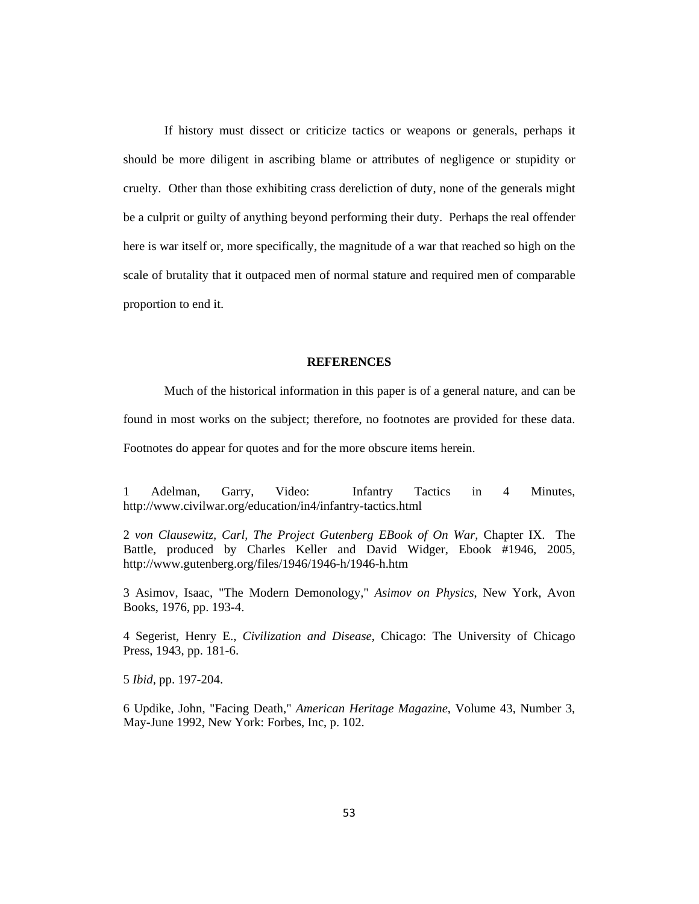If history must dissect or criticize tactics or weapons or generals, perhaps it should be more diligent in ascribing blame or attributes of negligence or stupidity or cruelty. Other than those exhibiting crass dereliction of duty, none of the generals might be a culprit or guilty of anything beyond performing their duty. Perhaps the real offender here is war itself or, more specifically, the magnitude of a war that reached so high on the scale of brutality that it outpaced men of normal stature and required men of comparable proportion to end it.

## REFERENCES

Much of the historical information in this paper is of a general nature, and can be found in most works on the subject; therefore, no footnotes are provided for these data. Footnotes do appear for quotes and for the more obscure items herein.

1 Adelman, Garry, Video: Infantry Tactics in 4 Minutes, http://www.civilwar.org/education/in4/infantry-tactics.html

2 *von Clausewitz, Carl, The Project Gutenberg EBook of On War,* Chapter IX. The Battle, produced by Charles Keller and David Widger, Ebook #1946, 2005, http://www.gutenberg.org/files/1946/1946-h/1946-h.htm

3 Asimov, Isaac, "The Modern Demonology," *Asimov on Physics*, New York, Avon Books, 1976, pp. 193-4.

4 Segerist, Henry E., *Civilization and Disease*, Chicago: The University of Chicago Press, 1943, pp. 181-6.

5 *Ibid*, pp. 197-204.

6 Updike, John, "Facing Death," *American Heritage Magazine*, Volume 43, Number 3, May-June 1992, New York: Forbes, Inc, p. 102.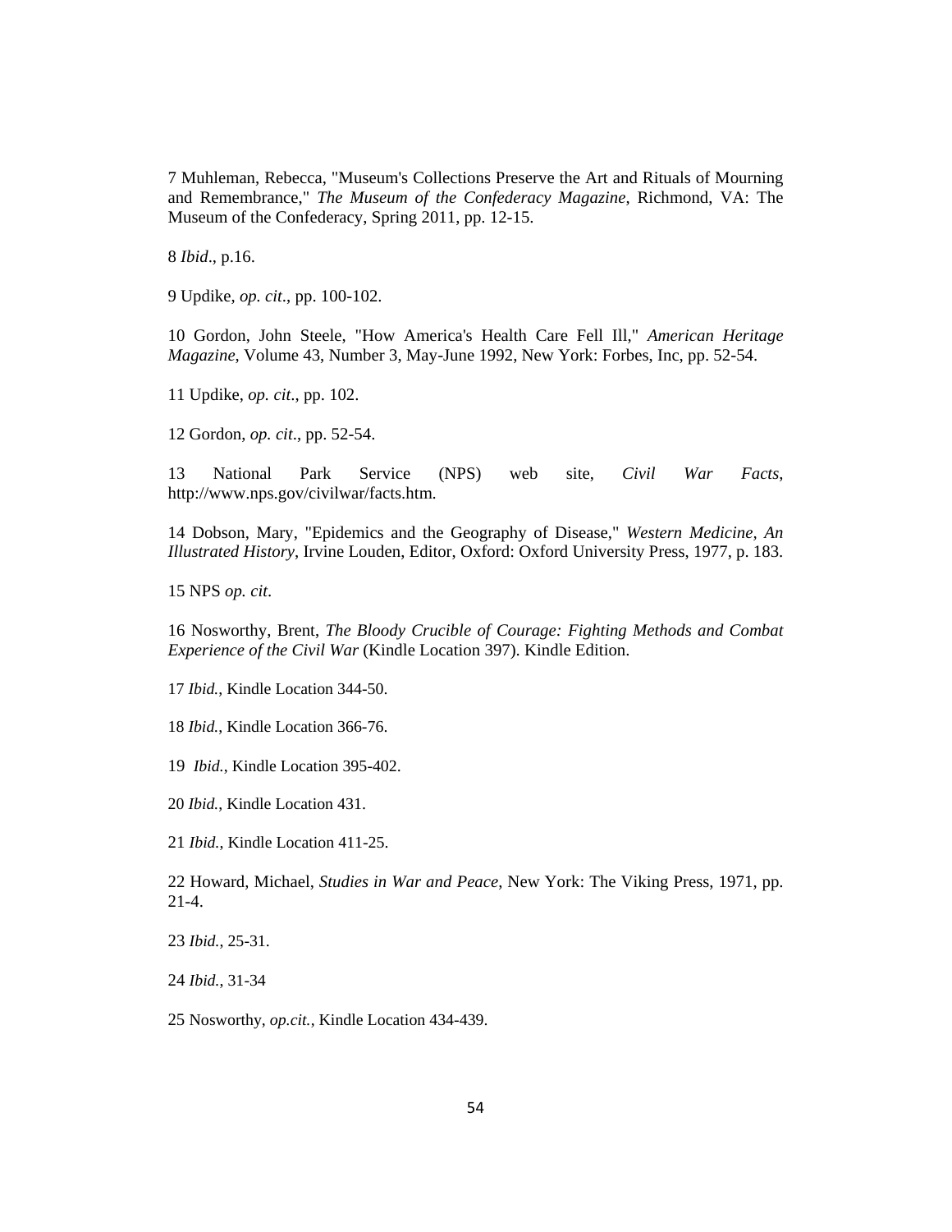7 Muhleman, Rebecca, "Museum's Collections Preserve the Art and Rituals of Mourning and Remembrance," *The Museum of the Confederacy Magazine*, Richmond, VA: The Museum of the Confederacy, Spring 2011, pp. 12-15.

8 *Ibid*., p.16.

9 Updike, *op. cit*., pp. 100-102.

10 Gordon, John Steele, "How America's Health Care Fell Ill," *American Heritage Magazine*, Volume 43, Number 3, May-June 1992, New York: Forbes, Inc, pp. 52-54.

11 Updike, *op. cit*., pp. 102.

12 Gordon, *op. cit*., pp. 52-54.

13 National Park Service (NPS) web site, *Civil War Facts*, http://www.nps.gov/civilwar/facts.htm.

14 Dobson, Mary, "Epidemics and the Geography of Disease," *Western Medicine, An Illustrated History*, Irvine Louden, Editor, Oxford: Oxford University Press, 1977, p. 183.

15 NPS *op. cit*.

16 Nosworthy, Brent, *The Bloody Crucible of Courage: Fighting Methods and Combat Experience of the Civil War* (Kindle Location 397). Kindle Edition.

17 *Ibid.*, Kindle Location 344-50.

18 *Ibid.*, Kindle Location 366-76.

19 *Ibid.*, Kindle Location 395-402.

20 *Ibid.*, Kindle Location 431.

21 *Ibid.*, Kindle Location 411-25.

22 Howard, Michael, *Studies in War and Peace*, New York: The Viking Press, 1971, pp. 21-4.

23 *Ibid.*, 25-31.

24 *Ibid.*, 31-34

25 Nosworthy, *op.cit.*, Kindle Location 434-439.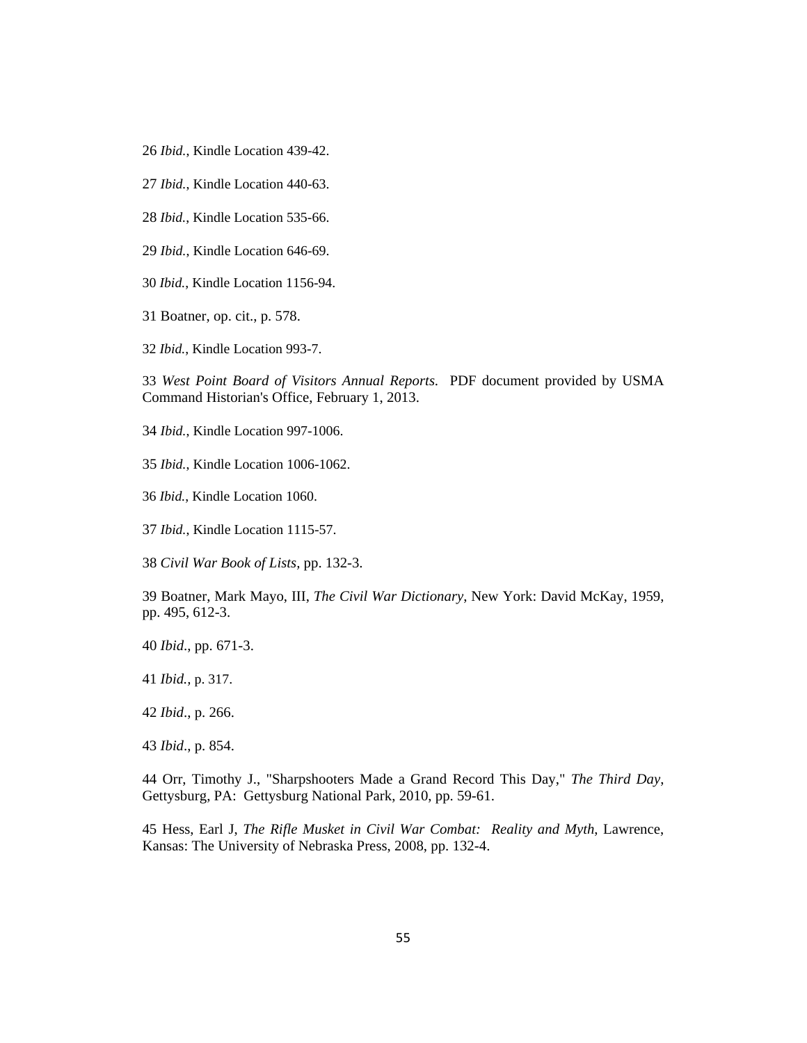26 *Ibid.*, Kindle Location 439-42.

27 *Ibid.*, Kindle Location 440-63.

28 *Ibid.*, Kindle Location 535-66.

29 *Ibid.*, Kindle Location 646-69.

30 *Ibid.*, Kindle Location 1156-94.

31 Boatner, op. cit., p. 578.

32 *Ibid.*, Kindle Location 993-7.

33 *West Point Board of Visitors Annual Reports.* PDF document provided by USMA Command Historian's Office, February 1, 2013.

34 *Ibid.*, Kindle Location 997-1006.

35 *Ibid.*, Kindle Location 1006-1062.

36 *Ibid.*, Kindle Location 1060.

37 *Ibid.*, Kindle Location 1115-57.

38 *Civil War Book of Lists*, pp. 132-3.

39 Boatner, Mark Mayo, III, *The Civil War Dictionary*, New York: David McKay, 1959, pp. 495, 612-3.

40 *Ibid*., pp. 671-3.

41 *Ibid.*, p. 317.

42 *Ibid*., p. 266.

43 *Ibid*., p. 854.

44 Orr, Timothy J., "Sharpshooters Made a Grand Record This Day," *The Third Day*, Gettysburg, PA: Gettysburg National Park, 2010, pp. 59-61.

45 Hess, Earl J, *The Rifle Musket in Civil War Combat: Reality and Myth*, Lawrence, Kansas: The University of Nebraska Press, 2008, pp. 132-4.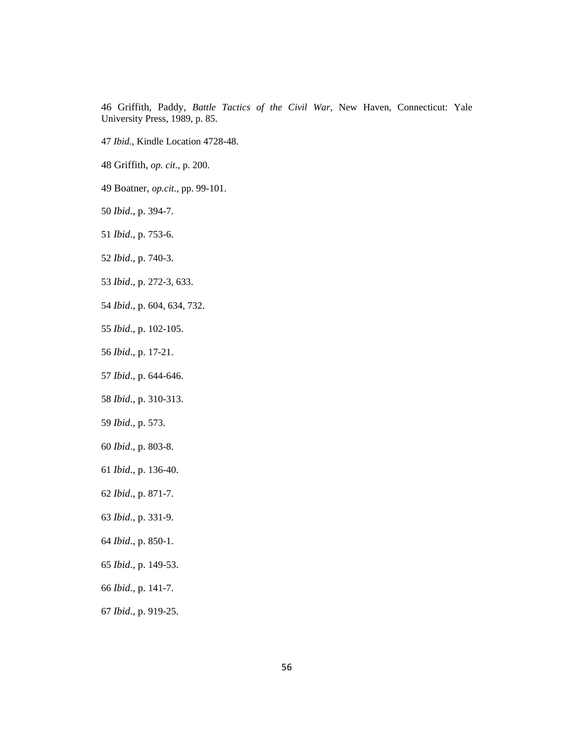46 Griffith, Paddy, *Battle Tactics of the Civil War*, New Haven, Connecticut: Yale University Press, 1989, p. 85.

47 *Ibid.*, Kindle Location 4728-48.

48 Griffith, *op. cit*., p. 200.

49 Boatner, *op.cit.*, pp. 99-101.

50 *Ibid*., p. 394-7.

51 *Ibid*., p. 753-6.

52 *Ibid*., p. 740-3.

53 *Ibid*., p. 272-3, 633.

54 *Ibid*., p. 604, 634, 732.

55 *Ibid*., p. 102-105.

56 *Ibid*., p. 17-21.

57 *Ibid*., p. 644-646.

58 *Ibid*., p. 310-313.

59 *Ibid*., p. 573.

60 *Ibid*., p. 803-8.

61 *Ibid*., p. 136-40.

62 *Ibid*., p. 871-7.

63 *Ibid*., p. 331-9.

64 *Ibid*., p. 850-1.

65 *Ibid*., p. 149-53.

66 *Ibid*., p. 141-7.

67 *Ibid*., p. 919-25.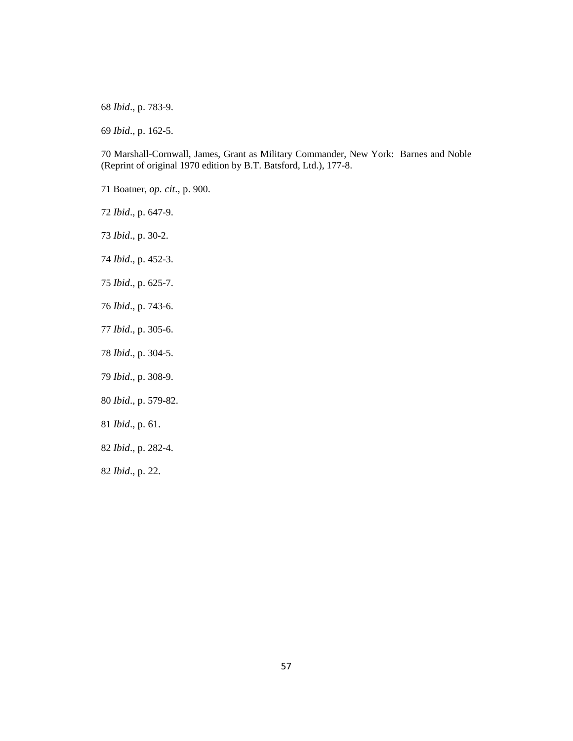68 *Ibid*., p. 783-9.

69 *Ibid*., p. 162-5.

70 Marshall-Cornwall, James, Grant as Military Commander, New York: Barnes and Noble (Reprint of original 1970 edition by B.T. Batsford, Ltd.), 177-8.

71 Boatner, *op. cit*., p. 900.

72 *Ibid*., p. 647-9.

73 *Ibid*., p. 30-2.

74 *Ibid*., p. 452-3.

75 *Ibid*., p. 625-7.

76 *Ibid*., p. 743-6.

77 *Ibid*., p. 305-6.

78 *Ibid*., p. 304-5.

79 *Ibid*., p. 308-9.

80 *Ibid*., p. 579-82.

81 *Ibid*., p. 61.

82 *Ibid*., p. 282-4.

82 *Ibid*., p. 22.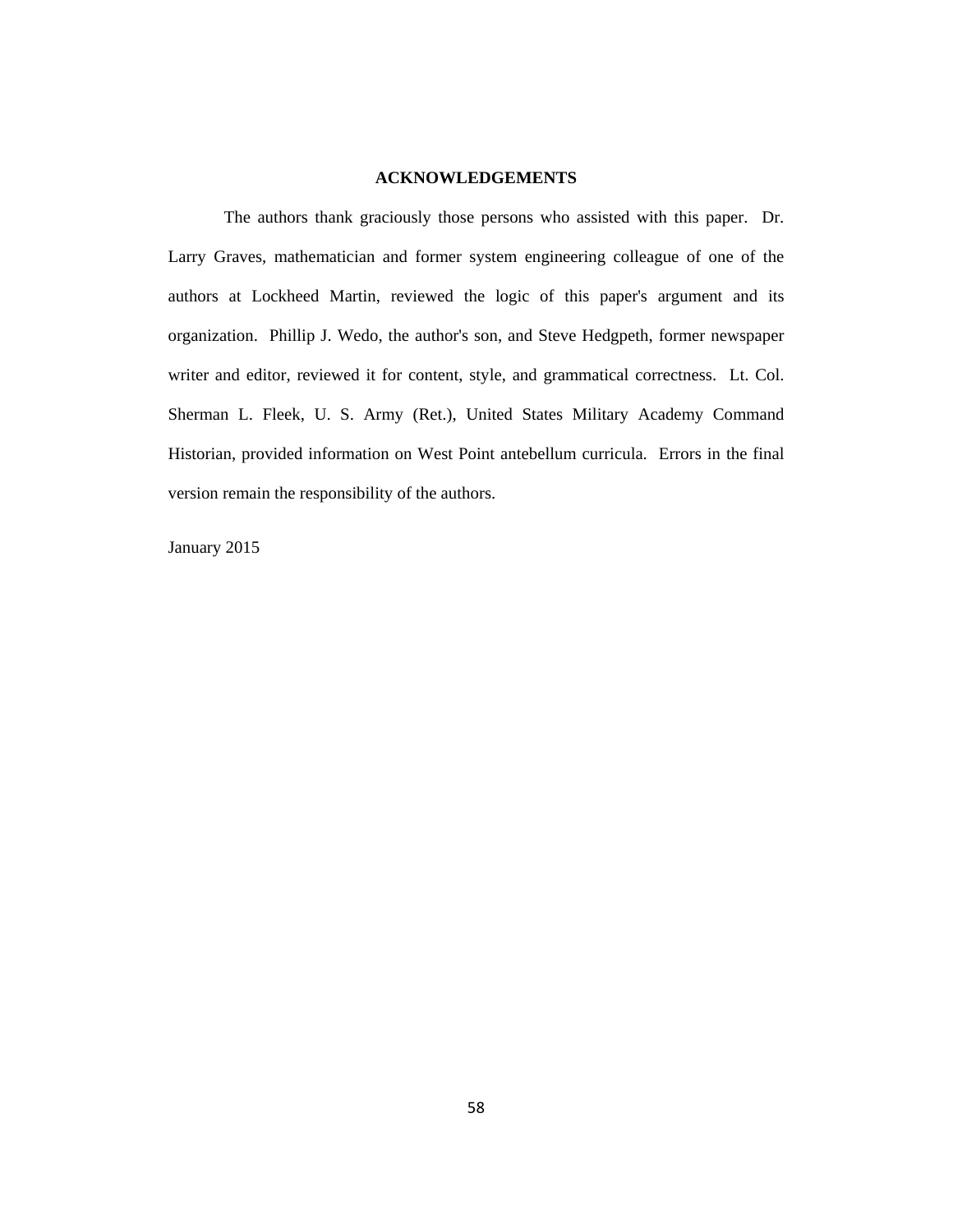## ACKNOWLEDGEMENTS

The authors thank graciously those persons who assisted with this paper. Dr. Larry Graves, mathematician and former system engineering colleague of one of the authors at Lockheed Martin, reviewed the logic of this paper's argument and its organization. Phillip J. Wedo, the author's son, and Steve Hedgpeth, former newspaper writer and editor, reviewed it for content, style, and grammatical correctness. Lt. Col. Sherman L. Fleek, U. S. Army (Ret.), United States Military Academy Command Historian, provided information on West Point antebellum curricula. Errors in the final version remain the responsibility of the authors.

January 2015